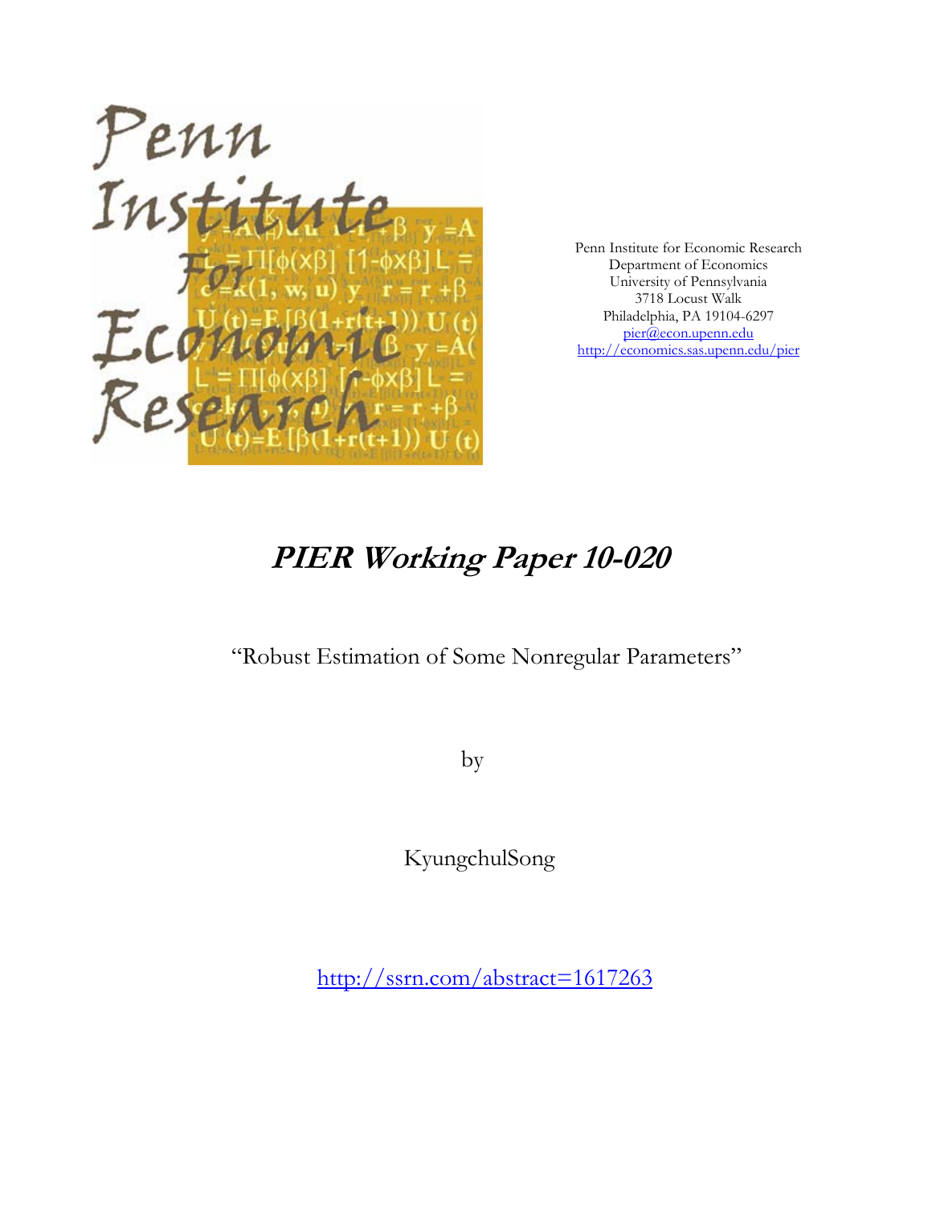Penn Institute for Economic Research
Department of Economics
University of Pennsylvania
3718 Locust Walk
Philadelphia, PA 19104-6297
pier@econ.upenn.edu
http://economics.sas.upenn.edu/pier

# PIER Working Paper 10-020

"Robust Estimation of Some Nonregular Parameters"

by

KyungchulSong

http://ssrn.com/abstract=1617263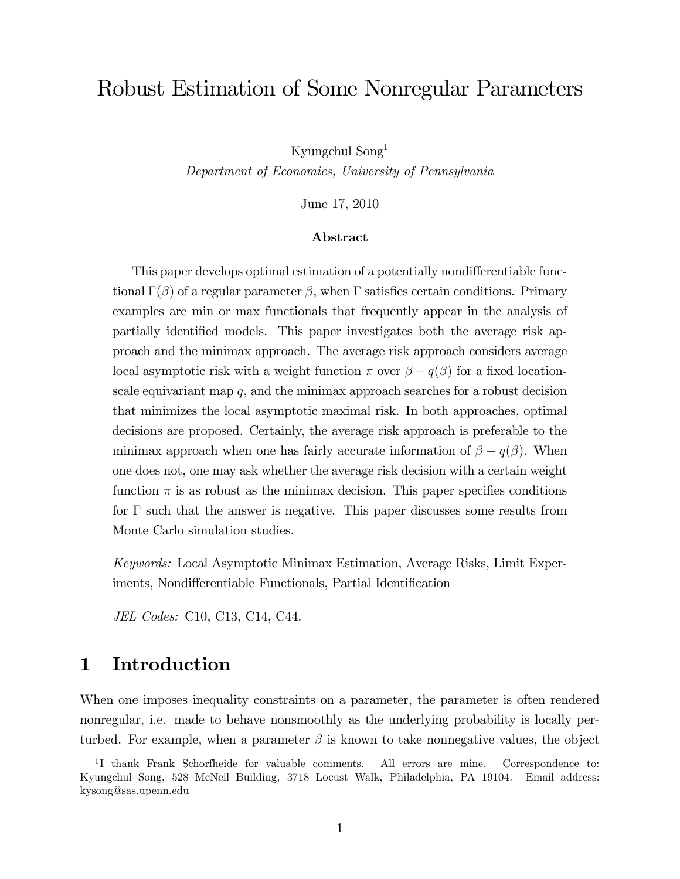# Robust Estimation of Some Nonregular Parameters

Kyungchul Song[1]

*Department of Economics, University of Pennsylvania*

June 17, 2010

**Abstract**

This paper develops optimal estimation of a potentially nondifferentiable functional $\Gamma(\beta)$ of a regular parameter $\beta$, when $\Gamma$ satisfies certain conditions. Primary examples are min or max functionals that frequently appear in the analysis of partially identified models. This paper investigates both the average risk approach and the minimax approach. The average risk approach considers average local asymptotic risk with a weight function $\pi$ over $\beta - q(\beta)$ for a fixed location-scale equivariant map $q$, and the minimax approach searches for a robust decision that minimizes the local asymptotic maximal risk. In both approaches, optimal decisions are proposed. Certainly, the average risk approach is preferable to the minimax approach when one has fairly accurate information of $\beta - q(\beta)$. When one does not, one may ask whether the average risk decision with a certain weight function $\pi$ is as robust as the minimax decision. This paper specifies conditions for $\Gamma$ such that the answer is negative. This paper discusses some results from Monte Carlo simulation studies.

*Keywords:* Local Asymptotic Minimax Estimation, Average Risks, Limit Experiments, Nondifferentiable Functionals, Partial Identification

*JEL Codes:* C10, C13, C14, C44.

## 1 Introduction

When one imposes inequality constraints on a parameter, the parameter is often rendered nonregular, i.e. made to behave nonsmoothly as the underlying probability is locally perturbed. For example, when a parameter $\beta$ is known to take nonnegative values, the object

[1] I thank Frank Schorfheide for valuable comments. All errors are mine. Correspondence to: Kyungchul Song, 528 McNeil Building, 3718 Locust Walk, Philadelphia, PA 19104. Email address: kysong@sas.upenn.edu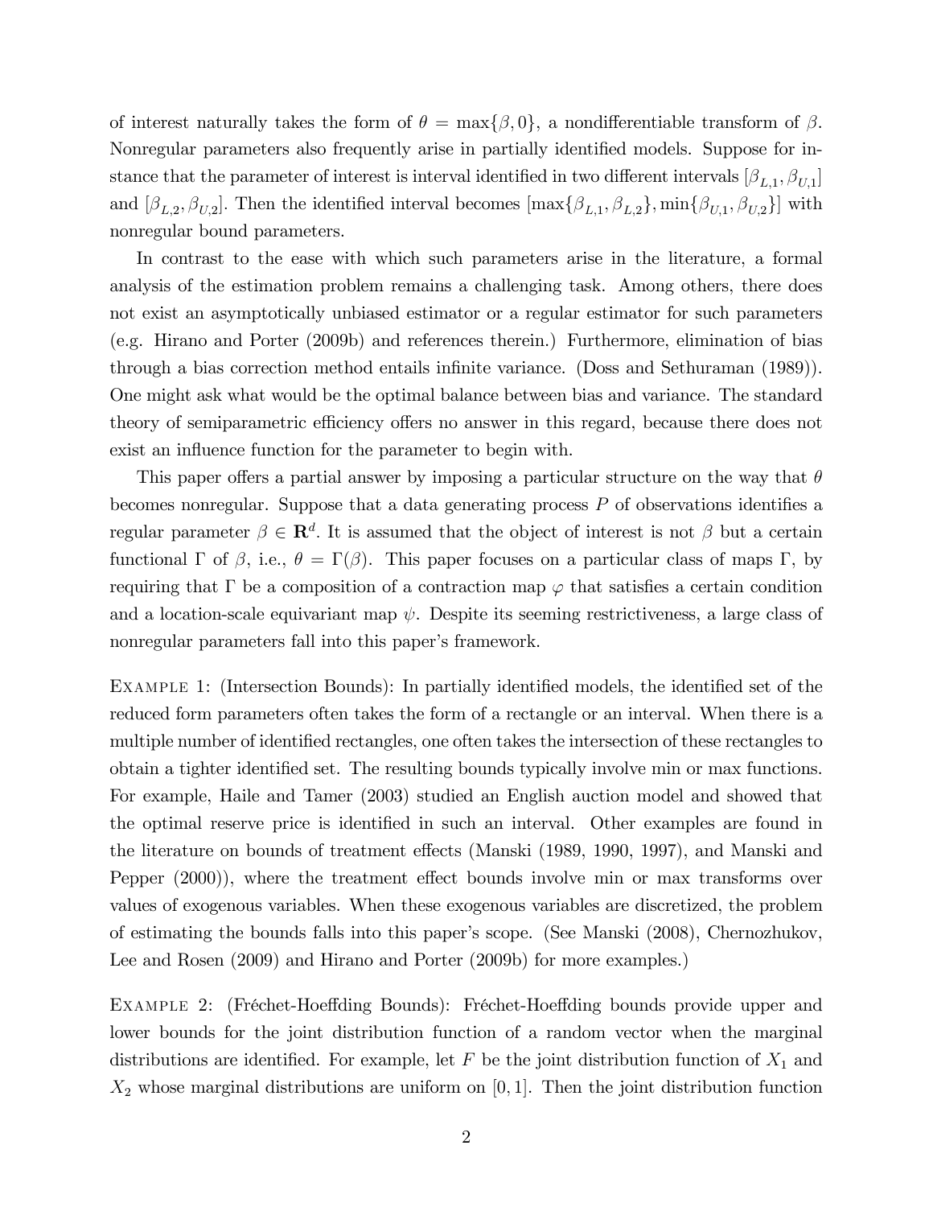of interest naturally takes the form of $\theta = \max\{\beta, 0\}$, a nondifferentiable transform of $\beta$. Nonregular parameters also frequently arise in partially identified models. Suppose for instance that the parameter of interest is interval identified in two different intervals $[\beta_{L,1}, \beta_{U,1}]$ and $[\beta_{L,2}, \beta_{U,2}]$. Then the identified interval becomes $[\max\{\beta_{L,1}, \beta_{L,2}\}, \min\{\beta_{U,1}, \beta_{U,2}\}]$ with nonregular bound parameters.

In contrast to the ease with which such parameters arise in the literature, a formal analysis of the estimation problem remains a challenging task. Among others, there does not exist an asymptotically unbiased estimator or a regular estimator for such parameters (e.g. Hirano and Porter (2009b) and references therein.) Furthermore, elimination of bias through a bias correction method entails infinite variance. (Doss and Sethuraman (1989)). One might ask what would be the optimal balance between bias and variance. The standard theory of semiparametric efficiency offers no answer in this regard, because there does not exist an influence function for the parameter to begin with.

This paper offers a partial answer by imposing a particular structure on the way that $\theta$ becomes nonregular. Suppose that a data generating process $P$ of observations identifies a regular parameter $\beta \in \mathbf{R}^d$. It is assumed that the object of interest is not $\beta$ but a certain functional $\Gamma$ of $\beta$, i.e., $\theta = \Gamma(\beta)$. This paper focuses on a particular class of maps $\Gamma$, by requiring that $\Gamma$ be a composition of a contraction map $\varphi$ that satisfies a certain condition and a location-scale equivariant map $\psi$. Despite its seeming restrictiveness, a large class of nonregular parameters fall into this paper's framework.

Example 1: (Intersection Bounds): In partially identified models, the identified set of the reduced form parameters often takes the form of a rectangle or an interval. When there is a multiple number of identified rectangles, one often takes the intersection of these rectangles to obtain a tighter identified set. The resulting bounds typically involve min or max functions. For example, Haile and Tamer (2003) studied an English auction model and showed that the optimal reserve price is identified in such an interval. Other examples are found in the literature on bounds of treatment effects (Manski (1989, 1990, 1997), and Manski and Pepper (2000)), where the treatment effect bounds involve min or max transforms over values of exogenous variables. When these exogenous variables are discretized, the problem of estimating the bounds falls into this paper's scope. (See Manski (2008), Chernozhukov, Lee and Rosen (2009) and Hirano and Porter (2009b) for more examples.)

Example 2: (Fréchet-Hoeffding Bounds): Fréchet-Hoeffding bounds provide upper and lower bounds for the joint distribution function of a random vector when the marginal distributions are identified. For example, let $F$ be the joint distribution function of $X_1$ and $X_2$ whose marginal distributions are uniform on $[0, 1]$. Then the joint distribution function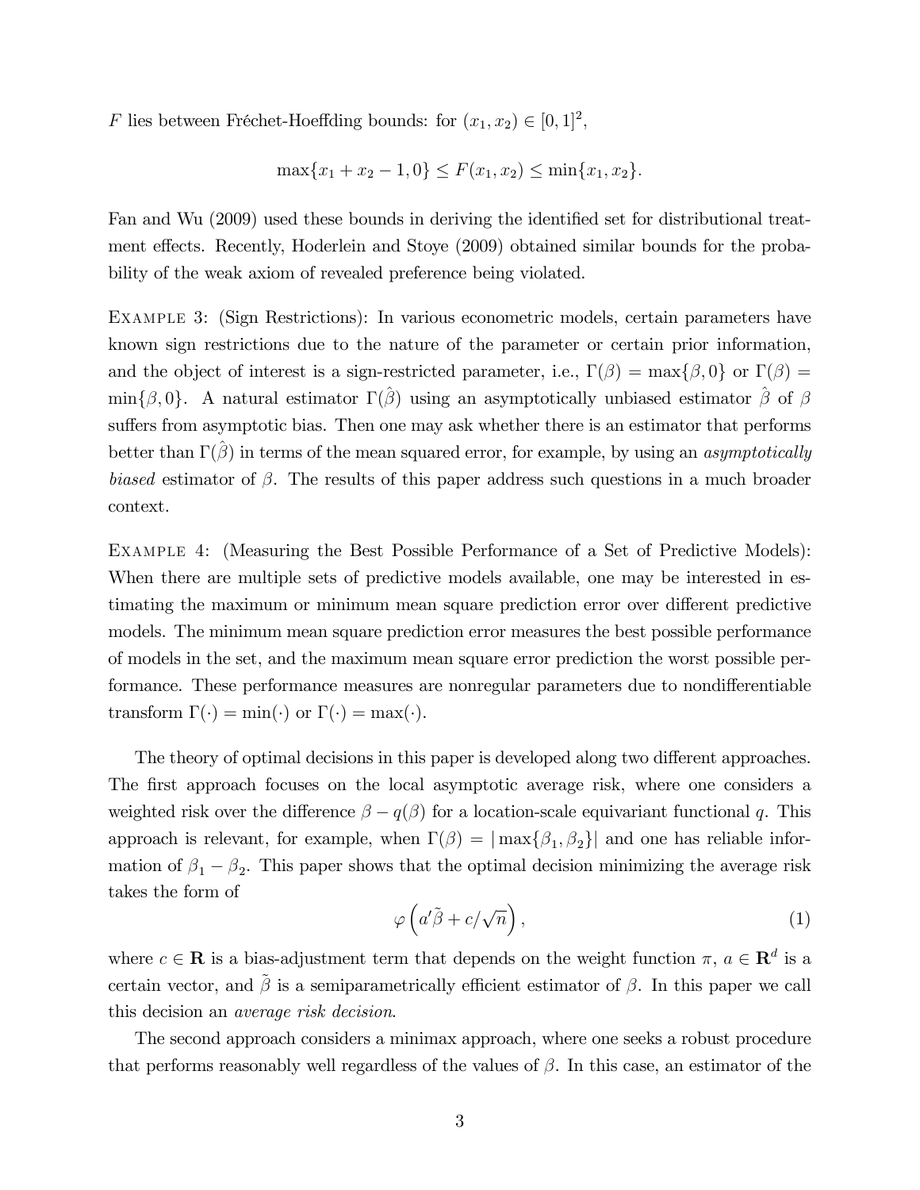$F$ lies between Fréchet-Hoeffding bounds: for $(x_1, x_2) \in [0,1]^2$,

$$\max\{x_1 + x_2 - 1, 0\} \leq F(x_1, x_2) \leq \min\{x_1, x_2\}.$$

Fan and Wu (2009) used these bounds in deriving the identified set for distributional treatment effects. Recently, Hoderlein and Stoye (2009) obtained similar bounds for the probability of the weak axiom of revealed preference being violated.

Example 3: (Sign Restrictions): In various econometric models, certain parameters have known sign restrictions due to the nature of the parameter or certain prior information, and the object of interest is a sign-restricted parameter, i.e., $\Gamma(\beta) = \max\{\beta, 0\}$ or $\Gamma(\beta) = \min\{\beta, 0\}$. A natural estimator $\Gamma(\hat{\beta})$ using an asymptotically unbiased estimator $\hat{\beta}$ of $\beta$ suffers from asymptotic bias. Then one may ask whether there is an estimator that performs better than $\Gamma(\hat{\beta})$ in terms of the mean squared error, for example, by using an *asymptotically biased* estimator of $\beta$. The results of this paper address such questions in a much broader context.

Example 4: (Measuring the Best Possible Performance of a Set of Predictive Models): When there are multiple sets of predictive models available, one may be interested in estimating the maximum or minimum mean square prediction error over different predictive models. The minimum mean square prediction error measures the best possible performance of models in the set, and the maximum mean square error prediction the worst possible performance. These performance measures are nonregular parameters due to nondifferentiable transform $\Gamma(\cdot) = \min(\cdot)$ or $\Gamma(\cdot) = \max(\cdot)$.

The theory of optimal decisions in this paper is developed along two different approaches. The first approach focuses on the local asymptotic average risk, where one considers a weighted risk over the difference $\beta - q(\beta)$ for a location-scale equivariant functional $q$. This approach is relevant, for example, when $\Gamma(\beta) = |\max\{\beta_1, \beta_2\}|$ and one has reliable information of $\beta_1 - \beta_2$. This paper shows that the optimal decision minimizing the average risk takes the form of

$$\varphi\left(a'\tilde{\beta} + c/\sqrt{n}\right), \tag{1}$$

where $c \in \mathbf{R}$ is a bias-adjustment term that depends on the weight function $\pi$, $a \in \mathbf{R}^d$ is a certain vector, and $\tilde{\beta}$ is a semiparametrically efficient estimator of $\beta$. In this paper we call this decision an *average risk decision*.

The second approach considers a minimax approach, where one seeks a robust procedure that performs reasonably well regardless of the values of $\beta$. In this case, an estimator of the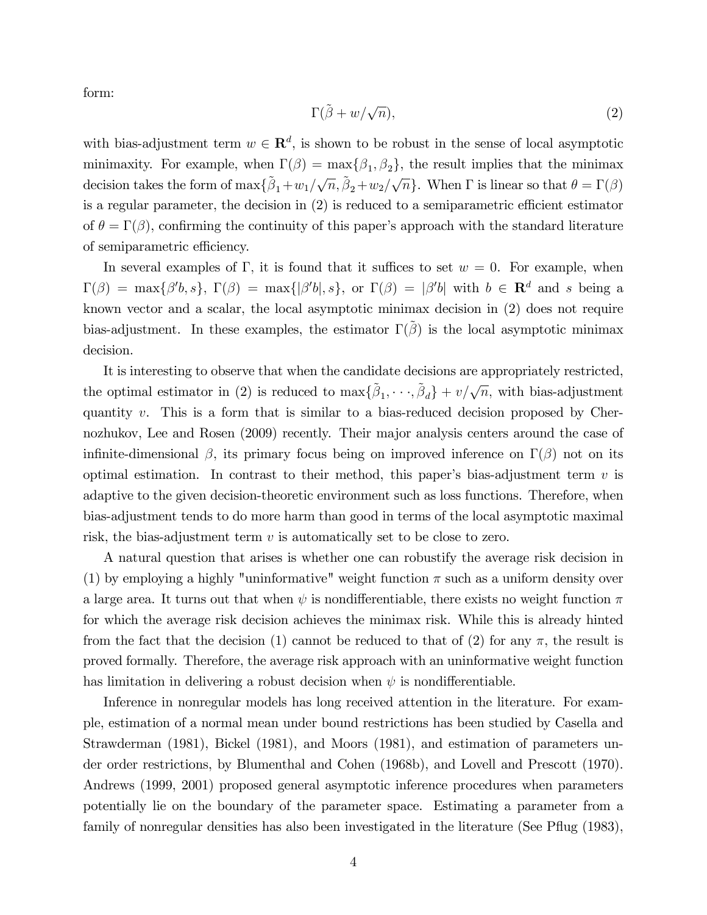form:

$$\Gamma(\tilde{\beta} + w/\sqrt{n}), \tag{2}$$

with bias-adjustment term $w \in \mathbf{R}^d$, is shown to be robust in the sense of local asymptotic minimaxity. For example, when $\Gamma(\beta) = \max\{\beta_1, \beta_2\}$, the result implies that the minimax decision takes the form of $\max\{\tilde{\beta}_1 + w_1/\sqrt{n}, \tilde{\beta}_2 + w_2/\sqrt{n}\}$. When $\Gamma$ is linear so that $\theta = \Gamma(\beta)$ is a regular parameter, the decision in (2) is reduced to a semiparametric efficient estimator of $\theta = \Gamma(\beta)$, confirming the continuity of this paper's approach with the standard literature of semiparametric efficiency.

In several examples of $\Gamma$, it is found that it suffices to set $w = 0$. For example, when $\Gamma(\beta) = \max\{\beta' b, s\}$, $\Gamma(\beta) = \max\{|\beta' b|, s\}$, or $\Gamma(\beta) = |\beta' b|$ with $b \in \mathbf{R}^d$ and $s$ being a known vector and a scalar, the local asymptotic minimax decision in (2) does not require bias-adjustment. In these examples, the estimator $\Gamma(\tilde{\beta})$ is the local asymptotic minimax decision.

It is interesting to observe that when the candidate decisions are appropriately restricted, the optimal estimator in (2) is reduced to $\max\{\tilde{\beta}_1, \cdots, \tilde{\beta}_d\} + v/\sqrt{n}$, with bias-adjustment quantity $v$. This is a form that is similar to a bias-reduced decision proposed by Chernozhukov, Lee and Rosen (2009) recently. Their major analysis centers around the case of infinite-dimensional $\beta$, its primary focus being on improved inference on $\Gamma(\beta)$ not on its optimal estimation. In contrast to their method, this paper's bias-adjustment term $v$ is adaptive to the given decision-theoretic environment such as loss functions. Therefore, when bias-adjustment tends to do more harm than good in terms of the local asymptotic maximal risk, the bias-adjustment term $v$ is automatically set to be close to zero.

A natural question that arises is whether one can robustify the average risk decision in (1) by employing a highly "uninformative" weight function $\pi$ such as a uniform density over a large area. It turns out that when $\psi$ is nondifferentiable, there exists no weight function $\pi$ for which the average risk decision achieves the minimax risk. While this is already hinted from the fact that the decision (1) cannot be reduced to that of (2) for any $\pi$, the result is proved formally. Therefore, the average risk approach with an uninformative weight function has limitation in delivering a robust decision when $\psi$ is nondifferentiable.

Inference in nonregular models has long received attention in the literature. For example, estimation of a normal mean under bound restrictions has been studied by Casella and Strawderman (1981), Bickel (1981), and Moors (1981), and estimation of parameters under order restrictions, by Blumenthal and Cohen (1968b), and Lovell and Prescott (1970). Andrews (1999, 2001) proposed general asymptotic inference procedures when parameters potentially lie on the boundary of the parameter space. Estimating a parameter from a family of nonregular densities has also been investigated in the literature (See Pflug (1983),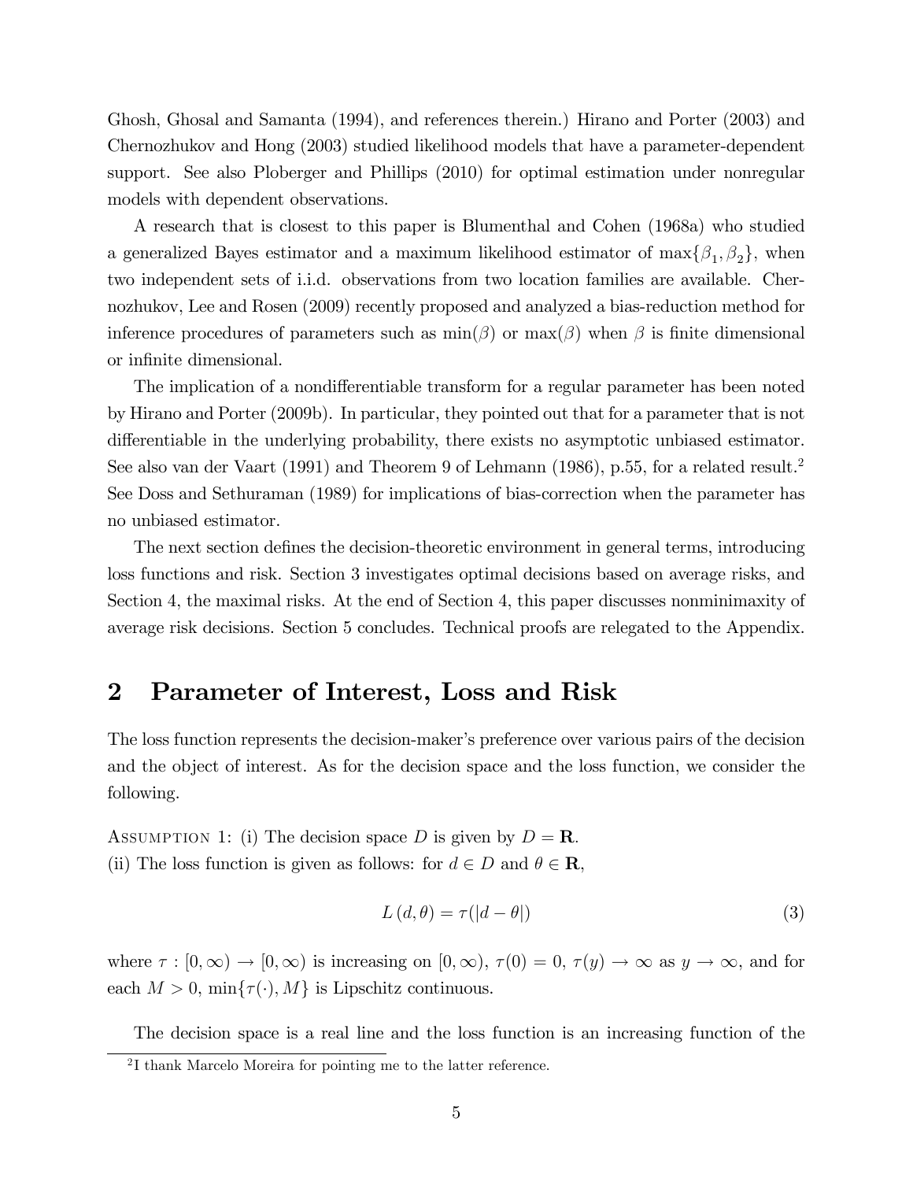Ghosh, Ghosal and Samanta (1994), and references therein.) Hirano and Porter (2003) and Chernozhukov and Hong (2003) studied likelihood models that have a parameter-dependent support. See also Ploberger and Phillips (2010) for optimal estimation under nonregular models with dependent observations.

A research that is closest to this paper is Blumenthal and Cohen (1968a) who studied a generalized Bayes estimator and a maximum likelihood estimator of $\max\{\beta_1, \beta_2\}$, when two independent sets of i.i.d. observations from two location families are available. Chernozhukov, Lee and Rosen (2009) recently proposed and analyzed a bias-reduction method for inference procedures of parameters such as $\min(\beta)$ or $\max(\beta)$ when $\beta$ is finite dimensional or infinite dimensional.

The implication of a nondifferentiable transform for a regular parameter has been noted by Hirano and Porter (2009b). In particular, they pointed out that for a parameter that is not differentiable in the underlying probability, there exists no asymptotic unbiased estimator. See also van der Vaart (1991) and Theorem 9 of Lehmann (1986), p.55, for a related result.[2] See Doss and Sethuraman (1989) for implications of bias-correction when the parameter has no unbiased estimator.

The next section defines the decision-theoretic environment in general terms, introducing loss functions and risk. Section 3 investigates optimal decisions based on average risks, and Section 4, the maximal risks. At the end of Section 4, this paper discusses nonminimaxity of average risk decisions. Section 5 concludes. Technical proofs are relegated to the Appendix.

## 2 Parameter of Interest, Loss and Risk

The loss function represents the decision-maker's preference over various pairs of the decision and the object of interest. As for the decision space and the loss function, we consider the following.

Assumption 1: (i) The decision space $D$ is given by $D = \mathbf{R}$.
(ii) The loss function is given as follows: for $d \in D$ and $\theta \in \mathbf{R}$,

$$L(d, \theta) = \tau(|d - \theta|) \tag{3}$$

where $\tau : [0, \infty) \to [0, \infty)$ is increasing on $[0, \infty)$, $\tau(0) = 0$, $\tau(y) \to \infty$ as $y \to \infty$, and for each $M > 0$, $\min\{\tau(\cdot), M\}$ is Lipschitz continuous.

The decision space is a real line and the loss function is an increasing function of the

[2] I thank Marcelo Moreira for pointing me to the latter reference.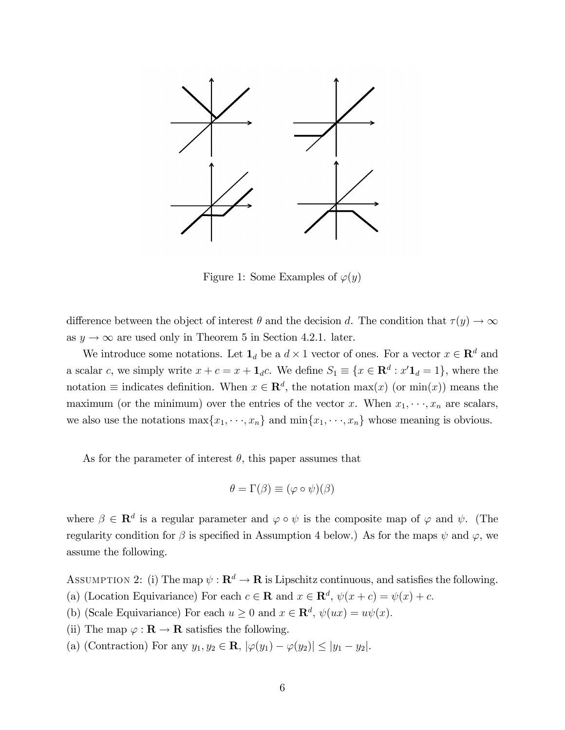Figure 1: Some Examples of $\varphi(y)$

difference between the object of interest $\theta$ and the decision $d$. The condition that $\tau(y) \to \infty$ as $y \to \infty$ are used only in Theorem 5 in Section 4.2.1. later.

We introduce some notations. Let $\mathbf{1}_d$ be a $d \times 1$ vector of ones. For a vector $x \in \mathbf{R}^d$ and a scalar $c$, we simply write $x + c = x + \mathbf{1}_d c$. We define $S_1 \equiv \{x \in \mathbf{R}^d : x'\mathbf{1}_d = 1\}$, where the notation $\equiv$ indicates definition. When $x \in \mathbf{R}^d$, the notation $\max(x)$ (or $\min(x)$) means the maximum (or the minimum) over the entries of the vector $x$. When $x_1, \cdots, x_n$ are scalars, we also use the notations $\max\{x_1, \cdots, x_n\}$ and $\min\{x_1, \cdots, x_n\}$ whose meaning is obvious.

As for the parameter of interest $\theta$, this paper assumes that

$$\theta = \Gamma(\beta) \equiv (\varphi \circ \psi)(\beta)$$

where $\beta \in \mathbf{R}^d$ is a regular parameter and $\varphi \circ \psi$ is the composite map of $\varphi$ and $\psi$. (The regularity condition for $\beta$ is specified in Assumption 4 below.) As for the maps $\psi$ and $\varphi$, we assume the following.

Assumption 2: (i) The map $\psi : \mathbf{R}^d \to \mathbf{R}$ is Lipschitz continuous, and satisfies the following.
(a) (Location Equivariance) For each $c \in \mathbf{R}$ and $x \in \mathbf{R}^d$, $\psi(x + c) = \psi(x) + c$.
(b) (Scale Equivariance) For each $u \geq 0$ and $x \in \mathbf{R}^d$, $\psi(ux) = u\psi(x)$.
(ii) The map $\varphi : \mathbf{R} \to \mathbf{R}$ satisfies the following.
(a) (Contraction) For any $y_1, y_2 \in \mathbf{R}$, $|\varphi(y_1) - \varphi(y_2)| \leq |y_1 - y_2|$.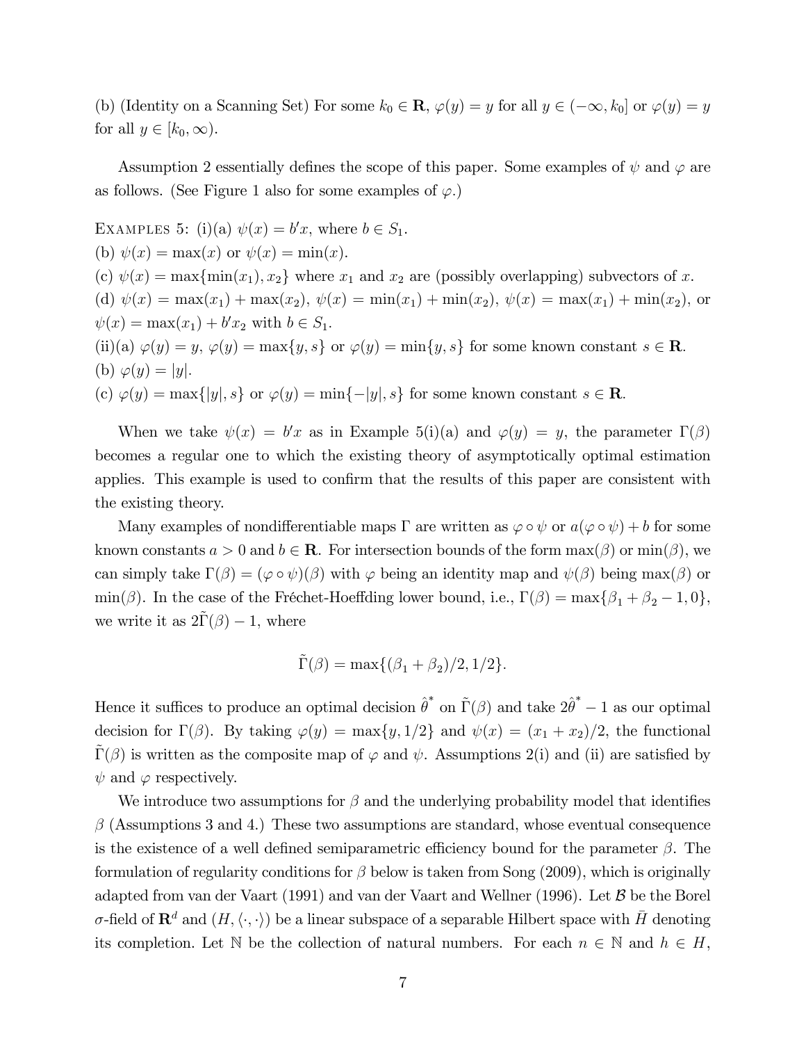(b) (Identity on a Scanning Set) For some $k_0 \in \mathbf{R}$, $\varphi(y) = y$ for all $y \in (-\infty, k_0]$ or $\varphi(y) = y$ for all $y \in [k_0, \infty)$.

Assumption 2 essentially defines the scope of this paper. Some examples of $\psi$ and $\varphi$ are as follows. (See Figure 1 also for some examples of $\varphi$.)

EXAMPLES 5: (i)(a) $\psi(x) = b'x$, where $b \in S_1$.
(b) $\psi(x) = \max(x)$ or $\psi(x) = \min(x)$.
(c) $\psi(x) = \max\{\min(x_1), x_2\}$ where $x_1$ and $x_2$ are (possibly overlapping) subvectors of $x$.
(d) $\psi(x) = \max(x_1) + \max(x_2)$, $\psi(x) = \min(x_1) + \min(x_2)$, $\psi(x) = \max(x_1) + \min(x_2)$, or $\psi(x) = \max(x_1) + b'x_2$ with $b \in S_1$.
(ii)(a) $\varphi(y) = y$, $\varphi(y) = \max\{y, s\}$ or $\varphi(y) = \min\{y, s\}$ for some known constant $s \in \mathbf{R}$.
(b) $\varphi(y) = |y|$.
(c) $\varphi(y) = \max\{|y|, s\}$ or $\varphi(y) = \min\{-|y|, s\}$ for some known constant $s \in \mathbf{R}$.

When we take $\psi(x) = b'x$ as in Example 5(i)(a) and $\varphi(y) = y$, the parameter $\Gamma(\beta)$ becomes a regular one to which the existing theory of asymptotically optimal estimation applies. This example is used to confirm that the results of this paper are consistent with the existing theory.

Many examples of nondifferentiable maps $\Gamma$ are written as $\varphi \circ \psi$ or $a(\varphi \circ \psi) + b$ for some known constants $a > 0$ and $b \in \mathbf{R}$. For intersection bounds of the form $\max(\beta)$ or $\min(\beta)$, we can simply take $\Gamma(\beta) = (\varphi \circ \psi)(\beta)$ with $\varphi$ being an identity map and $\psi(\beta)$ being $\max(\beta)$ or $\min(\beta)$. In the case of the Fréchet-Hoeffding lower bound, i.e., $\Gamma(\beta) = \max\{\beta_1 + \beta_2 - 1, 0\}$, we write it as $2\tilde{\Gamma}(\beta) - 1$, where

$$\tilde{\Gamma}(\beta) = \max\{(\beta_1 + \beta_2)/2, 1/2\}.$$

Hence it suffices to produce an optimal decision $\hat{\theta}^*$ on $\tilde{\Gamma}(\beta)$ and take $2\hat{\theta}^* - 1$ as our optimal decision for $\Gamma(\beta)$. By taking $\varphi(y) = \max\{y, 1/2\}$ and $\psi(x) = (x_1 + x_2)/2$, the functional $\tilde{\Gamma}(\beta)$ is written as the composite map of $\varphi$ and $\psi$. Assumptions 2(i) and (ii) are satisfied by $\psi$ and $\varphi$ respectively.

We introduce two assumptions for $\beta$ and the underlying probability model that identifies $\beta$ (Assumptions 3 and 4.) These two assumptions are standard, whose eventual consequence is the existence of a well defined semiparametric efficiency bound for the parameter $\beta$. The formulation of regularity conditions for $\beta$ below is taken from Song (2009), which is originally adapted from van der Vaart (1991) and van der Vaart and Wellner (1996). Let $\mathcal{B}$ be the Borel $\sigma$-field of $\mathbf{R}^d$ and $(H, \langle \cdot, \cdot \rangle)$ be a linear subspace of a separable Hilbert space with $\bar{H}$ denoting its completion. Let $\mathbb{N}$ be the collection of natural numbers. For each $n \in \mathbb{N}$ and $h \in H$,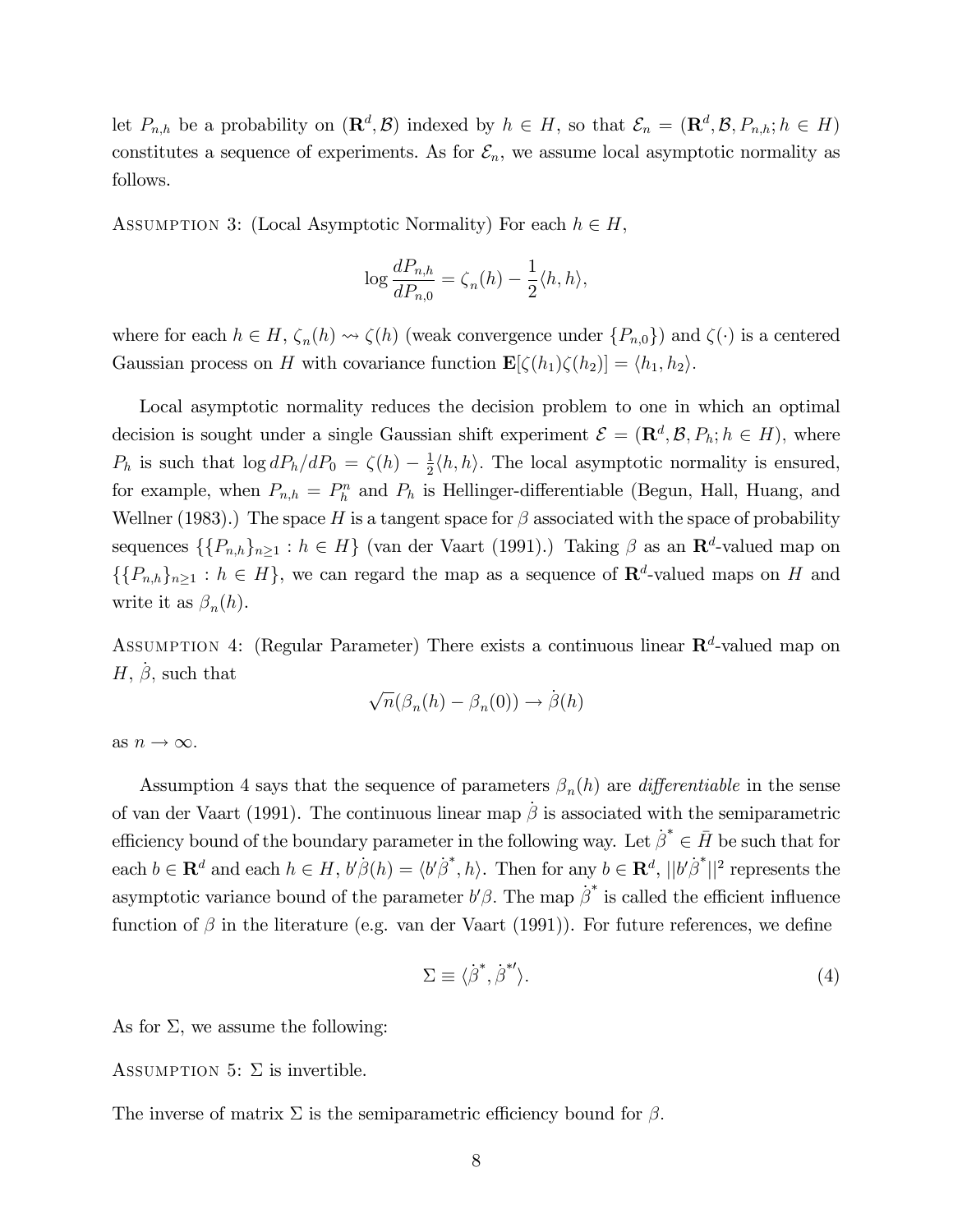let $P_{n,h}$ be a probability on $(\mathbf{R}^d, \mathcal{B})$ indexed by $h \in H$, so that $\mathcal{E}_n = (\mathbf{R}^d, \mathcal{B}, P_{n,h}; h \in H)$ constitutes a sequence of experiments. As for $\mathcal{E}_n$, we assume local asymptotic normality as follows.

Assumption 3: (Local Asymptotic Normality) For each $h \in H$,

$$\log \frac{dP_{n,h}}{dP_{n,0}} = \zeta_n(h) - \frac{1}{2}\langle h, h \rangle,$$

where for each $h \in H$, $\zeta_n(h) \rightsquigarrow \zeta(h)$ (weak convergence under $\{P_{n,0}\}$) and $\zeta(\cdot)$ is a centered Gaussian process on $H$ with covariance function $\mathbf{E}[\zeta(h_1)\zeta(h_2)] = \langle h_1, h_2 \rangle$.

Local asymptotic normality reduces the decision problem to one in which an optimal decision is sought under a single Gaussian shift experiment $\mathcal{E} = (\mathbf{R}^d, \mathcal{B}, P_h; h \in H)$, where $P_h$ is such that $\log dP_h/dP_0 = \zeta(h) - \frac{1}{2}\langle h, h \rangle$. The local asymptotic normality is ensured, for example, when $P_{n,h} = P_h^n$ and $P_h$ is Hellinger-differentiable (Begun, Hall, Huang, and Wellner (1983).) The space $H$ is a tangent space for $\beta$ associated with the space of probability sequences $\{\{P_{n,h}\}_{n \geq 1} : h \in H\}$ (van der Vaart (1991).) Taking $\beta$ as an $\mathbf{R}^d$-valued map on $\{\{P_{n,h}\}_{n \geq 1} : h \in H\}$, we can regard the map as a sequence of $\mathbf{R}^d$-valued maps on $H$ and write it as $\beta_n(h)$.

Assumption 4: (Regular Parameter) There exists a continuous linear $\mathbf{R}^d$-valued map on $H$, $\dot{\beta}$, such that

$$\sqrt{n}(\beta_n(h) - \beta_n(0)) \to \dot{\beta}(h)$$

as $n \to \infty$.

Assumption 4 says that the sequence of parameters $\beta_n(h)$ are *differentiable* in the sense of van der Vaart (1991). The continuous linear map $\dot{\beta}$ is associated with the semiparametric efficiency bound of the boundary parameter in the following way. Let $\dot{\beta}^* \in \bar{H}$ be such that for each $b \in \mathbf{R}^d$ and each $h \in H$, $b'\dot{\beta}(h) = \langle b'\dot{\beta}^*, h \rangle$. Then for any $b \in \mathbf{R}^d$, $||b'\dot{\beta}^*||^2$ represents the asymptotic variance bound of the parameter $b'\beta$. The map $\dot{\beta}^*$ is called the efficient influence function of $\beta$ in the literature (e.g. van der Vaart (1991)). For future references, we define

$$\Sigma \equiv \langle \dot{\beta}^*, \dot{\beta}^{*\prime} \rangle. \tag{4}$$

As for $\Sigma$, we assume the following:

Assumption 5: $\Sigma$ is invertible.

The inverse of matrix $\Sigma$ is the semiparametric efficiency bound for $\beta$.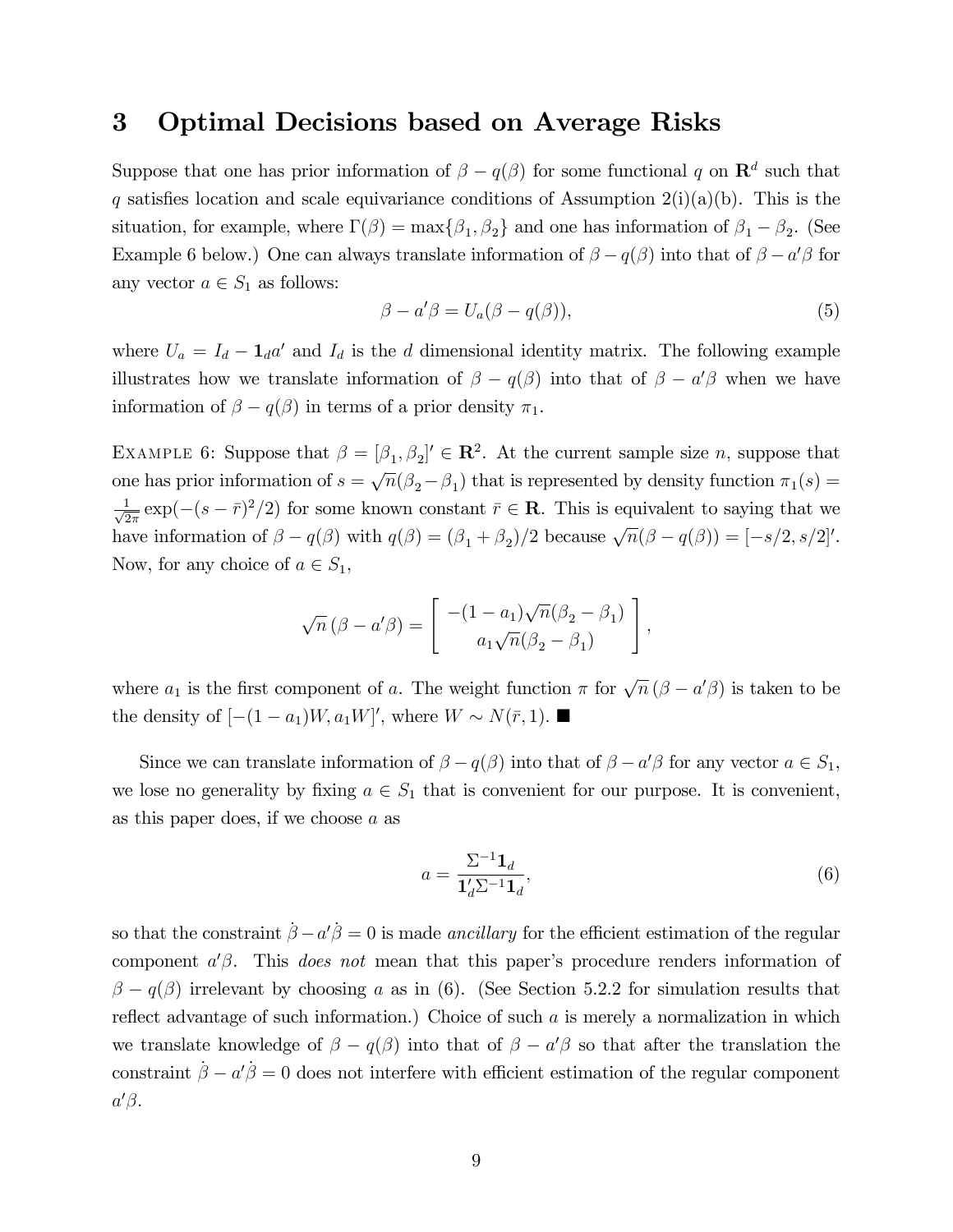# 3 Optimal Decisions based on Average Risks

Suppose that one has prior information of $\beta - q(\beta)$ for some functional $q$ on $\mathbf{R}^d$ such that $q$ satisfies location and scale equivariance conditions of Assumption 2(i)(a)(b). This is the situation, for example, where $\Gamma(\beta) = \max\{\beta_1, \beta_2\}$ and one has information of $\beta_1 - \beta_2$. (See Example 6 below.) One can always translate information of $\beta - q(\beta)$ into that of $\beta - a'\beta$ for any vector $a \in S_1$ as follows:

$$\beta - a'\beta = U_a(\beta - q(\beta)), \tag{5}$$

where $U_a = I_d - \mathbf{1}_d a'$ and $I_d$ is the $d$ dimensional identity matrix. The following example illustrates how we translate information of $\beta - q(\beta)$ into that of $\beta - a'\beta$ when we have information of $\beta - q(\beta)$ in terms of a prior density $\pi_1$.

Example 6: Suppose that $\beta = [\beta_1, \beta_2]' \in \mathbf{R}^2$. At the current sample size $n$, suppose that one has prior information of $s = \sqrt{n}(\beta_2 - \beta_1)$ that is represented by density function $\pi_1(s) = \frac{1}{\sqrt{2\pi}}\exp(-(s-\bar{r})^2/2)$ for some known constant $\bar{r} \in \mathbf{R}$. This is equivalent to saying that we have information of $\beta - q(\beta)$ with $q(\beta) = (\beta_1 + \beta_2)/2$ because $\sqrt{n}(\beta - q(\beta)) = [-s/2, s/2]'$. Now, for any choice of $a \in S_1$,

$$\sqrt{n}\,(\beta - a'\beta) = \begin{bmatrix} -(1-a_1)\sqrt{n}(\beta_2 - \beta_1) \\ a_1\sqrt{n}(\beta_2 - \beta_1) \end{bmatrix},$$

where $a_1$ is the first component of $a$. The weight function $\pi$ for $\sqrt{n}\,(\beta - a'\beta)$ is taken to be the density of $[-(1-a_1)W, a_1 W]'$, where $W \sim N(\bar{r}, 1)$. ■

Since we can translate information of $\beta - q(\beta)$ into that of $\beta - a'\beta$ for any vector $a \in S_1$, we lose no generality by fixing $a \in S_1$ that is convenient for our purpose. It is convenient, as this paper does, if we choose $a$ as

$$a = \frac{\Sigma^{-1}\mathbf{1}_d}{\mathbf{1}_d'\Sigma^{-1}\mathbf{1}_d}, \tag{6}$$

so that the constraint $\dot{\beta} - a'\dot{\beta} = 0$ is made *ancillary* for the efficient estimation of the regular component $a'\beta$. This *does not* mean that this paper's procedure renders information of $\beta - q(\beta)$ irrelevant by choosing $a$ as in (6). (See Section 5.2.2 for simulation results that reflect advantage of such information.) Choice of such $a$ is merely a normalization in which we translate knowledge of $\beta - q(\beta)$ into that of $\beta - a'\beta$ so that after the translation the constraint $\dot{\beta} - a'\dot{\beta} = 0$ does not interfere with efficient estimation of the regular component $a'\beta$.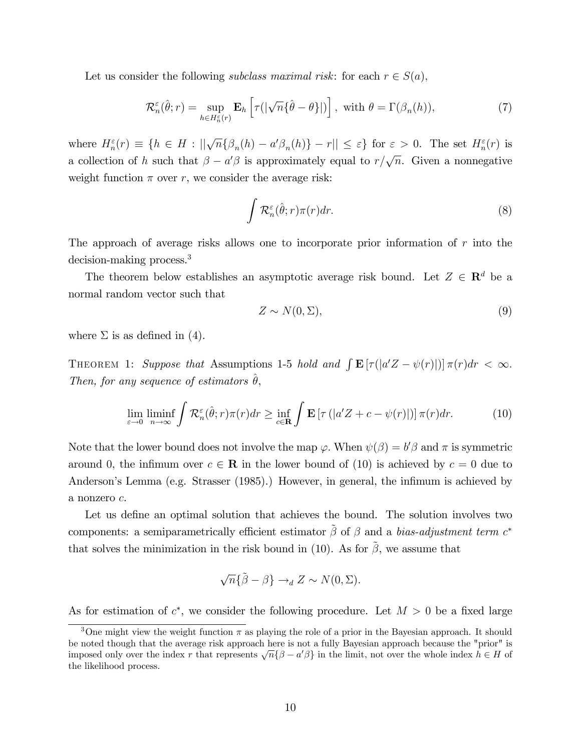Let us consider the following *subclass maximal risk*: for each $r \in S(a)$,

$$\mathcal{R}_n^{\varepsilon}(\hat{\theta}; r) = \sup_{h \in H_n^{\varepsilon}(r)} \mathbf{E}_h \left[ \tau(|\sqrt{n}\{\hat{\theta} - \theta\}|) \right], \text{ with } \theta = \Gamma(\beta_n(h)), \tag{7}$$

where $H_n^{\varepsilon}(r) \equiv \{h \in H : ||\sqrt{n}\{\beta_n(h) - a'\beta_n(h)\} - r|| \leq \varepsilon\}$ for $\varepsilon > 0$. The set $H_n^{\varepsilon}(r)$ is a collection of $h$ such that $\beta - a'\beta$ is approximately equal to $r/\sqrt{n}$. Given a nonnegative weight function $\pi$ over $r$, we consider the average risk:

$$\int \mathcal{R}_n^{\varepsilon}(\hat{\theta}; r)\pi(r)dr. \tag{8}$$

The approach of average risks allows one to incorporate prior information of $r$ into the decision-making process.[3]

The theorem below establishes an asymptotic average risk bound. Let $Z \in \mathbf{R}^d$ be a normal random vector such that

$$Z \sim N(0, \Sigma), \tag{9}$$

where $\Sigma$ is as defined in (4).

THEOREM 1: *Suppose that* Assumptions 1-5 *hold and* $\int \mathbf{E}\left[\tau(|a'Z - \psi(r)|)\right]\pi(r)dr < \infty$. *Then, for any sequence of estimators* $\hat{\theta}$,

$$\lim_{\varepsilon \to 0} \liminf_{n \to \infty} \int \mathcal{R}_n^{\varepsilon}(\hat{\theta}; r)\pi(r)dr \geq \inf_{c \in \mathbf{R}} \int \mathbf{E}\left[\tau\left(|a'Z + c - \psi(r)|\right)\right]\pi(r)dr. \tag{10}$$

Note that the lower bound does not involve the map $\varphi$. When $\psi(\beta) = b'\beta$ and $\pi$ is symmetric around 0, the infimum over $c \in \mathbf{R}$ in the lower bound of (10) is achieved by $c = 0$ due to Anderson's Lemma (e.g. Strasser (1985).) However, in general, the infimum is achieved by a nonzero $c$.

Let us define an optimal solution that achieves the bound. The solution involves two components: a semiparametrically efficient estimator $\tilde{\beta}$ of $\beta$ and a *bias-adjustment term* $c^*$ that solves the minimization in the risk bound in (10). As for $\tilde{\beta}$, we assume that

$$\sqrt{n}\{\tilde{\beta} - \beta\} \to_d Z \sim N(0, \Sigma).$$

As for estimation of $c^*$, we consider the following procedure. Let $M > 0$ be a fixed large

[3] One might view the weight function $\pi$ as playing the role of a prior in the Bayesian approach. It should be noted though that the average risk approach here is not a fully Bayesian approach because the "prior" is imposed only over the index $r$ that represents $\sqrt{n}\{\beta - a'\beta\}$ in the limit, not over the whole index $h \in H$ of the likelihood process.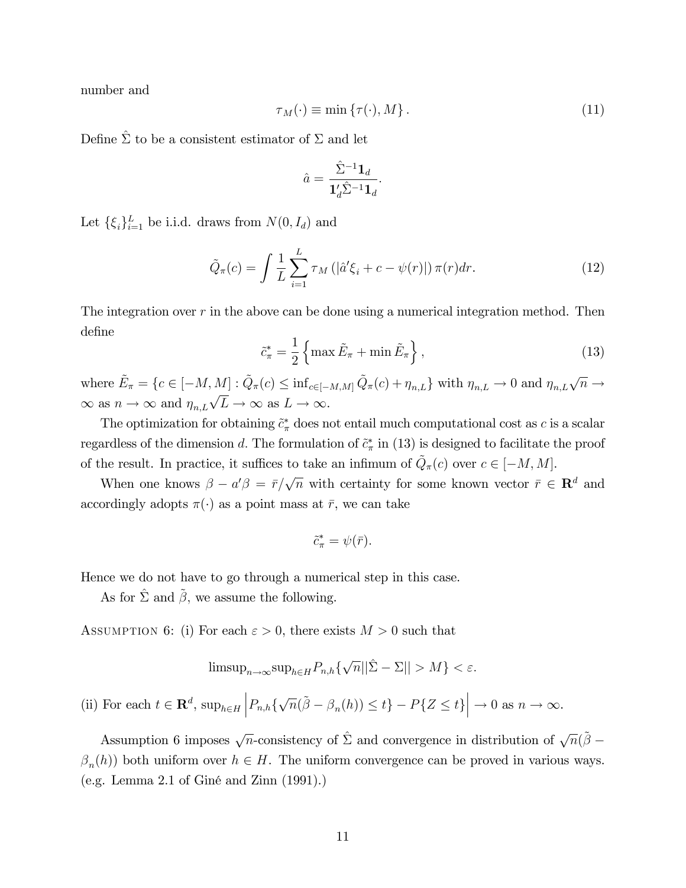number and

$$\tau_M(\cdot) \equiv \min\{\tau(\cdot), M\}. \tag{11}$$

Define $\hat{\Sigma}$ to be a consistent estimator of $\Sigma$ and let

$$\hat{a} = \frac{\hat{\Sigma}^{-1}\mathbf{1}_d}{\mathbf{1}_d'\hat{\Sigma}^{-1}\mathbf{1}_d}.$$

Let $\{\xi_i\}_{i=1}^L$ be i.i.d. draws from $N(0, I_d)$ and

$$\tilde{Q}_\pi(c) = \int \frac{1}{L}\sum_{i=1}^{L} \tau_M\left(|\hat{a}'\xi_i + c - \psi(r)|\right)\pi(r)dr. \tag{12}$$

The integration over $r$ in the above can be done using a numerical integration method. Then define

$$\tilde{c}_\pi^* = \frac{1}{2}\left\{\max \tilde{E}_\pi + \min \tilde{E}_\pi\right\}, \tag{13}$$

where $\tilde{E}_\pi = \{c \in [-M, M] : \tilde{Q}_\pi(c) \leq \inf_{c\in[-M,M]} \tilde{Q}_\pi(c) + \eta_{n,L}\}$ with $\eta_{n,L} \to 0$ and $\eta_{n,L}\sqrt{n} \to \infty$ as $n \to \infty$ and $\eta_{n,L}\sqrt{L} \to \infty$ as $L \to \infty$.

The optimization for obtaining $\tilde{c}_\pi^*$ does not entail much computational cost as $c$ is a scalar regardless of the dimension $d$. The formulation of $\tilde{c}_\pi^*$ in (13) is designed to facilitate the proof of the result. In practice, it suffices to take an infimum of $\tilde{Q}_\pi(c)$ over $c \in [-M, M]$.

When one knows $\beta - a'\beta = \bar{r}/\sqrt{n}$ with certainty for some known vector $\bar{r} \in \mathbf{R}^d$ and accordingly adopts $\pi(\cdot)$ as a point mass at $\bar{r}$, we can take

$$\tilde{c}_\pi^* = \psi(\bar{r}).$$

Hence we do not have to go through a numerical step in this case.

As for $\hat{\Sigma}$ and $\tilde{\beta}$, we assume the following.

Assumption 6: (i) For each $\varepsilon > 0$, there exists $M > 0$ such that

$$\text{limsup}_{n\to\infty}\text{sup}_{h\in H} P_{n,h}\{\sqrt{n}||\hat{\Sigma} - \Sigma|| > M\} < \varepsilon.$$

(ii) For each $t \in \mathbf{R}^d$, $\sup_{h\in H}\left|P_{n,h}\{\sqrt{n}(\tilde{\beta} - \beta_n(h)) \leq t\} - P\{Z \leq t\}\right| \to 0$ as $n \to \infty$.

Assumption 6 imposes $\sqrt{n}$-consistency of $\hat{\Sigma}$ and convergence in distribution of $\sqrt{n}(\tilde{\beta} - \beta_n(h))$ both uniform over $h \in H$. The uniform convergence can be proved in various ways. (e.g. Lemma 2.1 of Giné and Zinn (1991).)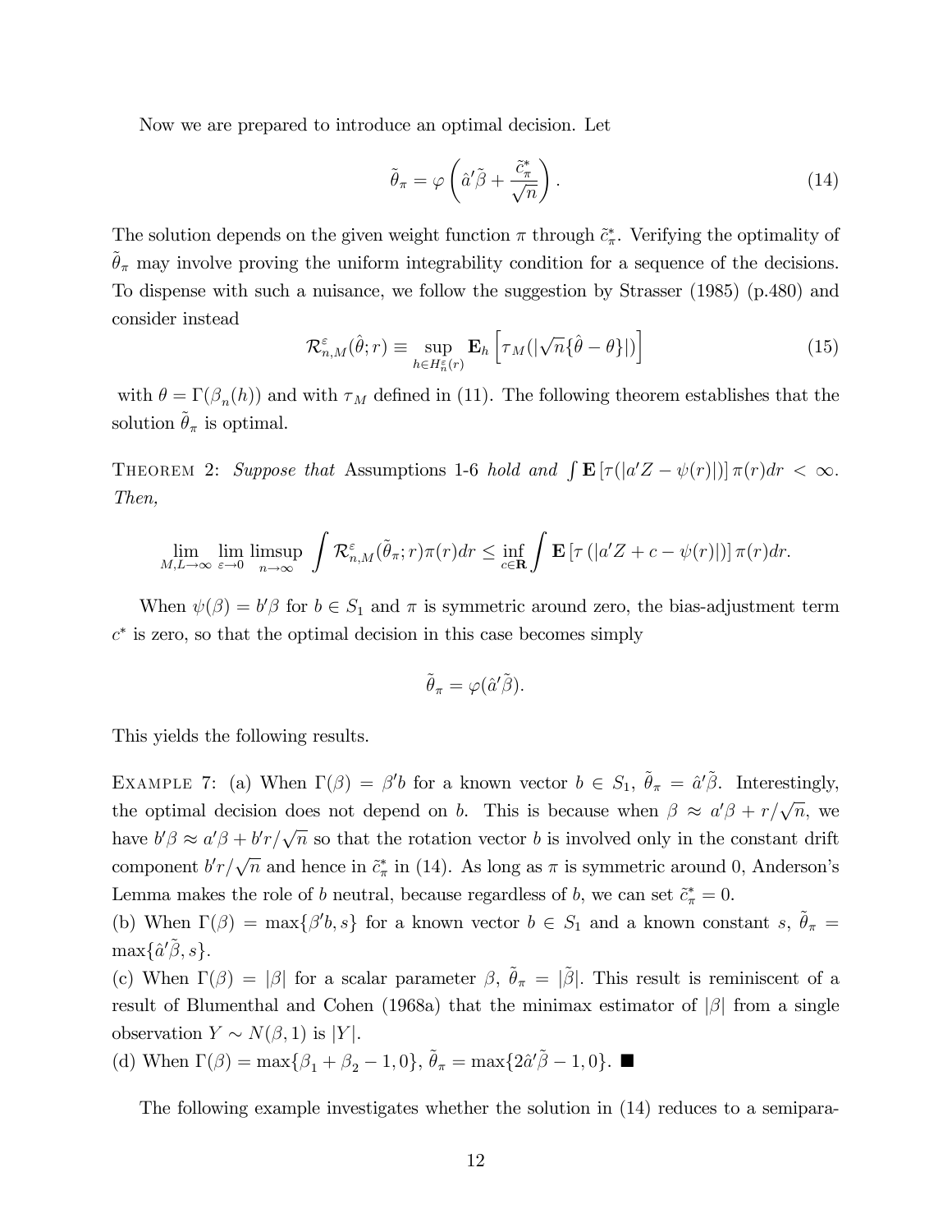Now we are prepared to introduce an optimal decision. Let

$$\tilde{\theta}_\pi = \varphi\left(\hat{a}'\tilde{\beta} + \frac{\tilde{c}_\pi^*}{\sqrt{n}}\right). \tag{14}$$

The solution depends on the given weight function $\pi$ through $\tilde{c}_\pi^*$. Verifying the optimality of $\tilde{\theta}_\pi$ may involve proving the uniform integrability condition for a sequence of the decisions. To dispense with such a nuisance, we follow the suggestion by Strasser (1985) (p.480) and consider instead

$$\mathcal{R}_{n,M}^{\varepsilon}(\hat{\theta}; r) \equiv \sup_{h \in H_n^{\varepsilon}(r)} \mathbf{E}_h \left[\tau_M(|\sqrt{n}\{\hat{\theta} - \theta\}|)\right] \tag{15}$$

with $\theta = \Gamma(\beta_n(h))$ and with $\tau_M$ defined in (11). The following theorem establishes that the solution $\tilde{\theta}_\pi$ is optimal.

Theorem 2: *Suppose that* Assumptions 1-6 *hold and* $\int \mathbf{E}\left[\tau(|a'Z - \psi(r)|)\right]\pi(r)dr < \infty$. *Then,*

$$\lim_{M,L \to \infty} \lim_{\varepsilon \to 0} \limsup_{n \to \infty} \int \mathcal{R}_{n,M}^{\varepsilon}(\tilde{\theta}_\pi; r)\pi(r)dr \leq \inf_{c \in \mathbf{R}} \int \mathbf{E}\left[\tau\left(|a'Z + c - \psi(r)|\right)\right]\pi(r)dr.$$

When $\psi(\beta) = b'\beta$ for $b \in S_1$ and $\pi$ is symmetric around zero, the bias-adjustment term $c^*$ is zero, so that the optimal decision in this case becomes simply

$$\tilde{\theta}_\pi = \varphi(\hat{a}'\tilde{\beta}).$$

This yields the following results.

Example 7: (a) When $\Gamma(\beta) = \beta' b$ for a known vector $b \in S_1$, $\tilde{\theta}_\pi = \hat{a}'\tilde{\beta}$. Interestingly, the optimal decision does not depend on $b$. This is because when $\beta \approx a'\beta + r/\sqrt{n}$, we have $b'\beta \approx a'\beta + b'r/\sqrt{n}$ so that the rotation vector $b$ is involved only in the constant drift component $b'r/\sqrt{n}$ and hence in $\tilde{c}_\pi^*$ in (14). As long as $\pi$ is symmetric around 0, Anderson's Lemma makes the role of $b$ neutral, because regardless of $b$, we can set $\tilde{c}_\pi^* = 0$.

(b) When $\Gamma(\beta) = \max\{\beta' b, s\}$ for a known vector $b \in S_1$ and a known constant $s$, $\tilde{\theta}_\pi = \max\{\hat{a}'\tilde{\beta}, s\}$.

(c) When $\Gamma(\beta) = |\beta|$ for a scalar parameter $\beta$, $\tilde{\theta}_\pi = |\tilde{\beta}|$. This result is reminiscent of a result of Blumenthal and Cohen (1968a) that the minimax estimator of $|\beta|$ from a single observation $Y \sim N(\beta, 1)$ is $|Y|$.

(d) When $\Gamma(\beta) = \max\{\beta_1 + \beta_2 - 1, 0\}$, $\tilde{\theta}_\pi = \max\{2\hat{a}'\tilde{\beta} - 1, 0\}$. ■

The following example investigates whether the solution in (14) reduces to a semipara-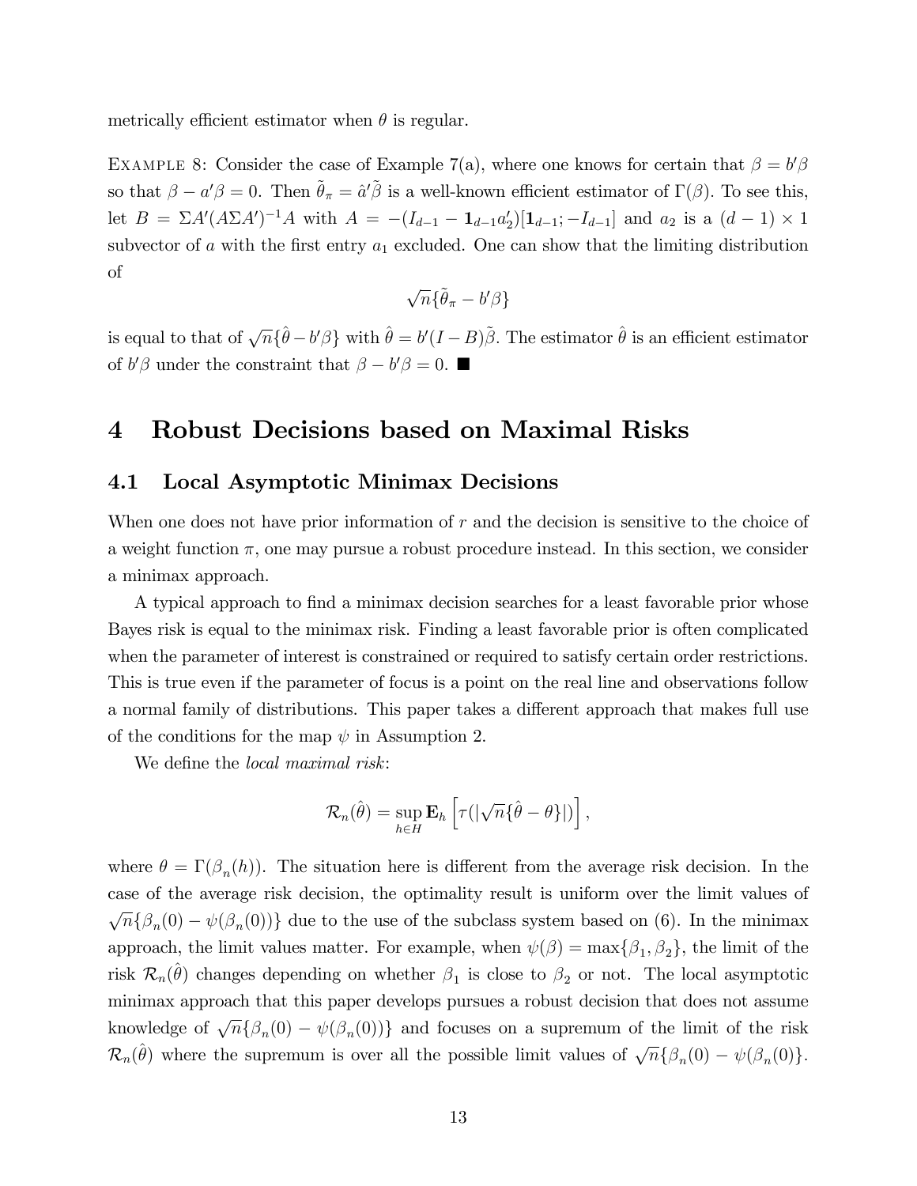metrically efficient estimator when $\theta$ is regular.

Example 8: Consider the case of Example 7(a), where one knows for certain that $\beta = b'\beta$ so that $\beta - a'\beta = 0$. Then $\tilde{\theta}_\pi = \hat{a}'\tilde{\beta}$ is a well-known efficient estimator of $\Gamma(\beta)$. To see this, let $B = \Sigma A'(A\Sigma A')^{-1}A$ with $A = -(I_{d-1} - \mathbf{1}_{d-1}a_2')[\mathbf{1}_{d-1}; -I_{d-1}]$ and $a_2$ is a $(d-1) \times 1$ subvector of $a$ with the first entry $a_1$ excluded. One can show that the limiting distribution of

$$\sqrt{n}\{\tilde{\theta}_\pi - b'\beta\}$$

is equal to that of $\sqrt{n}\{\hat{\theta} - b'\beta\}$ with $\hat{\theta} = b'(I - B)\tilde{\beta}$. The estimator $\hat{\theta}$ is an efficient estimator of $b'\beta$ under the constraint that $\beta - b'\beta = 0$. ■

# 4 Robust Decisions based on Maximal Risks

## 4.1 Local Asymptotic Minimax Decisions

When one does not have prior information of $r$ and the decision is sensitive to the choice of a weight function $\pi$, one may pursue a robust procedure instead. In this section, we consider a minimax approach.

A typical approach to find a minimax decision searches for a least favorable prior whose Bayes risk is equal to the minimax risk. Finding a least favorable prior is often complicated when the parameter of interest is constrained or required to satisfy certain order restrictions. This is true even if the parameter of focus is a point on the real line and observations follow a normal family of distributions. This paper takes a different approach that makes full use of the conditions for the map $\psi$ in Assumption 2.

We define the *local maximal risk*:

$$\mathcal{R}_n(\hat{\theta}) = \sup_{h \in H} \mathbf{E}_h \left[ \tau(|\sqrt{n}\{\hat{\theta} - \theta\}|) \right],$$

where $\theta = \Gamma(\beta_n(h))$. The situation here is different from the average risk decision. In the case of the average risk decision, the optimality result is uniform over the limit values of $\sqrt{n}\{\beta_n(0) - \psi(\beta_n(0))\}$ due to the use of the subclass system based on (6). In the minimax approach, the limit values matter. For example, when $\psi(\beta) = \max\{\beta_1, \beta_2\}$, the limit of the risk $\mathcal{R}_n(\hat{\theta})$ changes depending on whether $\beta_1$ is close to $\beta_2$ or not. The local asymptotic minimax approach that this paper develops pursues a robust decision that does not assume knowledge of $\sqrt{n}\{\beta_n(0) - \psi(\beta_n(0))\}$ and focuses on a supremum of the limit of the risk $\mathcal{R}_n(\hat{\theta})$ where the supremum is over all the possible limit values of $\sqrt{n}\{\beta_n(0) - \psi(\beta_n(0)\}$.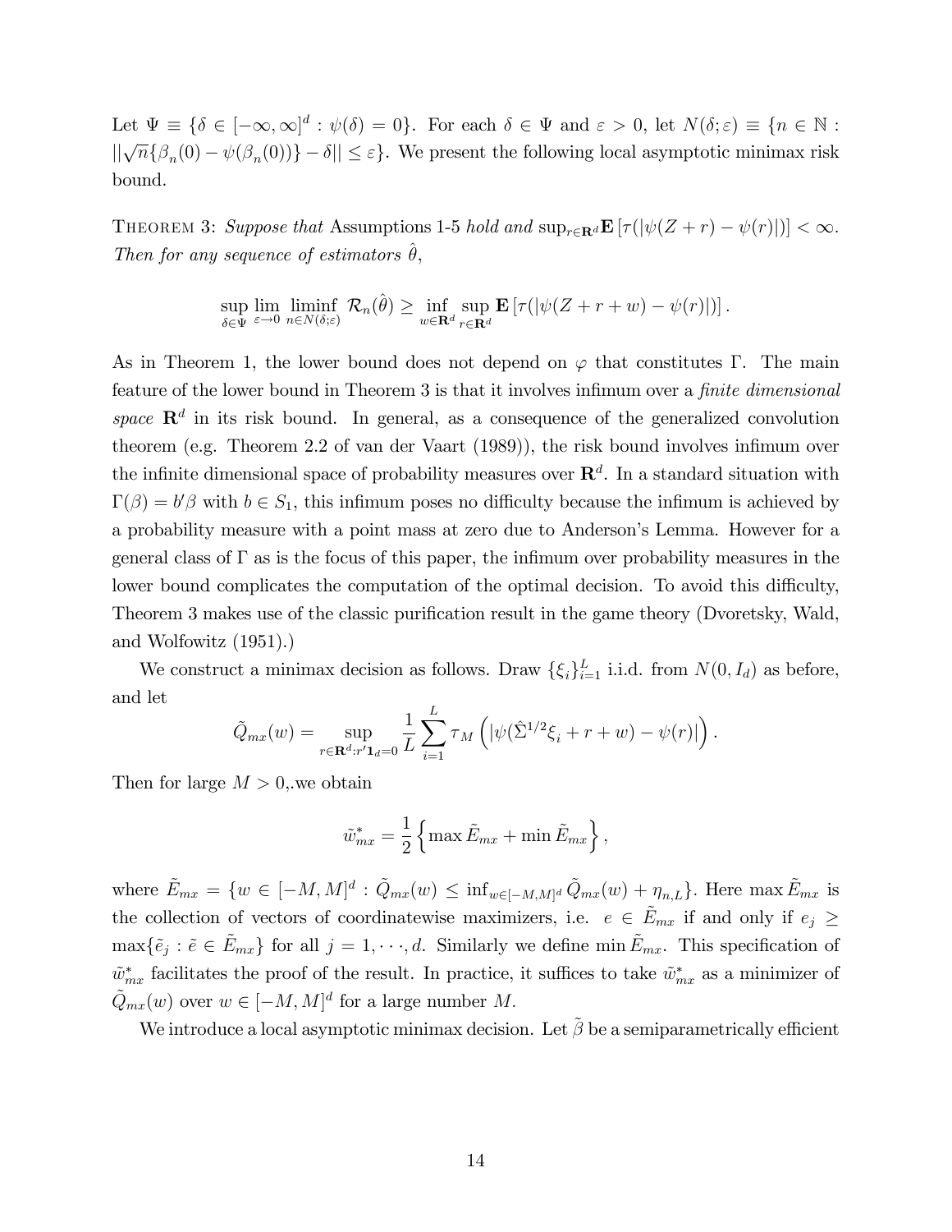Let $\Psi \equiv \{\delta \in [-\infty, \infty]^d : \psi(\delta) = 0\}$. For each $\delta \in \Psi$ and $\varepsilon > 0$, let $N(\delta; \varepsilon) \equiv \{n \in \mathbb{N} : ||\sqrt{n}\{\beta_n(0) - \psi(\beta_n(0))\} - \delta|| \leq \varepsilon\}$. We present the following local asymptotic minimax risk bound.

Theorem 3: *Suppose that* Assumptions 1-5 *hold and* $\sup_{r \in \mathbf{R}^d} \mathbf{E}[\tau(|\psi(Z + r) - \psi(r)|)] < \infty$. *Then for any sequence of estimators* $\hat{\theta}$,

$$\sup_{\delta \in \Psi} \lim_{\varepsilon \to 0} \liminf_{n \in N(\delta;\varepsilon)} \mathcal{R}_n(\hat{\theta}) \geq \inf_{w \in \mathbf{R}^d} \sup_{r \in \mathbf{R}^d} \mathbf{E}[\tau(|\psi(Z + r + w) - \psi(r)|)].$$

As in Theorem 1, the lower bound does not depend on $\varphi$ that constitutes $\Gamma$. The main feature of the lower bound in Theorem 3 is that it involves infimum over a *finite dimensional space* $\mathbf{R}^d$ in its risk bound. In general, as a consequence of the generalized convolution theorem (e.g. Theorem 2.2 of van der Vaart (1989)), the risk bound involves infimum over the infinite dimensional space of probability measures over $\mathbf{R}^d$. In a standard situation with $\Gamma(\beta) = b'\beta$ with $b \in S_1$, this infimum poses no difficulty because the infimum is achieved by a probability measure with a point mass at zero due to Anderson's Lemma. However for a general class of $\Gamma$ as is the focus of this paper, the infimum over probability measures in the lower bound complicates the computation of the optimal decision. To avoid this difficulty, Theorem 3 makes use of the classic purification result in the game theory (Dvoretsky, Wald, and Wolfowitz (1951).)

We construct a minimax decision as follows. Draw $\{\xi_i\}_{i=1}^L$ i.i.d. from $N(0, I_d)$ as before, and let

$$\tilde{Q}_{mx}(w) = \sup_{r \in \mathbf{R}^d : r'\mathbf{1}_d = 0} \frac{1}{L} \sum_{i=1}^{L} \tau_M\left(|\psi(\hat{\Sigma}^{1/2}\xi_i + r + w) - \psi(r)|\right).$$

Then for large $M > 0$,.we obtain

$$\tilde{w}_{mx}^* = \frac{1}{2}\left\{\max \tilde{E}_{mx} + \min \tilde{E}_{mx}\right\},$$

where $\tilde{E}_{mx} = \{w \in [-M, M]^d : \tilde{Q}_{mx}(w) \leq \inf_{w \in [-M,M]^d} \tilde{Q}_{mx}(w) + \eta_{n,L}\}$. Here $\max \tilde{E}_{mx}$ is the collection of vectors of coordinatewise maximizers, i.e. $e \in \tilde{E}_{mx}$ if and only if $e_j \geq \max\{\tilde{e}_j : \tilde{e} \in \tilde{E}_{mx}\}$ for all $j = 1, \cdots, d$. Similarly we define $\min \tilde{E}_{mx}$. This specification of $\tilde{w}_{mx}^*$ facilitates the proof of the result. In practice, it suffices to take $\tilde{w}_{mx}^*$ as a minimizer of $\tilde{Q}_{mx}(w)$ over $w \in [-M, M]^d$ for a large number $M$.

We introduce a local asymptotic minimax decision. Let $\tilde{\beta}$ be a semiparametrically efficient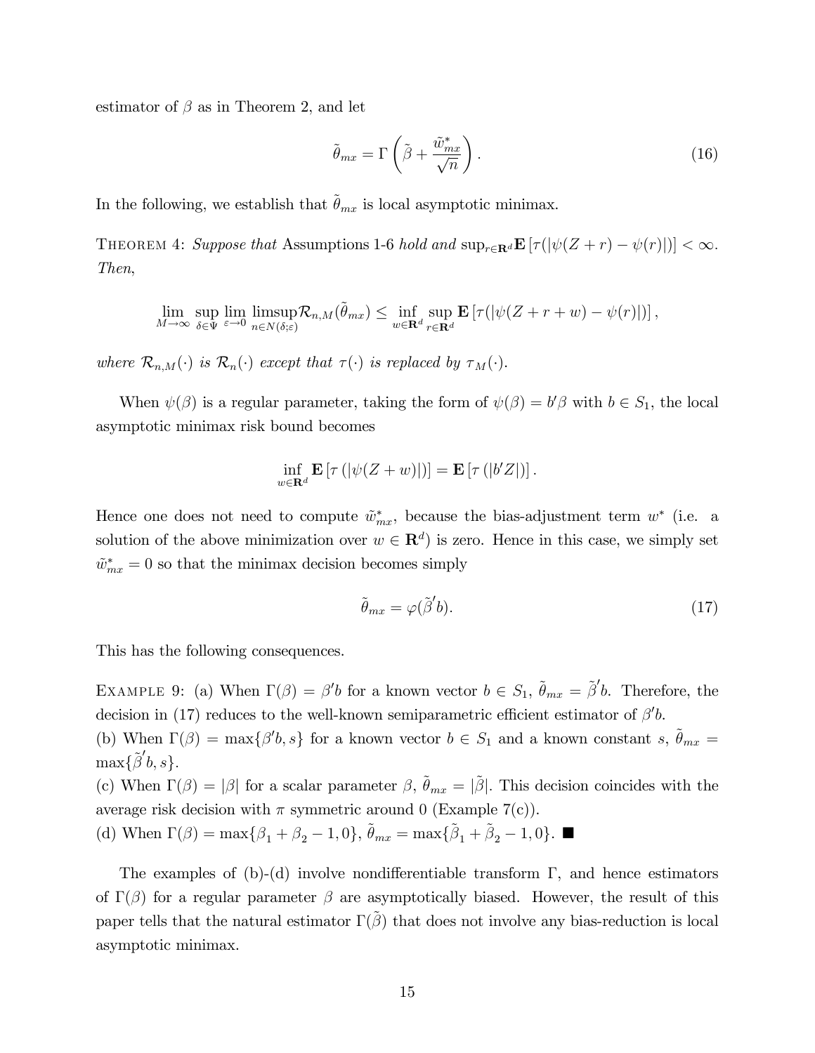estimator of $\beta$ as in Theorem 2, and let

$$\tilde{\theta}_{mx} = \Gamma\left(\tilde{\beta} + \frac{\tilde{w}^*_{mx}}{\sqrt{n}}\right). \tag{16}$$

In the following, we establish that $\tilde{\theta}_{mx}$ is local asymptotic minimax.

Theorem 4: *Suppose that* Assumptions 1-6 *hold and* $\sup_{r\in\mathbf{R}^d}\mathbf{E}\left[\tau(|\psi(Z+r)-\psi(r)|)\right]<\infty$. *Then,*

$$\lim_{M\to\infty}\sup_{\delta\in\Psi}\lim_{\varepsilon\to 0}\limsup_{n\in N(\delta;\varepsilon)}\mathcal{R}_{n,M}(\tilde{\theta}_{mx}) \leq \inf_{w\in\mathbf{R}^d}\sup_{r\in\mathbf{R}^d}\mathbf{E}\left[\tau(|\psi(Z+r+w)-\psi(r)|)\right],$$

*where* $\mathcal{R}_{n,M}(\cdot)$ *is* $\mathcal{R}_n(\cdot)$ *except that* $\tau(\cdot)$ *is replaced by* $\tau_M(\cdot)$.

When $\psi(\beta)$ is a regular parameter, taking the form of $\psi(\beta) = b'\beta$ with $b \in S_1$, the local asymptotic minimax risk bound becomes

$$\inf_{w\in\mathbf{R}^d}\mathbf{E}\left[\tau\left(|\psi(Z+w)|\right)\right] = \mathbf{E}\left[\tau\left(|b'Z|\right)\right].$$

Hence one does not need to compute $\tilde{w}^*_{mx}$, because the bias-adjustment term $w^*$ (i.e. a solution of the above minimization over $w \in \mathbf{R}^d$) is zero. Hence in this case, we simply set $\tilde{w}^*_{mx} = 0$ so that the minimax decision becomes simply

$$\tilde{\theta}_{mx} = \varphi(\tilde{\beta}'b). \tag{17}$$

This has the following consequences.

Example 9: (a) When $\Gamma(\beta) = \beta'b$ for a known vector $b \in S_1$, $\tilde{\theta}_{mx} = \tilde{\beta}'b$. Therefore, the decision in (17) reduces to the well-known semiparametric efficient estimator of $\beta'b$.
(b) When $\Gamma(\beta) = \max\{\beta'b, s\}$ for a known vector $b \in S_1$ and a known constant $s$, $\tilde{\theta}_{mx} = \max\{\tilde{\beta}'b, s\}$.
(c) When $\Gamma(\beta) = |\beta|$ for a scalar parameter $\beta$, $\tilde{\theta}_{mx} = |\tilde{\beta}|$. This decision coincides with the average risk decision with $\pi$ symmetric around 0 (Example 7(c)).
(d) When $\Gamma(\beta) = \max\{\beta_1 + \beta_2 - 1, 0\}$, $\tilde{\theta}_{mx} = \max\{\tilde{\beta}_1 + \tilde{\beta}_2 - 1, 0\}$. ■

The examples of (b)-(d) involve nondifferentiable transform $\Gamma$, and hence estimators of $\Gamma(\beta)$ for a regular parameter $\beta$ are asymptotically biased. However, the result of this paper tells that the natural estimator $\Gamma(\tilde{\beta})$ that does not involve any bias-reduction is local asymptotic minimax.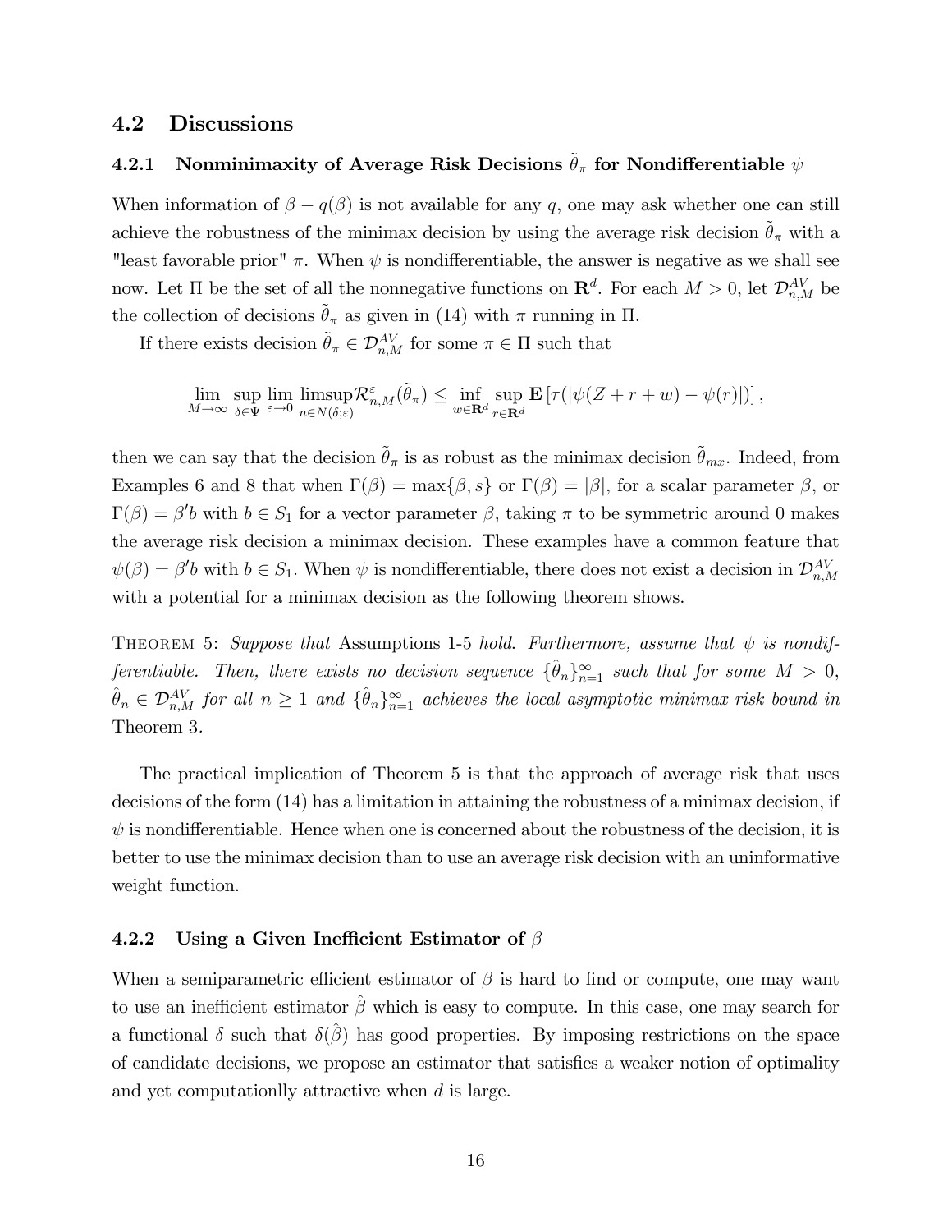## 4.2 Discussions

### 4.2.1 Nonminimaxity of Average Risk Decisions $\tilde{\theta}_\pi$ for Nondifferentiable $\psi$

When information of $\beta - q(\beta)$ is not available for any $q$, one may ask whether one can still achieve the robustness of the minimax decision by using the average risk decision $\tilde{\theta}_\pi$ with a "least favorable prior" $\pi$. When $\psi$ is nondifferentiable, the answer is negative as we shall see now. Let $\Pi$ be the set of all the nonnegative functions on $\mathbf{R}^d$. For each $M > 0$, let $\mathcal{D}_{n,M}^{AV}$ be the collection of decisions $\tilde{\theta}_\pi$ as given in (14) with $\pi$ running in $\Pi$.

If there exists decision $\tilde{\theta}_\pi \in \mathcal{D}_{n,M}^{AV}$ for some $\pi \in \Pi$ such that

$$\lim_{M\to\infty} \sup_{\delta\in\Psi} \lim_{\varepsilon\to 0} \operatorname*{limsup}_{n\in N(\delta;\varepsilon)} \mathcal{R}_{n,M}^{\varepsilon}(\tilde{\theta}_\pi) \leq \inf_{w\in\mathbf{R}^d} \sup_{r\in\mathbf{R}^d} \mathbf{E}\left[\tau(|\psi(Z+r+w) - \psi(r)|)\right],$$

then we can say that the decision $\tilde{\theta}_\pi$ is as robust as the minimax decision $\tilde{\theta}_{mx}$. Indeed, from Examples 6 and 8 that when $\Gamma(\beta) = \max\{\beta, s\}$ or $\Gamma(\beta) = |\beta|$, for a scalar parameter $\beta$, or $\Gamma(\beta) = \beta' b$ with $b \in S_1$ for a vector parameter $\beta$, taking $\pi$ to be symmetric around 0 makes the average risk decision a minimax decision. These examples have a common feature that $\psi(\beta) = \beta' b$ with $b \in S_1$. When $\psi$ is nondifferentiable, there does not exist a decision in $\mathcal{D}_{n,M}^{AV}$ with a potential for a minimax decision as the following theorem shows.

Theorem 5: *Suppose that* Assumptions 1-5 *hold. Furthermore, assume that $\psi$ is nondifferentiable. Then, there exists no decision sequence $\{\hat{\theta}_n\}_{n=1}^\infty$ such that for some $M > 0$, $\hat{\theta}_n \in \mathcal{D}_{n,M}^{AV}$ for all $n \geq 1$ and $\{\hat{\theta}_n\}_{n=1}^\infty$ achieves the local asymptotic minimax risk bound in* Theorem 3.

The practical implication of Theorem 5 is that the approach of average risk that uses decisions of the form (14) has a limitation in attaining the robustness of a minimax decision, if $\psi$ is nondifferentiable. Hence when one is concerned about the robustness of the decision, it is better to use the minimax decision than to use an average risk decision with an uninformative weight function.

### 4.2.2 Using a Given Inefficient Estimator of $\beta$

When a semiparametric efficient estimator of $\beta$ is hard to find or compute, one may want to use an inefficient estimator $\hat{\beta}$ which is easy to compute. In this case, one may search for a functional $\delta$ such that $\delta(\hat{\beta})$ has good properties. By imposing restrictions on the space of candidate decisions, we propose an estimator that satisfies a weaker notion of optimality and yet computationlly attractive when $d$ is large.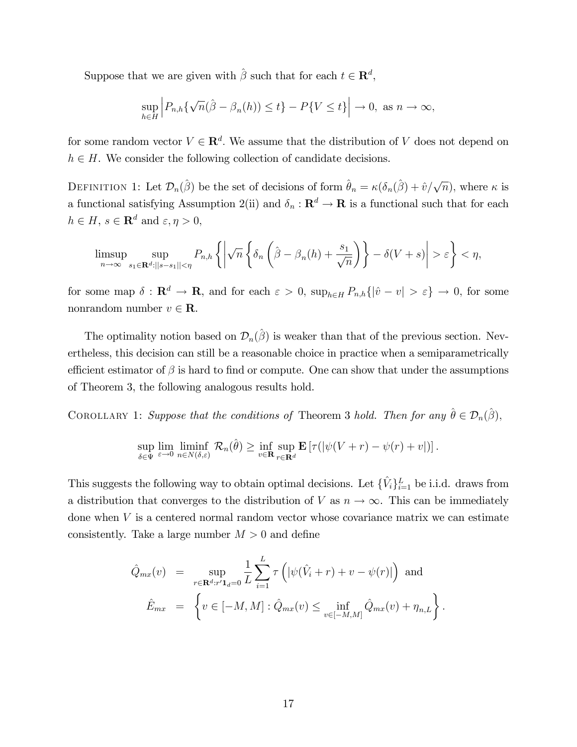Suppose that we are given with $\hat{\beta}$ such that for each $t \in \mathbf{R}^d$,

$$\sup_{h \in H} \left| P_{n,h}\{\sqrt{n}(\hat{\beta} - \beta_n(h)) \leq t\} - P\{V \leq t\} \right| \to 0, \text{ as } n \to \infty,$$

for some random vector $V \in \mathbf{R}^d$. We assume that the distribution of $V$ does not depend on $h \in H$. We consider the following collection of candidate decisions.

Definition 1: Let $\mathcal{D}_n(\hat{\beta})$ be the set of decisions of form $\hat{\theta}_n = \kappa(\delta_n(\hat{\beta}) + \hat{v}/\sqrt{n})$, where $\kappa$ is a functional satisfying Assumption 2(ii) and $\delta_n : \mathbf{R}^d \to \mathbf{R}$ is a functional such that for each $h \in H$, $s \in \mathbf{R}^d$ and $\varepsilon, \eta > 0$,

$$\limsup_{n \to \infty} \sup_{s_1 \in \mathbf{R}^d : ||s - s_1|| < \eta} P_{n,h}\left\{ \left| \sqrt{n}\left\{ \delta_n\left( \hat{\beta} - \beta_n(h) + \frac{s_1}{\sqrt{n}} \right) \right\} - \delta(V + s) \right| > \varepsilon \right\} < \eta,$$

for some map $\delta : \mathbf{R}^d \to \mathbf{R}$, and for each $\varepsilon > 0$, $\sup_{h \in H} P_{n,h}\{|\hat{v} - v| > \varepsilon\} \to 0$, for some nonrandom number $v \in \mathbf{R}$.

The optimality notion based on $\mathcal{D}_n(\hat{\beta})$ is weaker than that of the previous section. Nevertheless, this decision can still be a reasonable choice in practice when a semiparametrically efficient estimator of $\beta$ is hard to find or compute. One can show that under the assumptions of Theorem 3, the following analogous results hold.

Corollary 1: *Suppose that the conditions of* Theorem 3 *hold. Then for any* $\hat{\theta} \in \mathcal{D}_n(\hat{\beta})$,

$$\sup_{\delta \in \Psi} \lim_{\varepsilon \to 0} \liminf_{n \in N(\delta, \varepsilon)} \mathcal{R}_n(\hat{\theta}) \geq \inf_{v \in \mathbf{R}} \sup_{r \in \mathbf{R}^d} \mathbf{E}\left[ \tau(|\psi(V + r) - \psi(r) + v|) \right].$$

This suggests the following way to obtain optimal decisions. Let $\{\hat{V}_i\}_{i=1}^L$ be i.i.d. draws from a distribution that converges to the distribution of $V$ as $n \to \infty$. This can be immediately done when $V$ is a centered normal random vector whose covariance matrix we can estimate consistently. Take a large number $M > 0$ and define

$$\begin{aligned}
\hat{Q}_{mx}(v) &= \sup_{r \in \mathbf{R}^d : r'\mathbf{1}_d = 0} \frac{1}{L} \sum_{i=1}^{L} \tau\left( |\psi(\hat{V}_i + r) + v - \psi(r)| \right) \text{ and} \\
\hat{E}_{mx} &= \left\{ v \in [-M, M] : \hat{Q}_{mx}(v) \leq \inf_{v \in [-M, M]} \hat{Q}_{mx}(v) + \eta_{n,L} \right\}.
\end{aligned}$$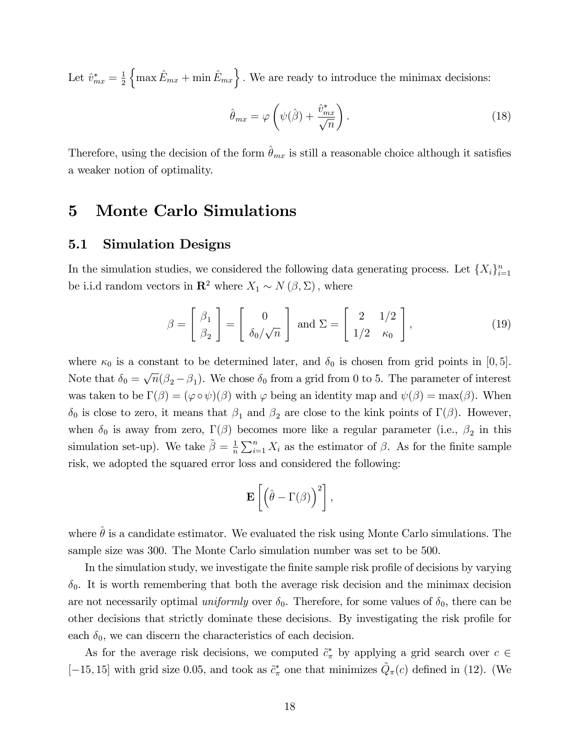Let $\hat{v}^*_{mx} = \frac{1}{2}\left\{\max \hat{E}_{mx} + \min \hat{E}_{mx}\right\}$. We are ready to introduce the minimax decisions:

$$\hat{\theta}_{mx} = \varphi\left(\psi(\hat{\beta}) + \frac{\hat{v}^*_{mx}}{\sqrt{n}}\right). \tag{18}$$

Therefore, using the decision of the form $\hat{\theta}_{mx}$ is still a reasonable choice although it satisfies a weaker notion of optimality.

# 5 Monte Carlo Simulations

## 5.1 Simulation Designs

In the simulation studies, we considered the following data generating process. Let $\{X_i\}_{i=1}^n$ be i.i.d random vectors in $\mathbf{R}^2$ where $X_1 \sim N(\beta, \Sigma)$, where

$$\beta = \begin{bmatrix} \beta_1 \\ \beta_2 \end{bmatrix} = \begin{bmatrix} 0 \\ \delta_0/\sqrt{n} \end{bmatrix} \text{ and } \Sigma = \begin{bmatrix} 2 & 1/2 \\ 1/2 & \kappa_0 \end{bmatrix}, \tag{19}$$

where $\kappa_0$ is a constant to be determined later, and $\delta_0$ is chosen from grid points in $[0, 5]$. Note that $\delta_0 = \sqrt{n}(\beta_2 - \beta_1)$. We chose $\delta_0$ from a grid from 0 to 5. The parameter of interest was taken to be $\Gamma(\beta) = (\varphi \circ \psi)(\beta)$ with $\varphi$ being an identity map and $\psi(\beta) = \max(\beta)$. When $\delta_0$ is close to zero, it means that $\beta_1$ and $\beta_2$ are close to the kink points of $\Gamma(\beta)$. However, when $\delta_0$ is away from zero, $\Gamma(\beta)$ becomes more like a regular parameter (i.e., $\beta_2$ in this simulation set-up). We take $\tilde{\beta} = \frac{1}{n}\sum_{i=1}^n X_i$ as the estimator of $\beta$. As for the finite sample risk, we adopted the squared error loss and considered the following:

$$\mathbf{E}\left[\left(\hat{\theta} - \Gamma(\beta)\right)^2\right],$$

where $\hat{\theta}$ is a candidate estimator. We evaluated the risk using Monte Carlo simulations. The sample size was 300. The Monte Carlo simulation number was set to be 500.

In the simulation study, we investigate the finite sample risk profile of decisions by varying $\delta_0$. It is worth remembering that both the average risk decision and the minimax decision are not necessarily optimal *uniformly* over $\delta_0$. Therefore, for some values of $\delta_0$, there can be other decisions that strictly dominate these decisions. By investigating the risk profile for each $\delta_0$, we can discern the characteristics of each decision.

As for the average risk decisions, we computed $\tilde{c}^*_\pi$ by applying a grid search over $c \in [-15, 15]$ with grid size 0.05, and took as $\tilde{c}^*_\pi$ one that minimizes $\tilde{Q}_\pi(c)$ defined in (12). (We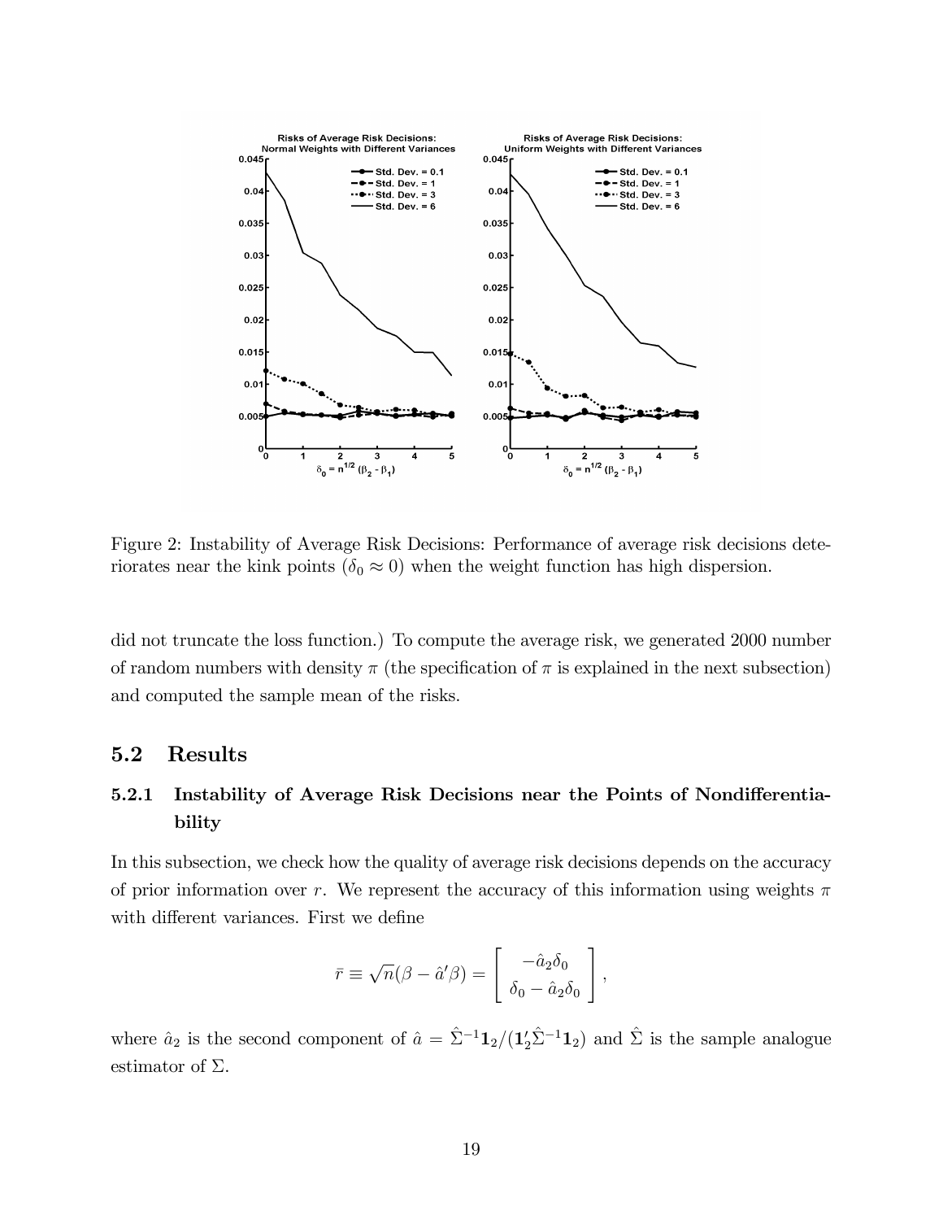Figure 2: Instability of Average Risk Decisions: Performance of average risk decisions deteriorates near the kink points ($\delta_0 \approx 0$) when the weight function has high dispersion.

did not truncate the loss function.) To compute the average risk, we generated 2000 number of random numbers with density $\pi$ (the specification of $\pi$ is explained in the next subsection) and computed the sample mean of the risks.

## 5.2 Results

### 5.2.1 Instability of Average Risk Decisions near the Points of Nondifferentiability

In this subsection, we check how the quality of average risk decisions depends on the accuracy of prior information over $r$. We represent the accuracy of this information using weights $\pi$ with different variances. First we define

$$\bar{r} \equiv \sqrt{n}(\beta - \hat{a}'\beta) = \begin{bmatrix} -\hat{a}_2\delta_0 \\ \delta_0 - \hat{a}_2\delta_0 \end{bmatrix},$$

where $\hat{a}_2$ is the second component of $\hat{a} = \hat{\Sigma}^{-1}\mathbf{1}_2/(\mathbf{1}_2'\hat{\Sigma}^{-1}\mathbf{1}_2)$ and $\hat{\Sigma}$ is the sample analogue estimator of $\Sigma$.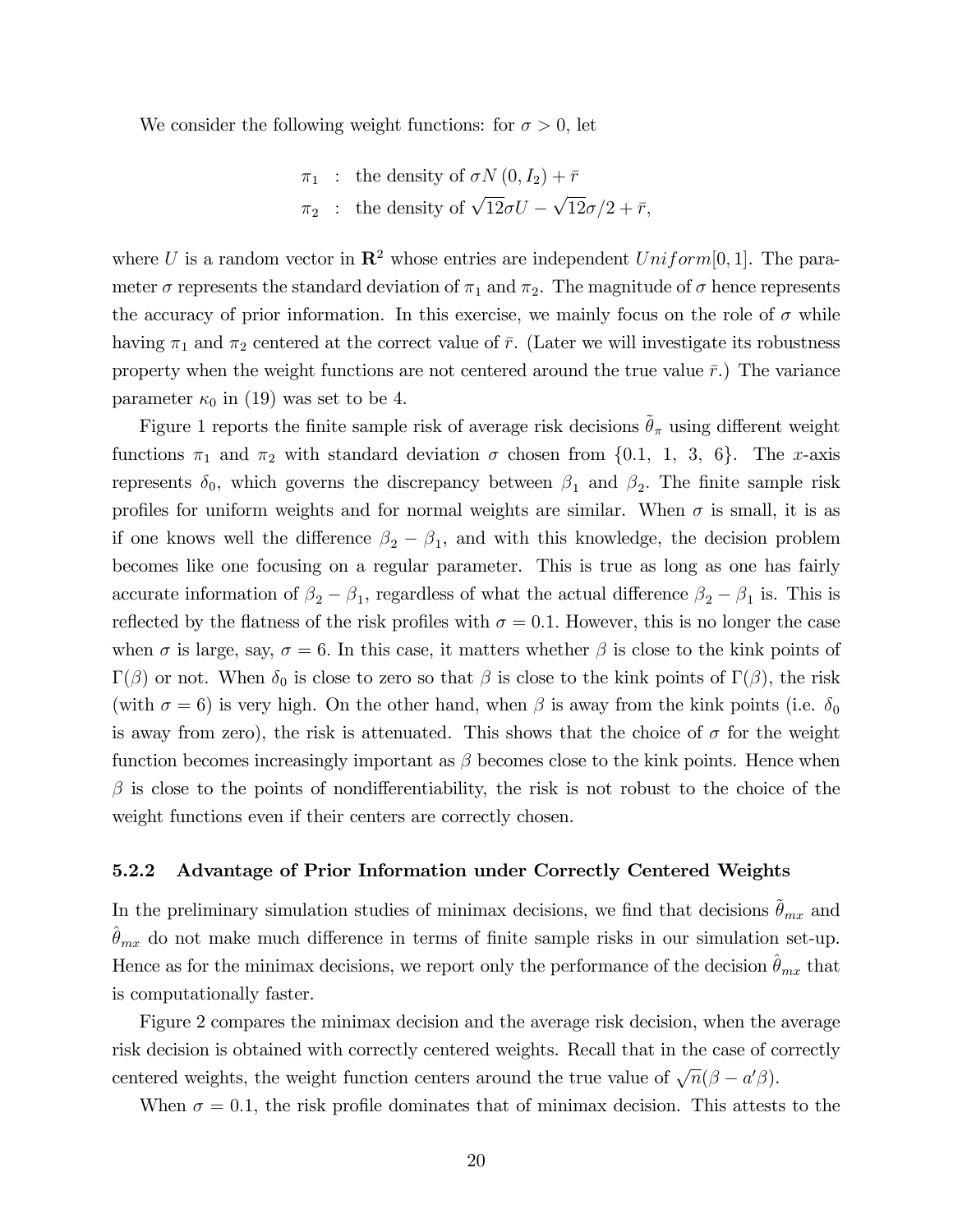We consider the following weight functions: for $\sigma > 0$, let

$$
\begin{aligned}
\pi_1 &: \text{ the density of } \sigma N(0, I_2) + \bar{r} \\
\pi_2 &: \text{ the density of } \sqrt{12}\sigma U - \sqrt{12}\sigma/2 + \bar{r},
\end{aligned}
$$

where $U$ is a random vector in $\mathbf{R}^2$ whose entries are independent $Uniform[0,1]$. The parameter $\sigma$ represents the standard deviation of $\pi_1$ and $\pi_2$. The magnitude of $\sigma$ hence represents the accuracy of prior information. In this exercise, we mainly focus on the role of $\sigma$ while having $\pi_1$ and $\pi_2$ centered at the correct value of $\bar{r}$. (Later we will investigate its robustness property when the weight functions are not centered around the true value $\bar{r}$.) The variance parameter $\kappa_0$ in (19) was set to be 4.

Figure 1 reports the finite sample risk of average risk decisions $\tilde{\theta}_\pi$ using different weight functions $\pi_1$ and $\pi_2$ with standard deviation $\sigma$ chosen from $\{0.1,\ 1,\ 3,\ 6\}$. The $x$-axis represents $\delta_0$, which governs the discrepancy between $\beta_1$ and $\beta_2$. The finite sample risk profiles for uniform weights and for normal weights are similar. When $\sigma$ is small, it is as if one knows well the difference $\beta_2 - \beta_1$, and with this knowledge, the decision problem becomes like one focusing on a regular parameter. This is true as long as one has fairly accurate information of $\beta_2 - \beta_1$, regardless of what the actual difference $\beta_2 - \beta_1$ is. This is reflected by the flatness of the risk profiles with $\sigma = 0.1$. However, this is no longer the case when $\sigma$ is large, say, $\sigma = 6$. In this case, it matters whether $\beta$ is close to the kink points of $\Gamma(\beta)$ or not. When $\delta_0$ is close to zero so that $\beta$ is close to the kink points of $\Gamma(\beta)$, the risk (with $\sigma = 6$) is very high. On the other hand, when $\beta$ is away from the kink points (i.e. $\delta_0$ is away from zero), the risk is attenuated. This shows that the choice of $\sigma$ for the weight function becomes increasingly important as $\beta$ becomes close to the kink points. Hence when $\beta$ is close to the points of nondifferentiability, the risk is not robust to the choice of the weight functions even if their centers are correctly chosen.

### 5.2.2 Advantage of Prior Information under Correctly Centered Weights

In the preliminary simulation studies of minimax decisions, we find that decisions $\tilde{\theta}_{mx}$ and $\hat{\theta}_{mx}$ do not make much difference in terms of finite sample risks in our simulation set-up. Hence as for the minimax decisions, we report only the performance of the decision $\hat{\theta}_{mx}$ that is computationally faster.

Figure 2 compares the minimax decision and the average risk decision, when the average risk decision is obtained with correctly centered weights. Recall that in the case of correctly centered weights, the weight function centers around the true value of $\sqrt{n}(\beta - a'\beta)$.

When $\sigma = 0.1$, the risk profile dominates that of minimax decision. This attests to the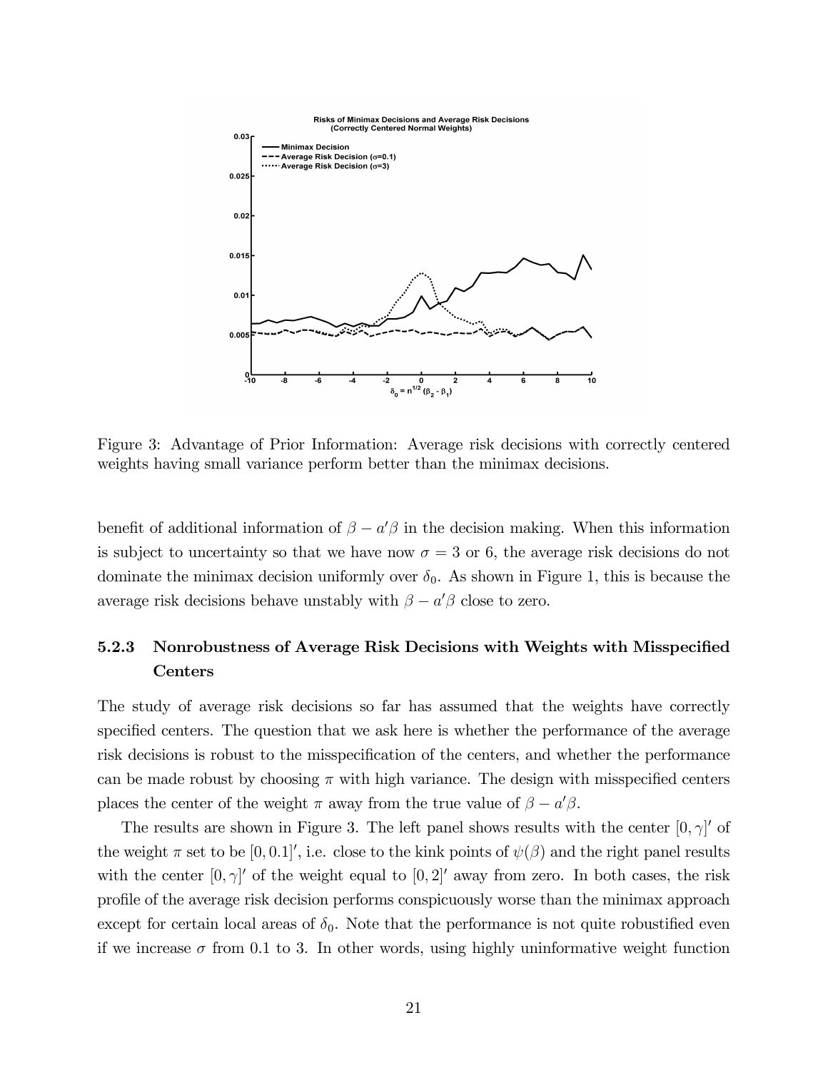Figure 3: Advantage of Prior Information: Average risk decisions with correctly centered weights having small variance perform better than the minimax decisions.

benefit of additional information of $\beta - a'\beta$ in the decision making. When this information is subject to uncertainty so that we have now $\sigma = 3$ or 6, the average risk decisions do not dominate the minimax decision uniformly over $\delta_0$. As shown in Figure 1, this is because the average risk decisions behave unstably with $\beta - a'\beta$ close to zero.

#### 5.2.3 Nonrobustness of Average Risk Decisions with Weights with Misspecified Centers

The study of average risk decisions so far has assumed that the weights have correctly specified centers. The question that we ask here is whether the performance of the average risk decisions is robust to the misspecification of the centers, and whether the performance can be made robust by choosing $\pi$ with high variance. The design with misspecified centers places the center of the weight $\pi$ away from the true value of $\beta - a'\beta$.

The results are shown in Figure 3. The left panel shows results with the center $[0, \gamma]'$ of the weight $\pi$ set to be $[0, 0.1]'$, i.e. close to the kink points of $\psi(\beta)$ and the right panel results with the center $[0, \gamma]'$ of the weight equal to $[0, 2]'$ away from zero. In both cases, the risk profile of the average risk decision performs conspicuously worse than the minimax approach except for certain local areas of $\delta_0$. Note that the performance is not quite robustified even if we increase $\sigma$ from 0.1 to 3. In other words, using highly uninformative weight function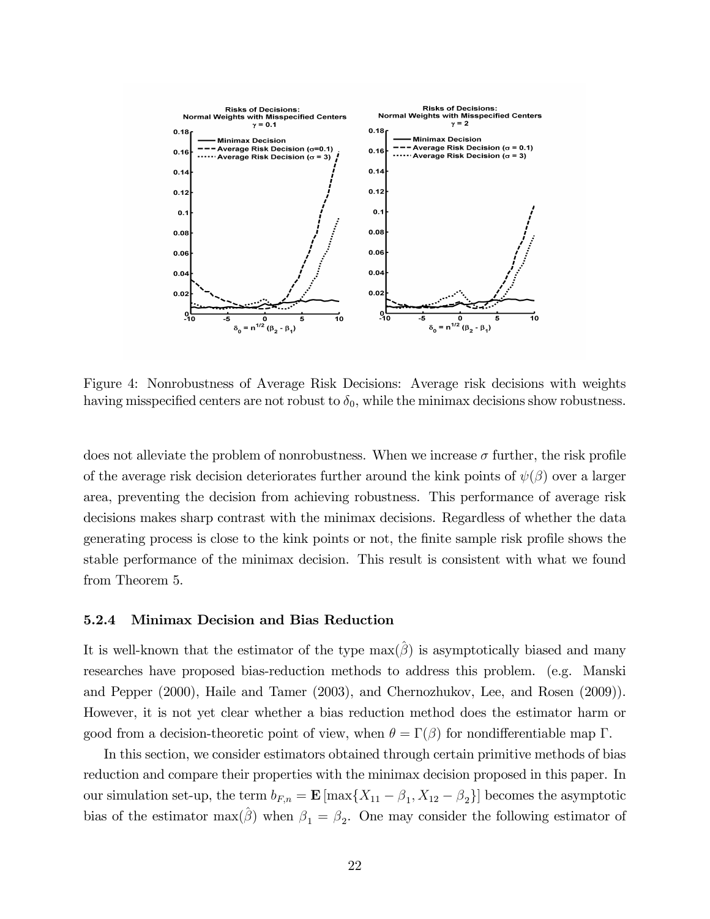Figure 4: Nonrobustness of Average Risk Decisions: Average risk decisions with weights having misspecified centers are not robust to $\delta_0$, while the minimax decisions show robustness.

does not alleviate the problem of nonrobustness. When we increase $\sigma$ further, the risk profile of the average risk decision deteriorates further around the kink points of $\psi(\beta)$ over a larger area, preventing the decision from achieving robustness. This performance of average risk decisions makes sharp contrast with the minimax decisions. Regardless of whether the data generating process is close to the kink points or not, the finite sample risk profile shows the stable performance of the minimax decision. This result is consistent with what we found from Theorem 5.

### 5.2.4 Minimax Decision and Bias Reduction

It is well-known that the estimator of the type $\max(\hat{\beta})$ is asymptotically biased and many researches have proposed bias-reduction methods to address this problem. (e.g. Manski and Pepper (2000), Haile and Tamer (2003), and Chernozhukov, Lee, and Rosen (2009)). However, it is not yet clear whether a bias reduction method does the estimator harm or good from a decision-theoretic point of view, when $\theta = \Gamma(\beta)$ for nondifferentiable map $\Gamma$.

In this section, we consider estimators obtained through certain primitive methods of bias reduction and compare their properties with the minimax decision proposed in this paper. In our simulation set-up, the term $b_{F,n} = \mathbf{E}[\max\{X_{11} - \beta_1, X_{12} - \beta_2\}]$ becomes the asymptotic bias of the estimator $\max(\hat{\beta})$ when $\beta_1 = \beta_2$. One may consider the following estimator of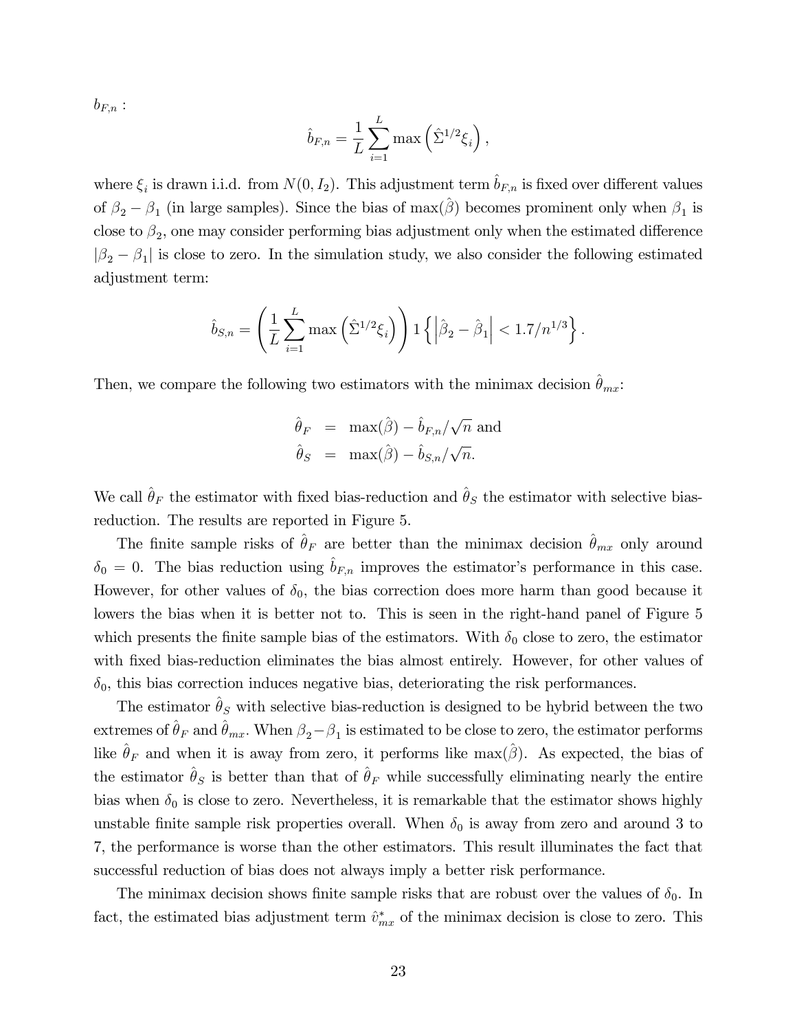$b_{F,n}$ :

$$\hat{b}_{F,n} = \frac{1}{L}\sum_{i=1}^{L} \max\left(\hat{\Sigma}^{1/2}\xi_i\right),$$

where $\xi_i$ is drawn i.i.d. from $N(0, I_2)$. This adjustment term $\hat{b}_{F,n}$ is fixed over different values of $\beta_2 - \beta_1$ (in large samples). Since the bias of $\max(\hat{\beta})$ becomes prominent only when $\beta_1$ is close to $\beta_2$, one may consider performing bias adjustment only when the estimated difference $|\beta_2 - \beta_1|$ is close to zero. In the simulation study, we also consider the following estimated adjustment term:

$$\hat{b}_{S,n} = \left(\frac{1}{L}\sum_{i=1}^{L} \max\left(\hat{\Sigma}^{1/2}\xi_i\right)\right) 1\left\{\left|\hat{\beta}_2 - \hat{\beta}_1\right| < 1.7/n^{1/3}\right\}.$$

Then, we compare the following two estimators with the minimax decision $\hat{\theta}_{mx}$:

$$\begin{aligned}
\hat{\theta}_F &= \max(\hat{\beta}) - \hat{b}_{F,n}/\sqrt{n} \text{ and} \\
\hat{\theta}_S &= \max(\hat{\beta}) - \hat{b}_{S,n}/\sqrt{n}.
\end{aligned}$$

We call $\hat{\theta}_F$ the estimator with fixed bias-reduction and $\hat{\theta}_S$ the estimator with selective bias-reduction. The results are reported in Figure 5.

The finite sample risks of $\hat{\theta}_F$ are better than the minimax decision $\hat{\theta}_{mx}$ only around $\delta_0 = 0$. The bias reduction using $\hat{b}_{F,n}$ improves the estimator's performance in this case. However, for other values of $\delta_0$, the bias correction does more harm than good because it lowers the bias when it is better not to. This is seen in the right-hand panel of Figure 5 which presents the finite sample bias of the estimators. With $\delta_0$ close to zero, the estimator with fixed bias-reduction eliminates the bias almost entirely. However, for other values of $\delta_0$, this bias correction induces negative bias, deteriorating the risk performances.

The estimator $\hat{\theta}_S$ with selective bias-reduction is designed to be hybrid between the two extremes of $\hat{\theta}_F$ and $\hat{\theta}_{mx}$. When $\beta_2 - \beta_1$ is estimated to be close to zero, the estimator performs like $\hat{\theta}_F$ and when it is away from zero, it performs like $\max(\hat{\beta})$. As expected, the bias of the estimator $\hat{\theta}_S$ is better than that of $\hat{\theta}_F$ while successfully eliminating nearly the entire bias when $\delta_0$ is close to zero. Nevertheless, it is remarkable that the estimator shows highly unstable finite sample risk properties overall. When $\delta_0$ is away from zero and around 3 to 7, the performance is worse than the other estimators. This result illuminates the fact that successful reduction of bias does not always imply a better risk performance.

The minimax decision shows finite sample risks that are robust over the values of $\delta_0$. In fact, the estimated bias adjustment term $\hat{v}^*_{mx}$ of the minimax decision is close to zero. This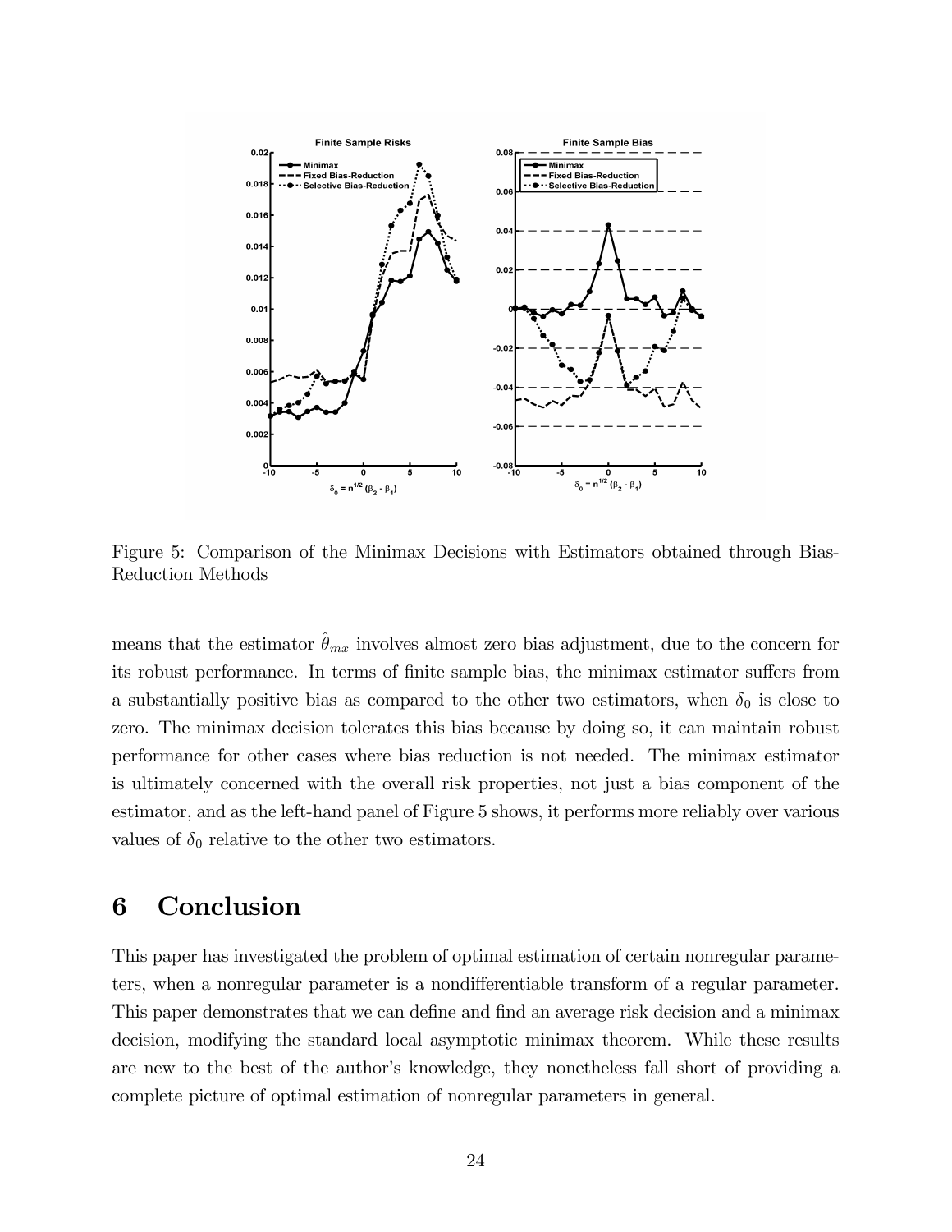Figure 5: Comparison of the Minimax Decisions with Estimators obtained through Bias-Reduction Methods

means that the estimator $\hat{\theta}_{mx}$ involves almost zero bias adjustment, due to the concern for its robust performance. In terms of finite sample bias, the minimax estimator suffers from a substantially positive bias as compared to the other two estimators, when $\delta_0$ is close to zero. The minimax decision tolerates this bias because by doing so, it can maintain robust performance for other cases where bias reduction is not needed. The minimax estimator is ultimately concerned with the overall risk properties, not just a bias component of the estimator, and as the left-hand panel of Figure 5 shows, it performs more reliably over various values of $\delta_0$ relative to the other two estimators.

# 6 Conclusion

This paper has investigated the problem of optimal estimation of certain nonregular parameters, when a nonregular parameter is a nondifferentiable transform of a regular parameter. This paper demonstrates that we can define and find an average risk decision and a minimax decision, modifying the standard local asymptotic minimax theorem. While these results are new to the best of the author's knowledge, they nonetheless fall short of providing a complete picture of optimal estimation of nonregular parameters in general.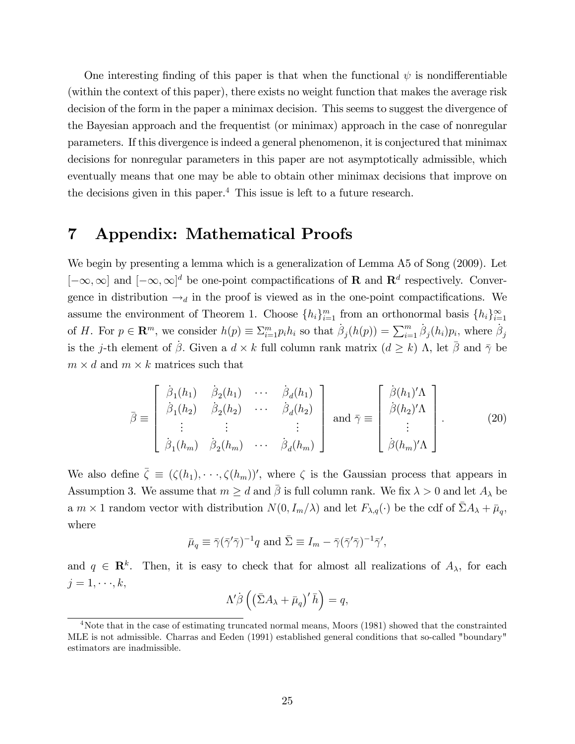One interesting finding of this paper is that when the functional $\psi$ is nondifferentiable (within the context of this paper), there exists no weight function that makes the average risk decision of the form in the paper a minimax decision. This seems to suggest the divergence of the Bayesian approach and the frequentist (or minimax) approach in the case of nonregular parameters. If this divergence is indeed a general phenomenon, it is conjectured that minimax decisions for nonregular parameters in this paper are not asymptotically admissible, which eventually means that one may be able to obtain other minimax decisions that improve on the decisions given in this paper.[4] This issue is left to a future research.

# 7 Appendix: Mathematical Proofs

We begin by presenting a lemma which is a generalization of Lemma A5 of Song (2009). Let $[-\infty, \infty]$ and $[-\infty, \infty]^d$ be one-point compactifications of $\mathbf{R}$ and $\mathbf{R}^d$ respectively. Convergence in distribution $\to_d$ in the proof is viewed as in the one-point compactifications. We assume the environment of Theorem 1. Choose $\{h_i\}_{i=1}^m$ from an orthonormal basis $\{h_i\}_{i=1}^\infty$ of $H$. For $p \in \mathbf{R}^m$, we consider $h(p) \equiv \Sigma_{i=1}^m p_i h_i$ so that $\dot{\beta}_j(h(p)) = \sum_{i=1}^m \dot{\beta}_j(h_i)p_i$, where $\dot{\beta}_j$ is the $j$-th element of $\dot{\beta}$. Given a $d \times k$ full column rank matrix ($d \geq k$) $\Lambda$, let $\bar{\beta}$ and $\bar{\gamma}$ be $m \times d$ and $m \times k$ matrices such that

$$\bar{\beta} \equiv \begin{bmatrix} \dot{\beta}_1(h_1) & \dot{\beta}_2(h_1) & \cdots & \dot{\beta}_d(h_1) \\ \dot{\beta}_1(h_2) & \dot{\beta}_2(h_2) & \cdots & \dot{\beta}_d(h_2) \\ \vdots & \vdots & & \vdots \\ \dot{\beta}_1(h_m) & \dot{\beta}_2(h_m) & \cdots & \dot{\beta}_d(h_m) \end{bmatrix} \text{ and } \bar{\gamma} \equiv \begin{bmatrix} \dot{\beta}(h_1)'\Lambda \\ \dot{\beta}(h_2)'\Lambda \\ \vdots \\ \dot{\beta}(h_m)'\Lambda \end{bmatrix}. \tag{20}$$

We also define $\bar{\zeta} \equiv (\zeta(h_1), \cdots, \zeta(h_m))'$, where $\zeta$ is the Gaussian process that appears in Assumption 3. We assume that $m \geq d$ and $\bar{\beta}$ is full column rank. We fix $\lambda > 0$ and let $A_\lambda$ be a $m \times 1$ random vector with distribution $N(0, I_m/\lambda)$ and let $F_{\lambda,q}(\cdot)$ be the cdf of $\bar{\Sigma}A_\lambda + \bar{\mu}_q$, where

$$\bar{\mu}_q \equiv \bar{\gamma}(\bar{\gamma}'\bar{\gamma})^{-1}q \text{ and } \bar{\Sigma} \equiv I_m - \bar{\gamma}(\bar{\gamma}'\bar{\gamma})^{-1}\bar{\gamma}',$$

and $q \in \mathbf{R}^k$. Then, it is easy to check that for almost all realizations of $A_\lambda$, for each $j = 1, \cdots, k$,

$$\Lambda'\dot{\beta}\left(\left(\bar{\Sigma}A_\lambda + \bar{\mu}_q\right)'\bar{h}\right) = q,$$

[4] Note that in the case of estimating truncated normal means, Moors (1981) showed that the constrainted MLE is not admissible. Charras and Eeden (1991) established general conditions that so-called "boundary" estimators are inadmissible.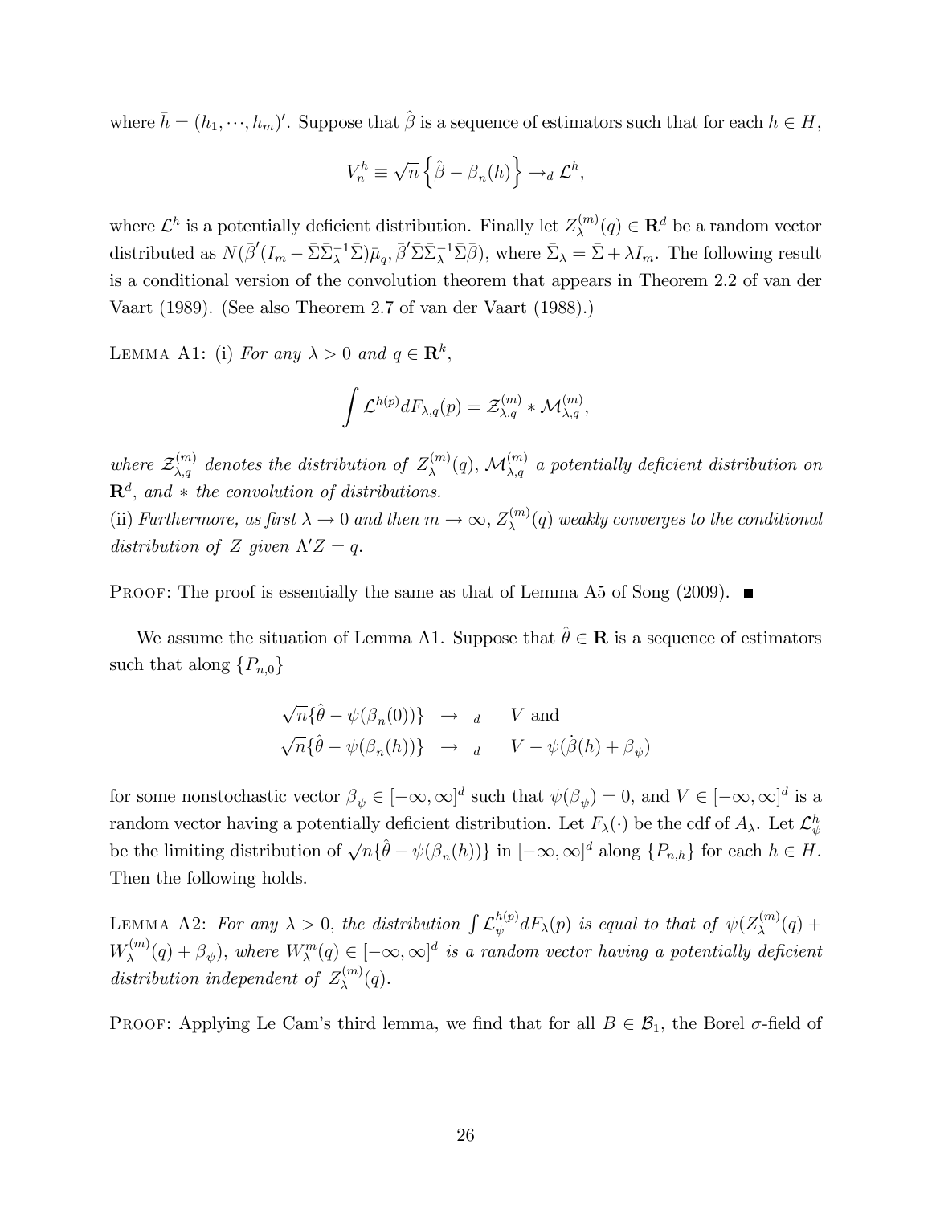where $\bar{h} = (h_1, \cdots, h_m)'$. Suppose that $\hat{\beta}$ is a sequence of estimators such that for each $h \in H$,

$$V_n^h \equiv \sqrt{n}\left\{\hat{\beta} - \beta_n(h)\right\} \to_d \mathcal{L}^h,$$

where $\mathcal{L}^h$ is a potentially deficient distribution. Finally let $Z_\lambda^{(m)}(q) \in \mathbf{R}^d$ be a random vector distributed as $N(\bar{\beta}'(I_m - \bar{\Sigma}\bar{\Sigma}_\lambda^{-1}\bar{\Sigma})\bar{\mu}_q, \bar{\beta}'\bar{\Sigma}\bar{\Sigma}_\lambda^{-1}\bar{\Sigma}\bar{\beta})$, where $\bar{\Sigma}_\lambda = \bar{\Sigma} + \lambda I_m$. The following result is a conditional version of the convolution theorem that appears in Theorem 2.2 of van der Vaart (1989). (See also Theorem 2.7 of van der Vaart (1988).)

Lemma A1: (i) *For any* $\lambda > 0$ *and* $q \in \mathbf{R}^k$,

$$\int \mathcal{L}^{h(p)} dF_{\lambda,q}(p) = \mathcal{Z}_{\lambda,q}^{(m)} * \mathcal{M}_{\lambda,q}^{(m)},$$

*where* $\mathcal{Z}_{\lambda,q}^{(m)}$ *denotes the distribution of* $Z_\lambda^{(m)}(q)$, $\mathcal{M}_{\lambda,q}^{(m)}$ *a potentially deficient distribution on* $\mathbf{R}^d$, *and* $*$ *the convolution of distributions.*
(ii) *Furthermore, as first* $\lambda \to 0$ *and then* $m \to \infty$, $Z_\lambda^{(m)}(q)$ *weakly converges to the conditional distribution of* $Z$ *given* $\Lambda' Z = q$.

Proof: The proof is essentially the same as that of Lemma A5 of Song (2009). ■

We assume the situation of Lemma A1. Suppose that $\hat{\theta} \in \mathbf{R}$ is a sequence of estimators such that along $\{P_{n,0}\}$

$$\begin{aligned}
\sqrt{n}\{\hat{\theta} - \psi(\beta_n(0))\} &\to_d V \text{ and} \\
\sqrt{n}\{\hat{\theta} - \psi(\beta_n(h))\} &\to_d V - \psi(\dot{\beta}(h) + \beta_\psi)
\end{aligned}$$

for some nonstochastic vector $\beta_\psi \in [-\infty, \infty]^d$ such that $\psi(\beta_\psi) = 0$, and $V \in [-\infty, \infty]^d$ is a random vector having a potentially deficient distribution. Let $F_\lambda(\cdot)$ be the cdf of $A_\lambda$. Let $\mathcal{L}_\psi^h$ be the limiting distribution of $\sqrt{n}\{\hat{\theta} - \psi(\beta_n(h))\}$ in $[-\infty, \infty]^d$ along $\{P_{n,h}\}$ for each $h \in H$. Then the following holds.

Lemma A2: *For any* $\lambda > 0$, *the distribution* $\int \mathcal{L}_\psi^{h(p)} dF_\lambda(p)$ *is equal to that of* $\psi(Z_\lambda^{(m)}(q) + W_\lambda^{(m)}(q) + \beta_\psi)$, *where* $W_\lambda^m(q) \in [-\infty, \infty]^d$ *is a random vector having a potentially deficient distribution independent of* $Z_\lambda^{(m)}(q)$.

Proof: Applying Le Cam's third lemma, we find that for all $B \in \mathcal{B}_1$, the Borel $\sigma$-field of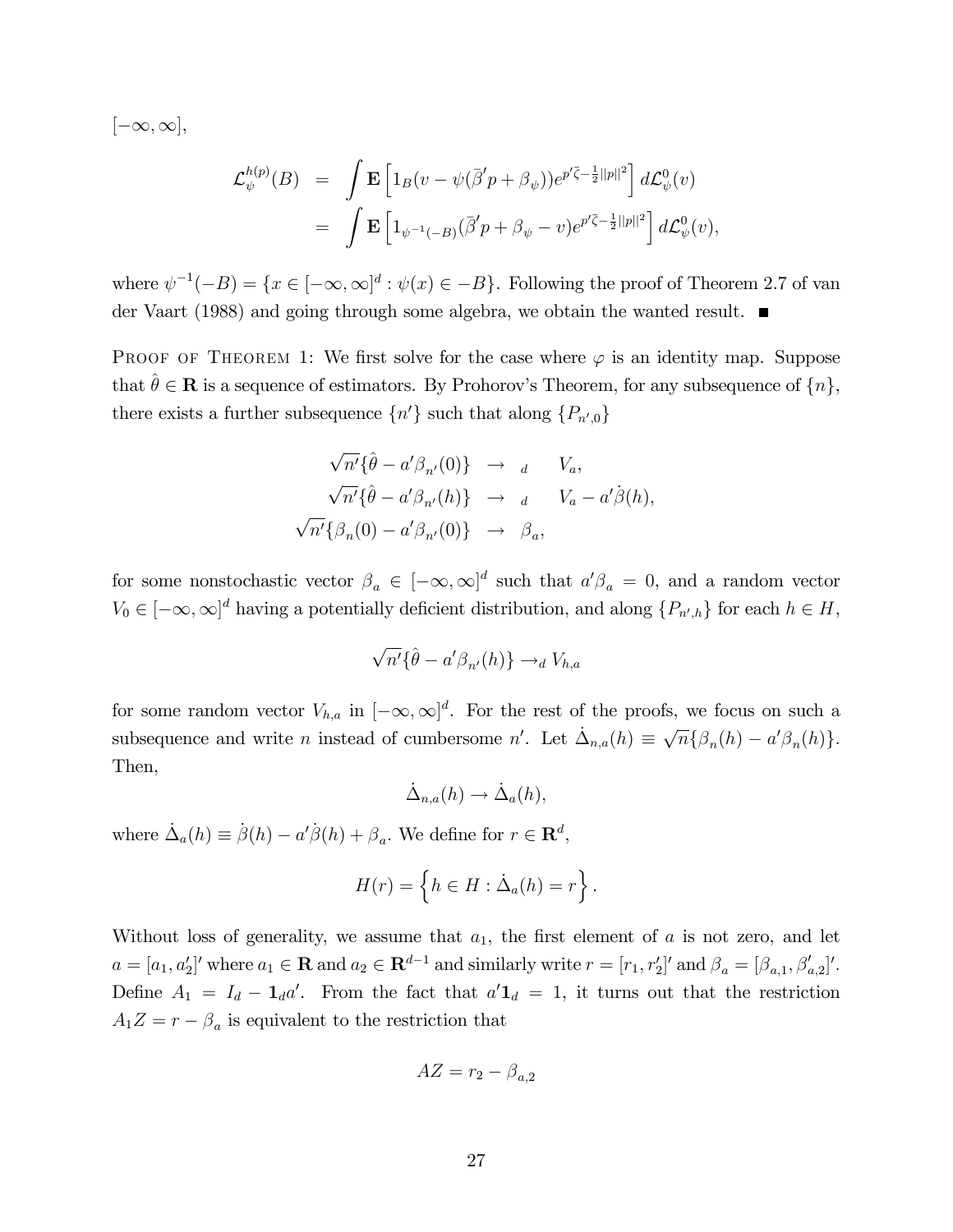$[-\infty, \infty]$,

$$
\begin{aligned}
\mathcal{L}_{\psi}^{h(p)}(B) &= \int \mathbf{E}\left[1_B(v - \psi(\bar{\beta}'p + \beta_{\psi}))e^{p'\bar{\zeta} - \frac{1}{2}||p||^2}\right] d\mathcal{L}_{\psi}^0(v) \\
&= \int \mathbf{E}\left[1_{\psi^{-1}(-B)}(\bar{\beta}'p + \beta_{\psi} - v)e^{p'\bar{\zeta} - \frac{1}{2}||p||^2}\right] d\mathcal{L}_{\psi}^0(v),
\end{aligned}
$$

where $\psi^{-1}(-B) = \{x \in [-\infty, \infty]^d : \psi(x) \in -B\}$. Following the proof of Theorem 2.7 of van der Vaart (1988) and going through some algebra, we obtain the wanted result. ■

Proof of Theorem 1: We first solve for the case where $\varphi$ is an identity map. Suppose that $\hat{\theta} \in \mathbf{R}$ is a sequence of estimators. By Prohorov's Theorem, for any subsequence of $\{n\}$, there exists a further subsequence $\{n'\}$ such that along $\{P_{n',0}\}$

$$
\begin{aligned}
\sqrt{n'}\{\hat{\theta} - a'\beta_{n'}(0)\} &\to_d V_a, \\
\sqrt{n'}\{\hat{\theta} - a'\beta_{n'}(h)\} &\to_d V_a - a'\dot{\beta}(h), \\
\sqrt{n'}\{\beta_n(0) - a'\beta_{n'}(0)\} &\to \beta_a,
\end{aligned}
$$

for some nonstochastic vector $\beta_a \in [-\infty, \infty]^d$ such that $a'\beta_a = 0$, and a random vector $V_0 \in [-\infty, \infty]^d$ having a potentially deficient distribution, and along $\{P_{n',h}\}$ for each $h \in H$,

$$
\sqrt{n'}\{\hat{\theta} - a'\beta_{n'}(h)\} \to_d V_{h,a}
$$

for some random vector $V_{h,a}$ in $[-\infty, \infty]^d$. For the rest of the proofs, we focus on such a subsequence and write $n$ instead of cumbersome $n'$. Let $\dot{\Delta}_{n,a}(h) \equiv \sqrt{n}\{\beta_n(h) - a'\beta_n(h)\}$. Then,

$$
\dot{\Delta}_{n,a}(h) \to \dot{\Delta}_a(h),
$$

where $\dot{\Delta}_a(h) \equiv \dot{\beta}(h) - a'\dot{\beta}(h) + \beta_a$. We define for $r \in \mathbf{R}^d$,

$$
H(r) = \left\{h \in H : \dot{\Delta}_a(h) = r\right\}.
$$

Without loss of generality, we assume that $a_1$, the first element of $a$ is not zero, and let $a = [a_1, a_2']'$ where $a_1 \in \mathbf{R}$ and $a_2 \in \mathbf{R}^{d-1}$ and similarly write $r = [r_1, r_2']'$ and $\beta_a = [\beta_{a,1}, \beta_{a,2}']'$. Define $A_1 = I_d - \mathbf{1}_d a'$. From the fact that $a'\mathbf{1}_d = 1$, it turns out that the restriction $A_1 Z = r - \beta_a$ is equivalent to the restriction that

$$
AZ = r_2 - \beta_{a,2}
$$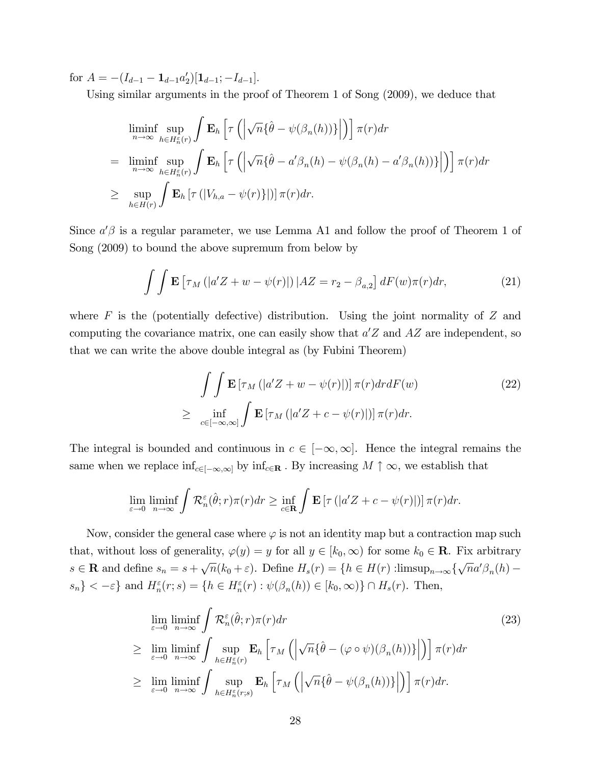for $A = -(I_{d-1} - \mathbf{1}_{d-1}a_2')[\mathbf{1}_{d-1}; -I_{d-1}]$.

Using similar arguments in the proof of Theorem 1 of Song (2009), we deduce that

$$
\begin{aligned}
& \liminf_{n\to\infty} \sup_{h\in H_n^\varepsilon(r)} \int \mathbf{E}_h \left[\tau\left(\left|\sqrt{n}\{\hat{\theta} - \psi(\beta_n(h))\}\right|\right)\right]\pi(r)dr \\
= & \liminf_{n\to\infty} \sup_{h\in H_n^\varepsilon(r)} \int \mathbf{E}_h \left[\tau\left(\left|\sqrt{n}\{\hat{\theta} - a'\beta_n(h) - \psi(\beta_n(h) - a'\beta_n(h))\}\right|\right)\right]\pi(r)dr \\
\geq & \sup_{h\in H(r)} \int \mathbf{E}_h \left[\tau\left(\left|V_{h,a} - \psi(r)\}\right|\right)\right]\pi(r)dr.
\end{aligned}
$$

Since $a'\beta$ is a regular parameter, we use Lemma A1 and follow the proof of Theorem 1 of Song (2009) to bound the above supremum from below by

$$
\int\int \mathbf{E}\left[\tau_M\left(|a'Z + w - \psi(r)|\right)|AZ = r_2 - \beta_{a,2}\right]dF(w)\pi(r)dr, \tag{21}
$$

where $F$ is the (potentially defective) distribution. Using the joint normality of $Z$ and computing the covariance matrix, one can easily show that $a'Z$ and $AZ$ are independent, so that we can write the above double integral as (by Fubini Theorem)

$$
\begin{aligned}
& \int\int \mathbf{E}\left[\tau_M\left(|a'Z + w - \psi(r)|\right)\right]\pi(r)drdF(w) \\
\geq & \inf_{c\in[-\infty,\infty]} \int \mathbf{E}\left[\tau_M\left(|a'Z + c - \psi(r)|\right)\right]\pi(r)dr.
\end{aligned} \tag{22}
$$

The integral is bounded and continuous in $c \in [-\infty, \infty]$. Hence the integral remains the same when we replace $\inf_{c\in[-\infty,\infty]}$ by $\inf_{c\in\mathbf{R}}$. By increasing $M \uparrow \infty$, we establish that

$$
\lim_{\varepsilon\to 0}\liminf_{n\to\infty} \int \mathcal{R}_n^\varepsilon(\hat{\theta}; r)\pi(r)dr \geq \inf_{c\in\mathbf{R}} \int \mathbf{E}\left[\tau\left(|a'Z + c - \psi(r)|\right)\right]\pi(r)dr.
$$

Now, consider the general case where $\varphi$ is not an identity map but a contraction map such that, without loss of generality, $\varphi(y) = y$ for all $y \in [k_0, \infty)$ for some $k_0 \in \mathbf{R}$. Fix arbitrary $s \in \mathbf{R}$ and define $s_n = s + \sqrt{n}(k_0 + \varepsilon)$. Define $H_s(r) = \{h \in H(r) : \limsup_{n\to\infty}\{\sqrt{n}a'\beta_n(h) - s_n\} < -\varepsilon\}$ and $H_n^\varepsilon(r; s) = \{h \in H_n^\varepsilon(r) : \psi(\beta_n(h)) \in [k_0, \infty)\} \cap H_s(r)$. Then,

$$
\begin{aligned}
& \lim_{\varepsilon\to 0}\liminf_{n\to\infty} \int \mathcal{R}_n^\varepsilon(\hat{\theta}; r)\pi(r)dr \\
\geq & \lim_{\varepsilon\to 0}\liminf_{n\to\infty} \int \sup_{h\in H_n^\varepsilon(r)} \mathbf{E}_h\left[\tau_M\left(\left|\sqrt{n}\{\hat{\theta} - (\varphi\circ\psi)(\beta_n(h))\}\right|\right)\right]\pi(r)dr \\
\geq & \lim_{\varepsilon\to 0}\liminf_{n\to\infty} \int \sup_{h\in H_n^\varepsilon(r;s)} \mathbf{E}_h\left[\tau_M\left(\left|\sqrt{n}\{\hat{\theta} - \psi(\beta_n(h))\}\right|\right)\right]\pi(r)dr.
\end{aligned} \tag{23}
$$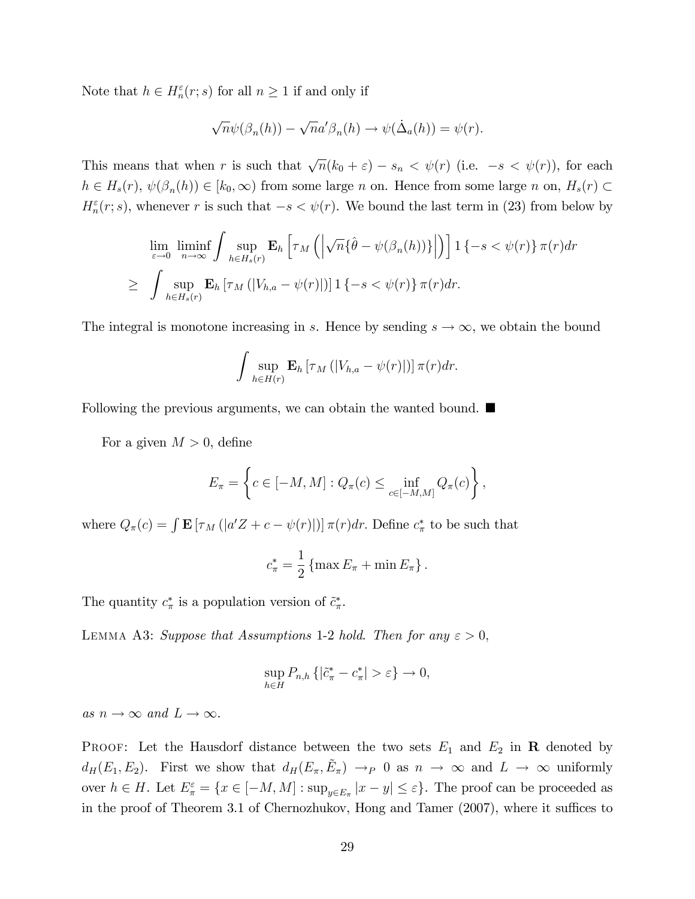Note that $h \in H_n^\varepsilon(r;s)$ for all $n \geq 1$ if and only if

$$\sqrt{n}\psi(\beta_n(h)) - \sqrt{n}a'\beta_n(h) \to \psi(\dot{\Delta}_a(h)) = \psi(r).$$

This means that when $r$ is such that $\sqrt{n}(k_0 + \varepsilon) - s_n < \psi(r)$ (i.e. $-s < \psi(r)$), for each $h \in H_s(r)$, $\psi(\beta_n(h)) \in [k_0, \infty)$ from some large $n$ on. Hence from some large $n$ on, $H_s(r) \subset H_n^\varepsilon(r;s)$, whenever $r$ is such that $-s < \psi(r)$. We bound the last term in (23) from below by

$$\begin{aligned}
&\lim_{\varepsilon \to 0} \liminf_{n \to \infty} \int \sup_{h \in H_s(r)} \mathbf{E}_h \left[ \tau_M \left( \left| \sqrt{n}\{\hat{\theta} - \psi(\beta_n(h))\} \right| \right) \right] 1\{-s < \psi(r)\} \pi(r) dr \\
\geq \; & \int \sup_{h \in H_s(r)} \mathbf{E}_h \left[ \tau_M \left( |V_{h,a} - \psi(r)| \right) \right] 1\{-s < \psi(r)\} \pi(r) dr.
\end{aligned}$$

The integral is monotone increasing in $s$. Hence by sending $s \to \infty$, we obtain the bound

$$\int \sup_{h \in H(r)} \mathbf{E}_h \left[ \tau_M \left( |V_{h,a} - \psi(r)| \right) \right] \pi(r) dr.$$

Following the previous arguments, we can obtain the wanted bound. ■

For a given $M > 0$, define

$$E_\pi = \left\{ c \in [-M, M] : Q_\pi(c) \leq \inf_{c \in [-M,M]} Q_\pi(c) \right\},$$

where $Q_\pi(c) = \int \mathbf{E}\left[ \tau_M \left( |a'Z + c - \psi(r)| \right) \right] \pi(r) dr$. Define $c_\pi^*$ to be such that

$$c_\pi^* = \frac{1}{2} \left\{ \max E_\pi + \min E_\pi \right\}.$$

The quantity $c_\pi^*$ is a population version of $\tilde{c}_\pi^*$.

Lemma A3: *Suppose that Assumptions* 1-2 *hold. Then for any* $\varepsilon > 0$,

$$\sup_{h \in H} P_{n,h} \left\{ |\tilde{c}_\pi^* - c_\pi^*| > \varepsilon \right\} \to 0,$$

*as* $n \to \infty$ *and* $L \to \infty$.

Proof: Let the Hausdorf distance between the two sets $E_1$ and $E_2$ in $\mathbf{R}$ denoted by $d_H(E_1, E_2)$. First we show that $d_H(E_\pi, \tilde{E}_\pi) \to_P 0$ as $n \to \infty$ and $L \to \infty$ uniformly over $h \in H$. Let $E_\pi^\varepsilon = \{x \in [-M, M] : \sup_{y \in E_\pi} |x - y| \leq \varepsilon\}$. The proof can be proceeded as in the proof of Theorem 3.1 of Chernozhukov, Hong and Tamer (2007), where it suffices to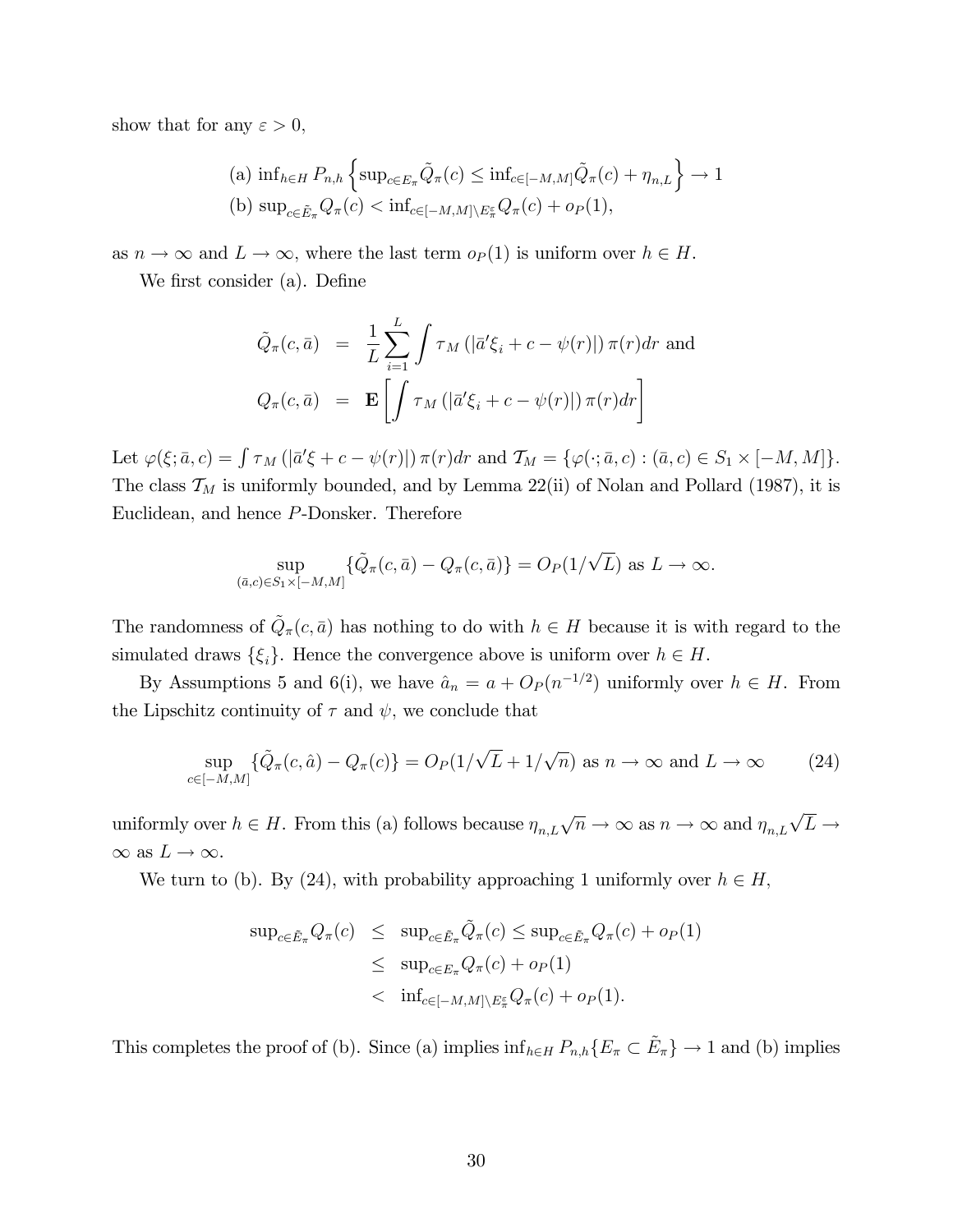show that for any $\varepsilon > 0$,

$$
\begin{aligned}
&\text{(a) } \inf_{h \in H} P_{n,h}\left\{\sup_{c \in E_\pi} \tilde{Q}_\pi(c) \leq \inf_{c \in [-M,M]} \tilde{Q}_\pi(c) + \eta_{n,L}\right\} \to 1 \\
&\text{(b) } \sup_{c \in \tilde{E}_\pi} Q_\pi(c) < \inf_{c \in [-M,M] \setminus E_\pi^\varepsilon} Q_\pi(c) + o_P(1),
\end{aligned}
$$

as $n \to \infty$ and $L \to \infty$, where the last term $o_P(1)$ is uniform over $h \in H$.

We first consider (a). Define

$$
\begin{aligned}
\tilde{Q}_\pi(c, \bar{a}) &= \frac{1}{L} \sum_{i=1}^{L} \int \tau_M \left(|\bar{a}'\xi_i + c - \psi(r)|\right) \pi(r) dr \text{ and} \\
Q_\pi(c, \bar{a}) &= \mathbf{E}\left[\int \tau_M \left(|\bar{a}'\xi_i + c - \psi(r)|\right) \pi(r) dr\right]
\end{aligned}
$$

Let $\varphi(\xi; \bar{a}, c) = \int \tau_M \left(|\bar{a}'\xi + c - \psi(r)|\right) \pi(r) dr$ and $\mathcal{T}_M = \{\varphi(\cdot; \bar{a}, c) : (\bar{a}, c) \in S_1 \times [-M, M]\}$. The class $\mathcal{T}_M$ is uniformly bounded, and by Lemma 22(ii) of Nolan and Pollard (1987), it is Euclidean, and hence $P$-Donsker. Therefore

$$
\sup_{(\bar{a}, c) \in S_1 \times [-M,M]} \{\tilde{Q}_\pi(c, \bar{a}) - Q_\pi(c, \bar{a})\} = O_P(1/\sqrt{L}) \text{ as } L \to \infty.
$$

The randomness of $\tilde{Q}_\pi(c, \bar{a})$ has nothing to do with $h \in H$ because it is with regard to the simulated draws $\{\xi_i\}$. Hence the convergence above is uniform over $h \in H$.

By Assumptions 5 and 6(i), we have $\hat{a}_n = a + O_P(n^{-1/2})$ uniformly over $h \in H$. From the Lipschitz continuity of $\tau$ and $\psi$, we conclude that

$$
\sup_{c \in [-M,M]} \{\tilde{Q}_\pi(c, \hat{a}) - Q_\pi(c)\} = O_P(1/\sqrt{L} + 1/\sqrt{n}) \text{ as } n \to \infty \text{ and } L \to \infty \tag{24}
$$

uniformly over $h \in H$. From this (a) follows because $\eta_{n,L}\sqrt{n} \to \infty$ as $n \to \infty$ and $\eta_{n,L}\sqrt{L} \to \infty$ as $L \to \infty$.

We turn to (b). By (24), with probability approaching 1 uniformly over $h \in H$,

$$
\begin{aligned}
\sup_{c \in \tilde{E}_\pi} Q_\pi(c) &\leq \sup_{c \in \tilde{E}_\pi} \tilde{Q}_\pi(c) \leq \sup_{c \in \tilde{E}_\pi} Q_\pi(c) + o_P(1) \\
&\leq \sup_{c \in E_\pi} Q_\pi(c) + o_P(1) \\
&< \inf_{c \in [-M,M] \setminus E_\pi^\varepsilon} Q_\pi(c) + o_P(1).
\end{aligned}
$$

This completes the proof of (b). Since (a) implies $\inf_{h \in H} P_{n,h}\{E_\pi \subset \tilde{E}_\pi\} \to 1$ and (b) implies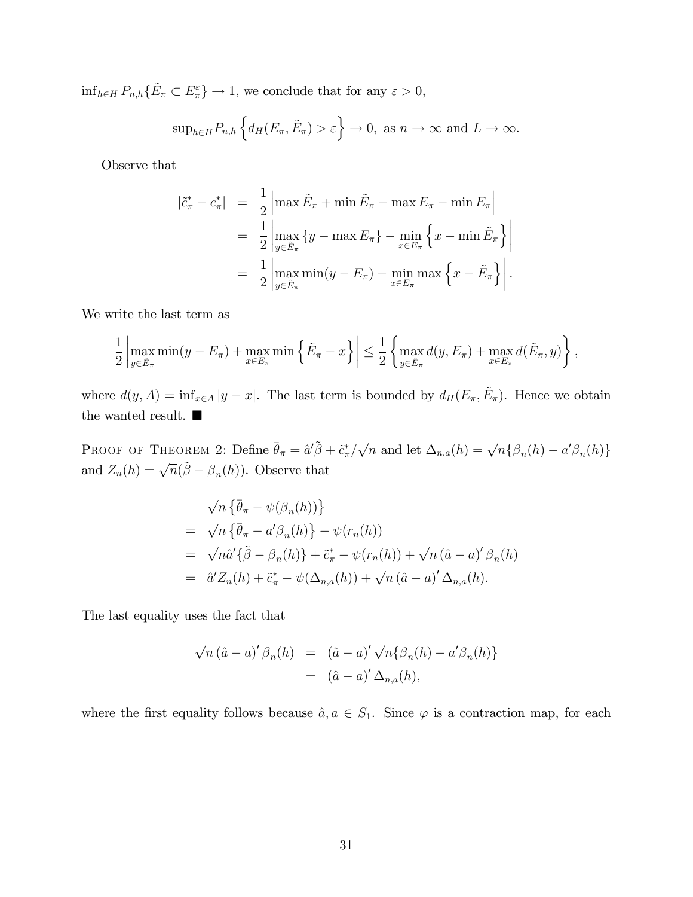$\inf_{h \in H} P_{n,h}\{\tilde{E}_\pi \subset E_\pi^\varepsilon\} \to 1$, we conclude that for any $\varepsilon > 0$,

$$\sup_{h \in H} P_{n,h}\left\{d_H(E_\pi, \tilde{E}_\pi) > \varepsilon\right\} \to 0, \text{ as } n \to \infty \text{ and } L \to \infty.$$

Observe that

$$\begin{aligned}
|\tilde{c}_\pi^* - c_\pi^*| &= \frac{1}{2}\left|\max \tilde{E}_\pi + \min \tilde{E}_\pi - \max E_\pi - \min E_\pi\right| \\
&= \frac{1}{2}\left|\max_{y \in \tilde{E}_\pi}\{y - \max E_\pi\} - \min_{x \in E_\pi}\left\{x - \min \tilde{E}_\pi\right\}\right| \\
&= \frac{1}{2}\left|\max_{y \in \tilde{E}_\pi} \min(y - E_\pi) - \min_{x \in E_\pi} \max\left\{x - \tilde{E}_\pi\right\}\right|.
\end{aligned}$$

We write the last term as

$$\frac{1}{2}\left|\max_{y \in \tilde{E}_\pi} \min(y - E_\pi) + \max_{x \in E_\pi} \min\left\{\tilde{E}_\pi - x\right\}\right| \leq \frac{1}{2}\left\{\max_{y \in \tilde{E}_\pi} d(y, E_\pi) + \max_{x \in E_\pi} d(\tilde{E}_\pi, y)\right\},$$

where $d(y, A) = \inf_{x \in A}|y - x|$. The last term is bounded by $d_H(E_\pi, \tilde{E}_\pi)$. Hence we obtain the wanted result. ■

Proof of Theorem 2: Define $\bar{\theta}_\pi = \hat{a}'\tilde{\beta} + \tilde{c}_\pi^*/\sqrt{n}$ and let $\Delta_{n,a}(h) = \sqrt{n}\{\beta_n(h) - a'\beta_n(h)\}$ and $Z_n(h) = \sqrt{n}(\tilde{\beta} - \beta_n(h))$. Observe that

$$\begin{aligned}
&\sqrt{n}\left\{\bar{\theta}_\pi - \psi(\beta_n(h))\right\} \\
=\; &\sqrt{n}\left\{\bar{\theta}_\pi - a'\beta_n(h)\right\} - \psi(r_n(h)) \\
=\; &\sqrt{n}\hat{a}'\{\tilde{\beta} - \beta_n(h)\} + \tilde{c}_\pi^* - \psi(r_n(h)) + \sqrt{n}\left(\hat{a} - a\right)'\beta_n(h) \\
=\; &\hat{a}'Z_n(h) + \tilde{c}_\pi^* - \psi(\Delta_{n,a}(h)) + \sqrt{n}\left(\hat{a} - a\right)'\Delta_{n,a}(h).
\end{aligned}$$

The last equality uses the fact that

$$\begin{aligned}
\sqrt{n}\left(\hat{a} - a\right)'\beta_n(h) &= \left(\hat{a} - a\right)'\sqrt{n}\{\beta_n(h) - a'\beta_n(h)\} \\
&= \left(\hat{a} - a\right)'\Delta_{n,a}(h),
\end{aligned}$$

where the first equality follows because $\hat{a}, a \in S_1$. Since $\varphi$ is a contraction map, for each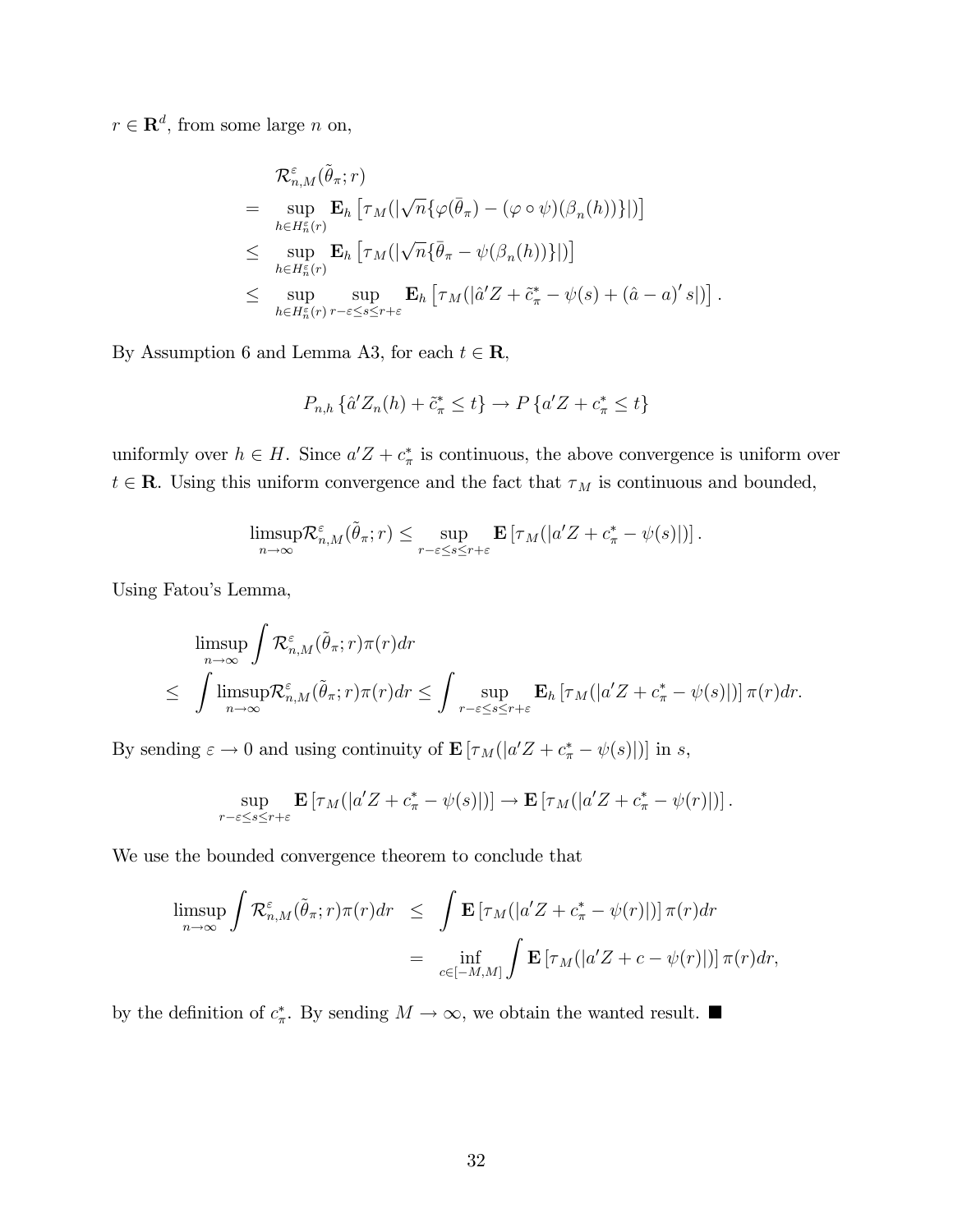$r \in \mathbf{R}^d$, from some large $n$ on,

$$
\begin{aligned}
& \mathcal{R}^{\varepsilon}_{n,M}(\tilde{\theta}_\pi; r) \\
= & \sup_{h \in H^{\varepsilon}_n(r)} \mathbf{E}_h \left[ \tau_M(|\sqrt{n}\{\varphi(\bar{\theta}_\pi) - (\varphi \circ \psi)(\beta_n(h))\}|) \right] \\
\leq & \sup_{h \in H^{\varepsilon}_n(r)} \mathbf{E}_h \left[ \tau_M(|\sqrt{n}\{\bar{\theta}_\pi - \psi(\beta_n(h))\}|) \right] \\
\leq & \sup_{h \in H^{\varepsilon}_n(r)} \sup_{r-\varepsilon \leq s \leq r+\varepsilon} \mathbf{E}_h \left[ \tau_M(|\hat{a}'Z + \tilde{c}^*_\pi - \psi(s) + (\hat{a} - a)' s|) \right].
\end{aligned}
$$

By Assumption 6 and Lemma A3, for each $t \in \mathbf{R}$,

$$
P_{n,h} \left\{ \hat{a}'Z_n(h) + \tilde{c}^*_\pi \leq t \right\} \to P\left\{ a'Z + c^*_\pi \leq t \right\}
$$

uniformly over $h \in H$. Since $a'Z + c^*_\pi$ is continuous, the above convergence is uniform over $t \in \mathbf{R}$. Using this uniform convergence and the fact that $\tau_M$ is continuous and bounded,

$$
\operatorname*{limsup}_{n \to \infty} \mathcal{R}^{\varepsilon}_{n,M}(\tilde{\theta}_\pi; r) \leq \sup_{r-\varepsilon \leq s \leq r+\varepsilon} \mathbf{E}\left[ \tau_M(|a'Z + c^*_\pi - \psi(s)|) \right].
$$

Using Fatou's Lemma,

$$
\begin{aligned}
& \operatorname*{limsup}_{n \to \infty} \int \mathcal{R}^{\varepsilon}_{n,M}(\tilde{\theta}_\pi; r)\pi(r)dr \\
\leq & \int \operatorname*{limsup}_{n \to \infty} \mathcal{R}^{\varepsilon}_{n,M}(\tilde{\theta}_\pi; r)\pi(r)dr \leq \int \sup_{r-\varepsilon \leq s \leq r+\varepsilon} \mathbf{E}_h \left[ \tau_M(|a'Z + c^*_\pi - \psi(s)|) \right] \pi(r)dr.
\end{aligned}
$$

By sending $\varepsilon \to 0$ and using continuity of $\mathbf{E}\left[ \tau_M(|a'Z + c^*_\pi - \psi(s)|) \right]$ in $s$,

$$
\sup_{r-\varepsilon \leq s \leq r+\varepsilon} \mathbf{E}\left[ \tau_M(|a'Z + c^*_\pi - \psi(s)|) \right] \to \mathbf{E}\left[ \tau_M(|a'Z + c^*_\pi - \psi(r)|) \right].
$$

We use the bounded convergence theorem to conclude that

$$
\begin{aligned}
\operatorname*{limsup}_{n \to \infty} \int \mathcal{R}^{\varepsilon}_{n,M}(\tilde{\theta}_\pi; r)\pi(r)dr & \leq \int \mathbf{E}\left[ \tau_M(|a'Z + c^*_\pi - \psi(r)|) \right] \pi(r)dr \\
& = \inf_{c \in [-M,M]} \int \mathbf{E}\left[ \tau_M(|a'Z + c - \psi(r)|) \right] \pi(r)dr,
\end{aligned}
$$

by the definition of $c^*_\pi$. By sending $M \to \infty$, we obtain the wanted result. ■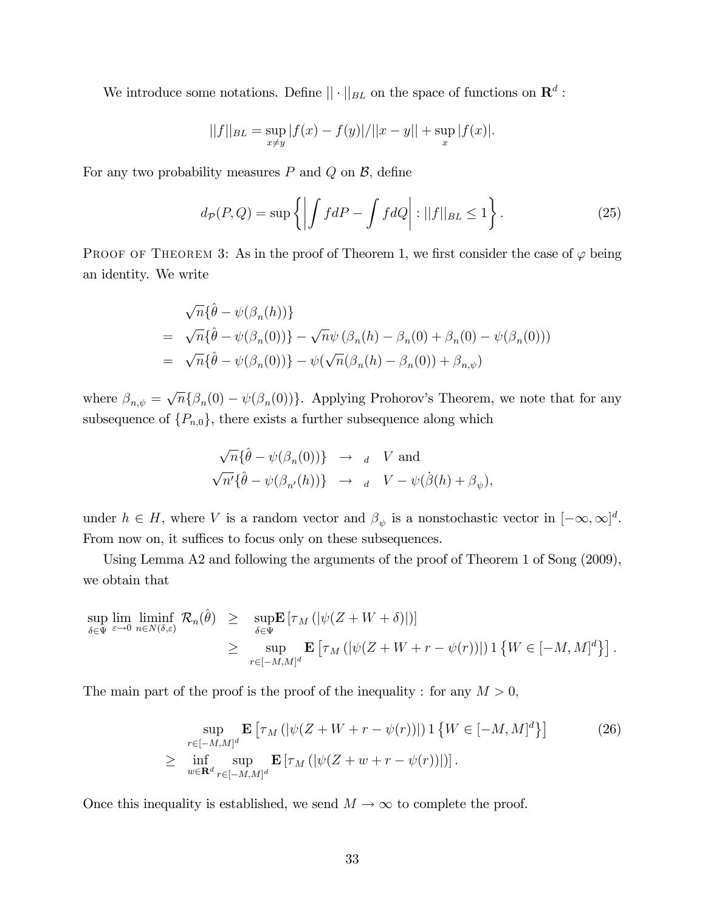We introduce some notations. Define $||\cdot||_{BL}$ on the space of functions on $\mathbf{R}^d$ :

$$||f||_{BL} = \sup_{x \neq y} |f(x) - f(y)|/||x-y|| + \sup_x |f(x)|.$$

For any two probability measures $P$ and $Q$ on $\mathcal{B}$, define

$$d_{\mathcal{P}}(P,Q) = \sup \left\{ \left| \int f dP - \int f dQ \right| : ||f||_{BL} \leq 1 \right\}. \tag{25}$$

Proof of Theorem 3: As in the proof of Theorem 1, we first consider the case of $\varphi$ being an identity. We write

$$\begin{aligned}
& \sqrt{n}\{\hat{\theta} - \psi(\beta_n(h))\} \\
= & \sqrt{n}\{\hat{\theta} - \psi(\beta_n(0))\} - \sqrt{n}\psi\left(\beta_n(h) - \beta_n(0) + \beta_n(0) - \psi(\beta_n(0))\right) \\
= & \sqrt{n}\{\hat{\theta} - \psi(\beta_n(0))\} - \psi(\sqrt{n}(\beta_n(h) - \beta_n(0)) + \beta_{n,\psi})
\end{aligned}$$

where $\beta_{n,\psi} = \sqrt{n}\{\beta_n(0) - \psi(\beta_n(0))\}$. Applying Prohorov's Theorem, we note that for any subsequence of $\{P_{n,0}\}$, there exists a further subsequence along which

$$\begin{aligned}
\sqrt{n}\{\hat{\theta} - \psi(\beta_n(0))\} & \to_d V \text{ and} \\
\sqrt{n'}\{\hat{\theta} - \psi(\beta_{n'}(h))\} & \to_d V - \psi(\dot{\beta}(h) + \beta_\psi),
\end{aligned}$$

under $h \in H$, where $V$ is a random vector and $\beta_\psi$ is a nonstochastic vector in $[-\infty, \infty]^d$. From now on, it suffices to focus only on these subsequences.

Using Lemma A2 and following the arguments of the proof of Theorem 1 of Song (2009), we obtain that

$$\begin{aligned}
\sup_{\delta \in \Psi} \lim_{\varepsilon \to 0} \liminf_{n \in N(\delta, \varepsilon)} \mathcal{R}_n(\hat{\theta}) & \geq \sup_{\delta \in \Psi} \mathbf{E}\left[\tau_M\left(|\psi(Z + W + \delta)|\right)\right] \\
& \geq \sup_{r \in [-M,M]^d} \mathbf{E}\left[\tau_M\left(|\psi(Z + W + r - \psi(r))|\right) 1\left\{W \in [-M,M]^d\right\}\right].
\end{aligned}$$

The main part of the proof is the proof of the inequality : for any $M > 0$,

$$\begin{aligned}
& \sup_{r \in [-M,M]^d} \mathbf{E}\left[\tau_M\left(|\psi(Z + W + r - \psi(r))|\right) 1\left\{W \in [-M,M]^d\right\}\right] \\
\geq & \inf_{w \in \mathbf{R}^d} \sup_{r \in [-M,M]^d} \mathbf{E}\left[\tau_M\left(|\psi(Z + w + r - \psi(r))|\right)\right].
\end{aligned} \tag{26}$$

Once this inequality is established, we send $M \to \infty$ to complete the proof.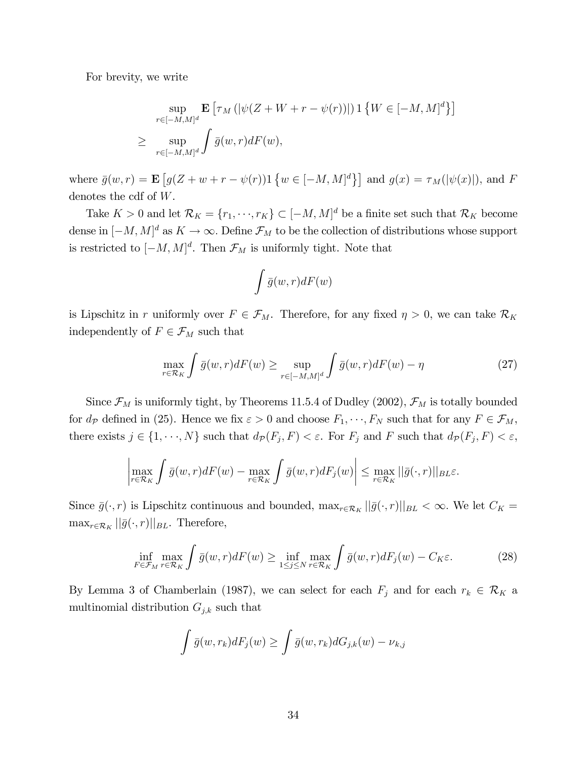For brevity, we write

$$
\begin{aligned}
& \sup_{r \in [-M,M]^d} \mathbf{E}\left[\tau_M\left(|\psi(Z+W+r-\psi(r))|\right) 1\left\{W \in [-M,M]^d\right\}\right] \\
\geq \quad & \sup_{r \in [-M,M]^d} \int \bar{g}(w,r) dF(w),
\end{aligned}
$$

where $\bar{g}(w,r) = \mathbf{E}\left[g(Z+w+r-\psi(r)) 1\left\{w \in [-M,M]^d\right\}\right]$ and $g(x) = \tau_M(|\psi(x)|)$, and $F$ denotes the cdf of $W$.

Take $K > 0$ and let $\mathcal{R}_K = \{r_1, \cdots, r_K\} \subset [-M,M]^d$ be a finite set such that $\mathcal{R}_K$ become dense in $[-M,M]^d$ as $K \to \infty$. Define $\mathcal{F}_M$ to be the collection of distributions whose support is restricted to $[-M,M]^d$. Then $\mathcal{F}_M$ is uniformly tight. Note that

$$
\int \bar{g}(w,r) dF(w)
$$

is Lipschitz in $r$ uniformly over $F \in \mathcal{F}_M$. Therefore, for any fixed $\eta > 0$, we can take $\mathcal{R}_K$ independently of $F \in \mathcal{F}_M$ such that

$$
\max_{r \in \mathcal{R}_K} \int \bar{g}(w,r) dF(w) \geq \sup_{r \in [-M,M]^d} \int \bar{g}(w,r) dF(w) - \eta \tag{27}
$$

Since $\mathcal{F}_M$ is uniformly tight, by Theorems 11.5.4 of Dudley (2002), $\mathcal{F}_M$ is totally bounded for $d_{\mathcal{P}}$ defined in (25). Hence we fix $\varepsilon > 0$ and choose $F_1, \cdots, F_N$ such that for any $F \in \mathcal{F}_M$, there exists $j \in \{1, \cdots, N\}$ such that $d_{\mathcal{P}}(F_j, F) < \varepsilon$. For $F_j$ and $F$ such that $d_{\mathcal{P}}(F_j, F) < \varepsilon$,

$$
\left| \max_{r \in \mathcal{R}_K} \int \bar{g}(w,r) dF(w) - \max_{r \in \mathcal{R}_K} \int \bar{g}(w,r) dF_j(w) \right| \leq \max_{r \in \mathcal{R}_K} ||\bar{g}(\cdot,r)||_{BL} \varepsilon.
$$

Since $\bar{g}(\cdot,r)$ is Lipschitz continuous and bounded, $\max_{r \in \mathcal{R}_K} ||\bar{g}(\cdot,r)||_{BL} < \infty$. We let $C_K = \max_{r \in \mathcal{R}_K} ||\bar{g}(\cdot,r)||_{BL}$. Therefore,

$$
\inf_{F \in \mathcal{F}_M} \max_{r \in \mathcal{R}_K} \int \bar{g}(w,r) dF(w) \geq \inf_{1 \leq j \leq N} \max_{r \in \mathcal{R}_K} \int \bar{g}(w,r) dF_j(w) - C_K \varepsilon. \tag{28}
$$

By Lemma 3 of Chamberlain (1987), we can select for each $F_j$ and for each $r_k \in \mathcal{R}_K$ a multinomial distribution $G_{j,k}$ such that

$$
\int \bar{g}(w,r_k) dF_j(w) \geq \int \bar{g}(w,r_k) dG_{j,k}(w) - \nu_{k,j}
$$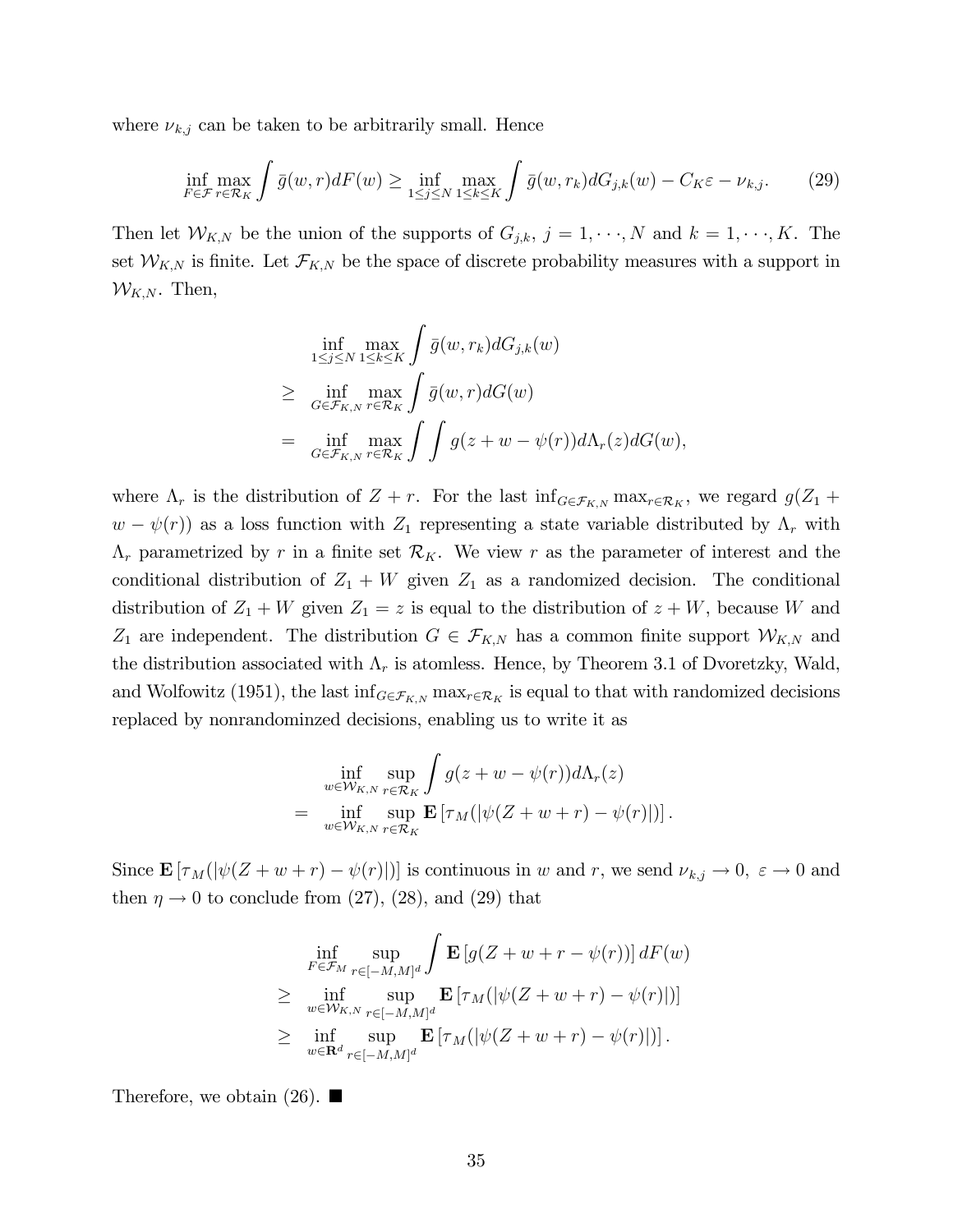where $\nu_{k,j}$ can be taken to be arbitrarily small. Hence

$$\inf_{F \in \mathcal{F}} \max_{r \in \mathcal{R}_K} \int \bar{g}(w,r) dF(w) \geq \inf_{1 \leq j \leq N} \max_{1 \leq k \leq K} \int \bar{g}(w, r_k) dG_{j,k}(w) - C_K \varepsilon - \nu_{k,j}. \tag{29}$$

Then let $\mathcal{W}_{K,N}$ be the union of the supports of $G_{j,k}$, $j = 1, \cdots, N$ and $k = 1, \cdots, K$. The set $\mathcal{W}_{K,N}$ is finite. Let $\mathcal{F}_{K,N}$ be the space of discrete probability measures with a support in $\mathcal{W}_{K,N}$. Then,

$$\begin{aligned}
& \inf_{1 \leq j \leq N} \max_{1 \leq k \leq K} \int \bar{g}(w, r_k) dG_{j,k}(w) \\
\geq \quad & \inf_{G \in \mathcal{F}_{K,N}} \max_{r \in \mathcal{R}_K} \int \bar{g}(w, r) dG(w) \\
= \quad & \inf_{G \in \mathcal{F}_{K,N}} \max_{r \in \mathcal{R}_K} \int \int g(z + w - \psi(r)) d\Lambda_r(z) dG(w),
\end{aligned}$$

where $\Lambda_r$ is the distribution of $Z + r$. For the last $\inf_{G \in \mathcal{F}_{K,N}} \max_{r \in \mathcal{R}_K}$, we regard $g(Z_1 + w - \psi(r))$ as a loss function with $Z_1$ representing a state variable distributed by $\Lambda_r$ with $\Lambda_r$ parametrized by $r$ in a finite set $\mathcal{R}_K$. We view $r$ as the parameter of interest and the conditional distribution of $Z_1 + W$ given $Z_1$ as a randomized decision. The conditional distribution of $Z_1 + W$ given $Z_1 = z$ is equal to the distribution of $z + W$, because $W$ and $Z_1$ are independent. The distribution $G \in \mathcal{F}_{K,N}$ has a common finite support $\mathcal{W}_{K,N}$ and the distribution associated with $\Lambda_r$ is atomless. Hence, by Theorem 3.1 of Dvoretzky, Wald, and Wolfowitz (1951), the last $\inf_{G \in \mathcal{F}_{K,N}} \max_{r \in \mathcal{R}_K}$ is equal to that with randomized decisions replaced by nonrandominzed decisions, enabling us to write it as

$$\begin{aligned}
& \inf_{w \in \mathcal{W}_{K,N}} \sup_{r \in \mathcal{R}_K} \int g(z + w - \psi(r)) d\Lambda_r(z) \\
= \quad & \inf_{w \in \mathcal{W}_{K,N}} \sup_{r \in \mathcal{R}_K} \mathbf{E}\left[\tau_M(|\psi(Z + w + r) - \psi(r)|)\right].
\end{aligned}$$

Since $\mathbf{E}\left[\tau_M(|\psi(Z + w + r) - \psi(r)|)\right]$ is continuous in $w$ and $r$, we send $\nu_{k,j} \to 0$, $\varepsilon \to 0$ and then $\eta \to 0$ to conclude from (27), (28), and (29) that

$$\begin{aligned}
& \inf_{F \in \mathcal{F}_M} \sup_{r \in [-M,M]^d} \int \mathbf{E}\left[g(Z + w + r - \psi(r))\right] dF(w) \\
\geq \quad & \inf_{w \in \mathcal{W}_{K,N}} \sup_{r \in [-M,M]^d} \mathbf{E}\left[\tau_M(|\psi(Z + w + r) - \psi(r)|)\right] \\
\geq \quad & \inf_{w \in \mathbf{R}^d} \sup_{r \in [-M,M]^d} \mathbf{E}\left[\tau_M(|\psi(Z + w + r) - \psi(r)|)\right].
\end{aligned}$$

Therefore, we obtain (26). ■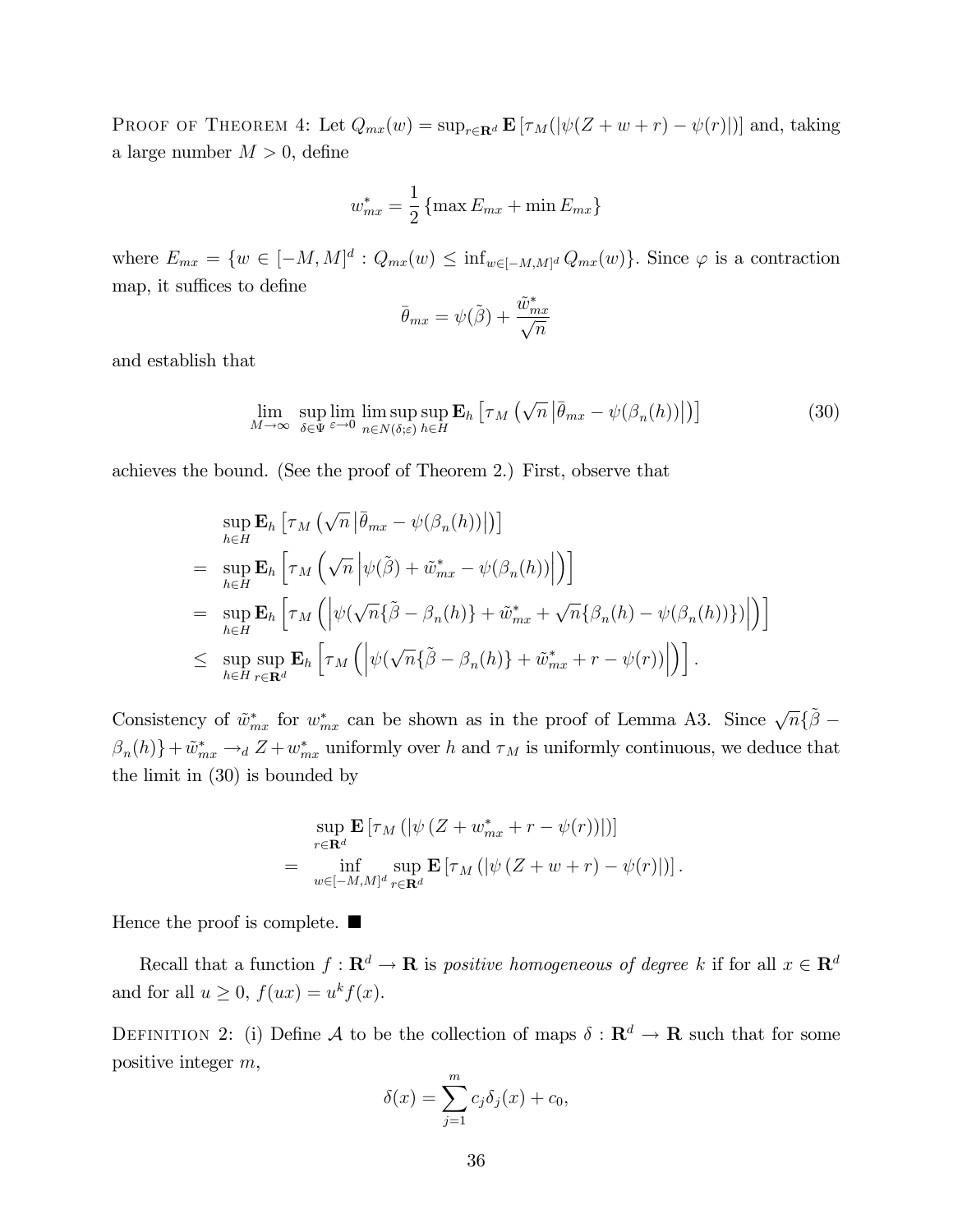PROOF OF THEOREM 4: Let $Q_{mx}(w) = \sup_{r \in \mathbf{R}^d} \mathbf{E}\left[\tau_M(|\psi(Z + w + r) - \psi(r)|)\right]$ and, taking a large number $M > 0$, define

$$w^*_{mx} = \frac{1}{2}\left\{\max E_{mx} + \min E_{mx}\right\}$$

where $E_{mx} = \{w \in [-M, M]^d : Q_{mx}(w) \leq \inf_{w \in [-M,M]^d} Q_{mx}(w)\}$. Since $\varphi$ is a contraction map, it suffices to define

$$\bar{\theta}_{mx} = \psi(\tilde{\beta}) + \frac{\tilde{w}^*_{mx}}{\sqrt{n}}$$

and establish that

$$\lim_{M \to \infty} \sup_{\delta \in \Psi} \lim_{\varepsilon \to 0} \limsup_{n \in N(\delta;\varepsilon)} \sup_{h \in H} \mathbf{E}_h\left[\tau_M\left(\sqrt{n}\left|\bar{\theta}_{mx} - \psi(\beta_n(h))\right|\right)\right] \tag{30}$$

achieves the bound. (See the proof of Theorem 2.) First, observe that

$$\begin{aligned}
& \sup_{h \in H} \mathbf{E}_h\left[\tau_M\left(\sqrt{n}\left|\bar{\theta}_{mx} - \psi(\beta_n(h))\right|\right)\right] \\
= \ & \sup_{h \in H} \mathbf{E}_h\left[\tau_M\left(\sqrt{n}\left|\psi(\tilde{\beta}) + \tilde{w}^*_{mx} - \psi(\beta_n(h))\right|\right)\right] \\
= \ & \sup_{h \in H} \mathbf{E}_h\left[\tau_M\left(\left|\psi(\sqrt{n}\{\tilde{\beta} - \beta_n(h)\} + \tilde{w}^*_{mx} + \sqrt{n}\{\beta_n(h) - \psi(\beta_n(h))\})\right|\right)\right] \\
\leq \ & \sup_{h \in H} \sup_{r \in \mathbf{R}^d} \mathbf{E}_h\left[\tau_M\left(\left|\psi(\sqrt{n}\{\tilde{\beta} - \beta_n(h)\} + \tilde{w}^*_{mx} + r - \psi(r))\right|\right)\right].
\end{aligned}$$

Consistency of $\tilde{w}^*_{mx}$ for $w^*_{mx}$ can be shown as in the proof of Lemma A3. Since $\sqrt{n}\{\tilde{\beta} - \beta_n(h)\} + \tilde{w}^*_{mx} \to_d Z + w^*_{mx}$ uniformly over $h$ and $\tau_M$ is uniformly continuous, we deduce that the limit in (30) is bounded by

$$\begin{aligned}
& \sup_{r \in \mathbf{R}^d} \mathbf{E}\left[\tau_M\left(\left|\psi\left(Z + w^*_{mx} + r - \psi(r)\right)\right|\right)\right] \\
= \ & \inf_{w \in [-M,M]^d} \sup_{r \in \mathbf{R}^d} \mathbf{E}\left[\tau_M\left(\left|\psi\left(Z + w + r\right) - \psi(r)\right|\right)\right].
\end{aligned}$$

Hence the proof is complete. ∎

Recall that a function $f : \mathbf{R}^d \to \mathbf{R}$ is *positive homogeneous of degree* $k$ if for all $x \in \mathbf{R}^d$ and for all $u \geq 0$, $f(ux) = u^k f(x)$.

DEFINITION 2: (i) Define $\mathcal{A}$ to be the collection of maps $\delta : \mathbf{R}^d \to \mathbf{R}$ such that for some positive integer $m$,

$$\delta(x) = \sum_{j=1}^{m} c_j \delta_j(x) + c_0,$$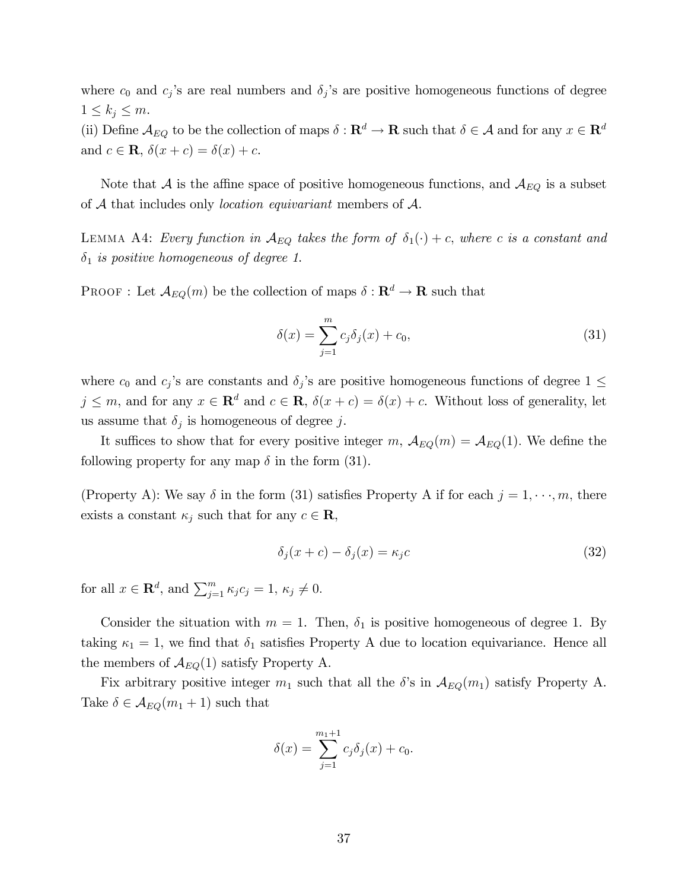where $c_0$ and $c_j$'s are real numbers and $\delta_j$'s are positive homogeneous functions of degree $1 \leq k_j \leq m$.

(ii) Define $\mathcal{A}_{EQ}$ to be the collection of maps $\delta : \mathbf{R}^d \to \mathbf{R}$ such that $\delta \in \mathcal{A}$ and for any $x \in \mathbf{R}^d$ and $c \in \mathbf{R}$, $\delta(x + c) = \delta(x) + c$.

Note that $\mathcal{A}$ is the affine space of positive homogeneous functions, and $\mathcal{A}_{EQ}$ is a subset of $\mathcal{A}$ that includes only *location equivariant* members of $\mathcal{A}$.

LEMMA A4: *Every function in $\mathcal{A}_{EQ}$ takes the form of $\delta_1(\cdot) + c$, where $c$ is a constant and $\delta_1$ is positive homogeneous of degree 1.*

PROOF : Let $\mathcal{A}_{EQ}(m)$ be the collection of maps $\delta : \mathbf{R}^d \to \mathbf{R}$ such that

$$\delta(x) = \sum_{j=1}^{m} c_j \delta_j(x) + c_0, \tag{31}$$

where $c_0$ and $c_j$'s are constants and $\delta_j$'s are positive homogeneous functions of degree $1 \leq j \leq m$, and for any $x \in \mathbf{R}^d$ and $c \in \mathbf{R}$, $\delta(x + c) = \delta(x) + c$. Without loss of generality, let us assume that $\delta_j$ is homogeneous of degree $j$.

It suffices to show that for every positive integer $m$, $\mathcal{A}_{EQ}(m) = \mathcal{A}_{EQ}(1)$. We define the following property for any map $\delta$ in the form (31).

(Property A): We say $\delta$ in the form (31) satisfies Property A if for each $j = 1, \cdots, m$, there exists a constant $\kappa_j$ such that for any $c \in \mathbf{R}$,

$$\delta_j(x + c) - \delta_j(x) = \kappa_j c \tag{32}$$

for all $x \in \mathbf{R}^d$, and $\sum_{j=1}^{m} \kappa_j c_j = 1$, $\kappa_j \neq 0$.

Consider the situation with $m = 1$. Then, $\delta_1$ is positive homogeneous of degree 1. By taking $\kappa_1 = 1$, we find that $\delta_1$ satisfies Property A due to location equivariance. Hence all the members of $\mathcal{A}_{EQ}(1)$ satisfy Property A.

Fix arbitrary positive integer $m_1$ such that all the $\delta$'s in $\mathcal{A}_{EQ}(m_1)$ satisfy Property A. Take $\delta \in \mathcal{A}_{EQ}(m_1 + 1)$ such that

$$\delta(x) = \sum_{j=1}^{m_1+1} c_j \delta_j(x) + c_0.$$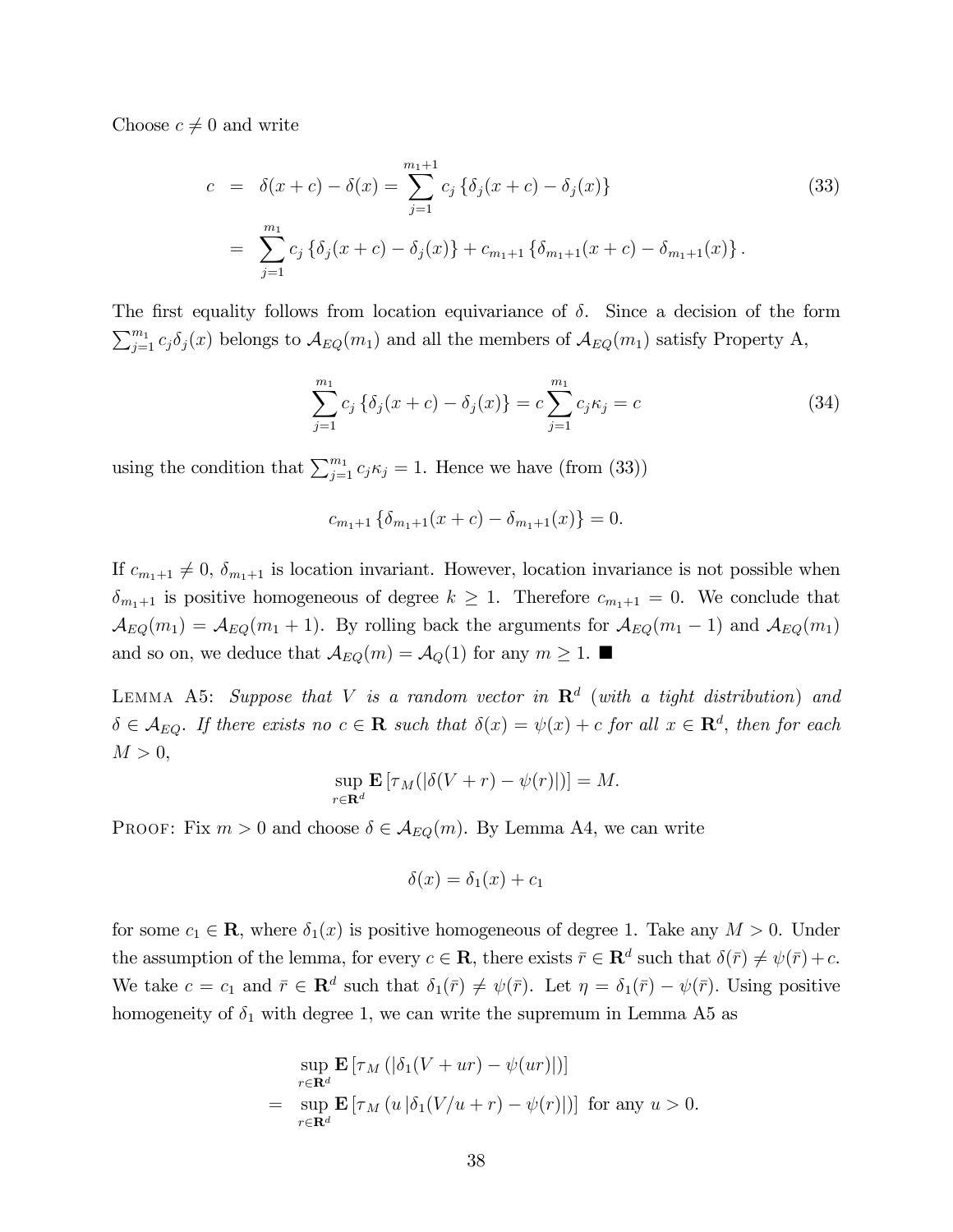Choose $c \neq 0$ and write

$$
\begin{aligned}
c &= \delta(x+c) - \delta(x) = \sum_{j=1}^{m_1+1} c_j \left\{ \delta_j(x+c) - \delta_j(x) \right\} \\
&= \sum_{j=1}^{m_1} c_j \left\{ \delta_j(x+c) - \delta_j(x) \right\} + c_{m_1+1} \left\{ \delta_{m_1+1}(x+c) - \delta_{m_1+1}(x) \right\}.
\end{aligned} \tag{33}
$$

The first equality follows from location equivariance of $\delta$. Since a decision of the form $\sum_{j=1}^{m_1} c_j \delta_j(x)$ belongs to $\mathcal{A}_{EQ}(m_1)$ and all the members of $\mathcal{A}_{EQ}(m_1)$ satisfy Property A,

$$
\sum_{j=1}^{m_1} c_j \left\{ \delta_j(x+c) - \delta_j(x) \right\} = c \sum_{j=1}^{m_1} c_j \kappa_j = c \tag{34}
$$

using the condition that $\sum_{j=1}^{m_1} c_j \kappa_j = 1$. Hence we have (from (33))

$$
c_{m_1+1} \left\{ \delta_{m_1+1}(x+c) - \delta_{m_1+1}(x) \right\} = 0.
$$

If $c_{m_1+1} \neq 0$, $\delta_{m_1+1}$ is location invariant. However, location invariance is not possible when $\delta_{m_1+1}$ is positive homogeneous of degree $k \geq 1$. Therefore $c_{m_1+1} = 0$. We conclude that $\mathcal{A}_{EQ}(m_1) = \mathcal{A}_{EQ}(m_1+1)$. By rolling back the arguments for $\mathcal{A}_{EQ}(m_1-1)$ and $\mathcal{A}_{EQ}(m_1)$ and so on, we deduce that $\mathcal{A}_{EQ}(m) = \mathcal{A}_{Q}(1)$ for any $m \geq 1$. ■

LEMMA A5: *Suppose that $V$ is a random vector in $\mathbf{R}^d$ (with a tight distribution) and $\delta \in \mathcal{A}_{EQ}$. If there exists no $c \in \mathbf{R}$ such that $\delta(x) = \psi(x) + c$ for all $x \in \mathbf{R}^d$, then for each $M > 0$,*

$$
\sup_{r \in \mathbf{R}^d} \mathbf{E} \left[ \tau_M(|\delta(V+r) - \psi(r)|) \right] = M.
$$

PROOF: Fix $m > 0$ and choose $\delta \in \mathcal{A}_{EQ}(m)$. By Lemma A4, we can write

$$
\delta(x) = \delta_1(x) + c_1
$$

for some $c_1 \in \mathbf{R}$, where $\delta_1(x)$ is positive homogeneous of degree 1. Take any $M > 0$. Under the assumption of the lemma, for every $c \in \mathbf{R}$, there exists $\bar{r} \in \mathbf{R}^d$ such that $\delta(\bar{r}) \neq \psi(\bar{r}) + c$. We take $c = c_1$ and $\bar{r} \in \mathbf{R}^d$ such that $\delta_1(\bar{r}) \neq \psi(\bar{r})$. Let $\eta = \delta_1(\bar{r}) - \psi(\bar{r})$. Using positive homogeneity of $\delta_1$ with degree 1, we can write the supremum in Lemma A5 as

$$
\begin{aligned}
& \sup_{r \in \mathbf{R}^d} \mathbf{E} \left[ \tau_M \left( |\delta_1(V+ur) - \psi(ur)| \right) \right] \\
=\ & \sup_{r \in \mathbf{R}^d} \mathbf{E} \left[ \tau_M \left( u \left| \delta_1(V/u + r) - \psi(r) \right| \right) \right] \text{ for any } u > 0.
\end{aligned}
$$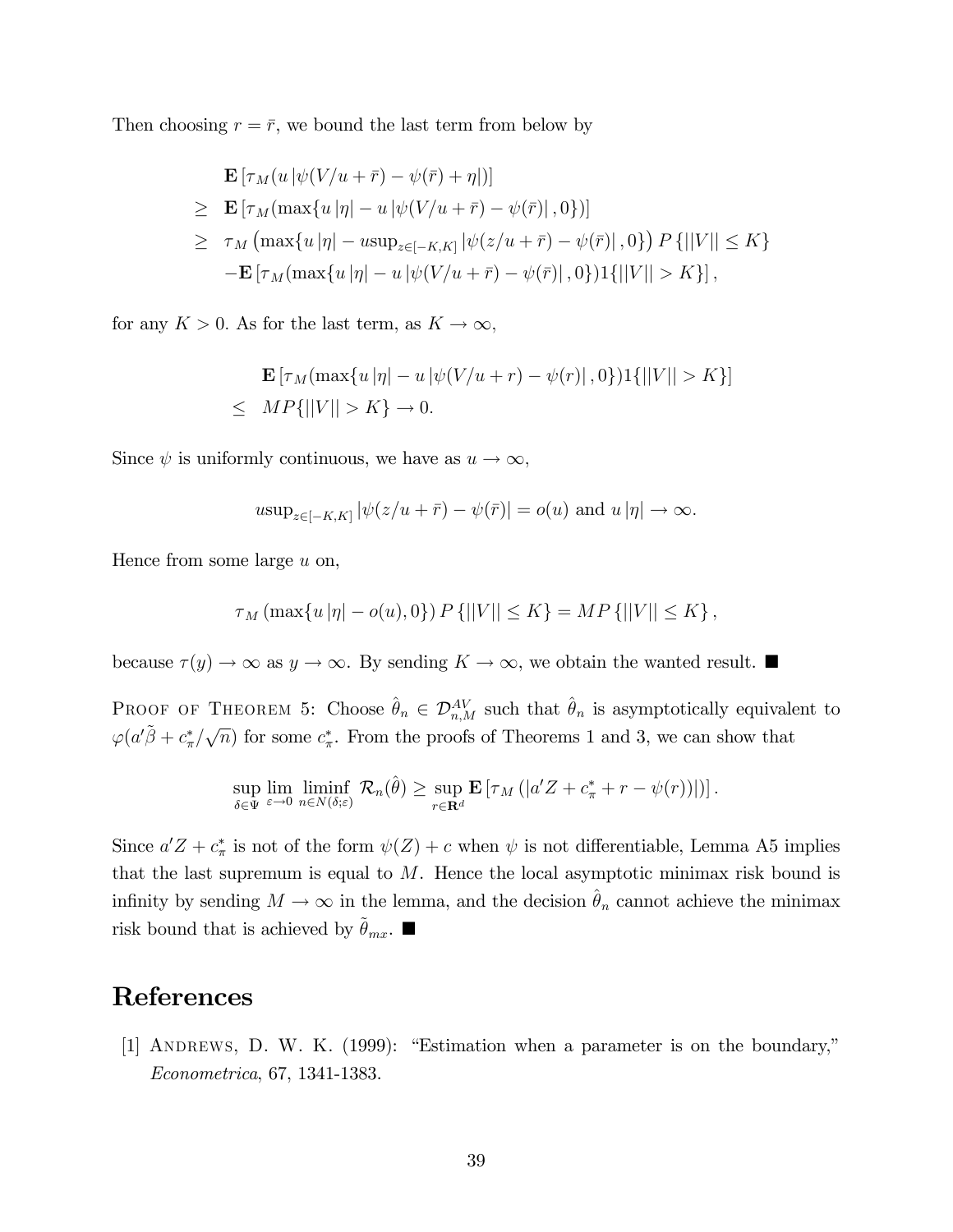Then choosing $r = \bar{r}$, we bound the last term from below by

$$
\begin{aligned}
& \mathbf{E}\left[\tau_M(u\left|\psi(V/u+\bar{r})-\psi(\bar{r})+\eta\right|)\right] \\
\geq\ & \mathbf{E}\left[\tau_M(\max\{u\left|\eta\right| - u\left|\psi(V/u+\bar{r})-\psi(\bar{r})\right|, 0\})\right] \\
\geq\ & \tau_M\left(\max\{u\left|\eta\right| - u\mathrm{sup}_{z\in[-K,K]}\left|\psi(z/u+\bar{r})-\psi(\bar{r})\right|, 0\}\right) P\left\{||V|| \leq K\right\} \\
& -\mathbf{E}\left[\tau_M(\max\{u\left|\eta\right| - u\left|\psi(V/u+\bar{r})-\psi(\bar{r})\right|, 0\})1\{||V|| > K\}\right],
\end{aligned}
$$

for any $K > 0$. As for the last term, as $K \to \infty$,

$$
\begin{aligned}
& \mathbf{E}\left[\tau_M(\max\{u\left|\eta\right| - u\left|\psi(V/u+r)-\psi(r)\right|, 0\})1\{||V|| > K\}\right] \\
\leq\ & MP\{||V|| > K\} \to 0.
\end{aligned}
$$

Since $\psi$ is uniformly continuous, we have as $u \to \infty$,

$$
u\mathrm{sup}_{z\in[-K,K]}\left|\psi(z/u+\bar{r})-\psi(\bar{r})\right| = o(u) \text{ and } u\left|\eta\right| \to \infty.
$$

Hence from some large $u$ on,

$$
\tau_M\left(\max\{u\left|\eta\right| - o(u), 0\}\right) P\left\{||V|| \leq K\right\} = MP\left\{||V|| \leq K\right\},
$$

because $\tau(y) \to \infty$ as $y \to \infty$. By sending $K \to \infty$, we obtain the wanted result. ■

Proof of Theorem 5: Choose $\hat{\theta}_n \in \mathcal{D}_{n,M}^{AV}$ such that $\hat{\theta}_n$ is asymptotically equivalent to $\varphi(a'\tilde{\beta} + c_\pi^*/\sqrt{n})$ for some $c_\pi^*$. From the proofs of Theorems 1 and 3, we can show that

$$
\sup_{\delta\in\Psi} \lim_{\varepsilon\to 0} \liminf_{n\in N(\delta;\varepsilon)} \mathcal{R}_n(\hat{\theta}) \geq \sup_{r\in\mathbf{R}^d} \mathbf{E}\left[\tau_M\left(\left|a'Z + c_\pi^* + r - \psi(r))\right|\right)\right].
$$

Since $a'Z + c_\pi^*$ is not of the form $\psi(Z) + c$ when $\psi$ is not differentiable, Lemma A5 implies that the last supremum is equal to $M$. Hence the local asymptotic minimax risk bound is infinity by sending $M \to \infty$ in the lemma, and the decision $\hat{\theta}_n$ cannot achieve the minimax risk bound that is achieved by $\tilde{\theta}_{mx}$. ■

# References

[1] Andrews, D. W. K. (1999): "Estimation when a parameter is on the boundary," *Econometrica*, 67, 1341-1383.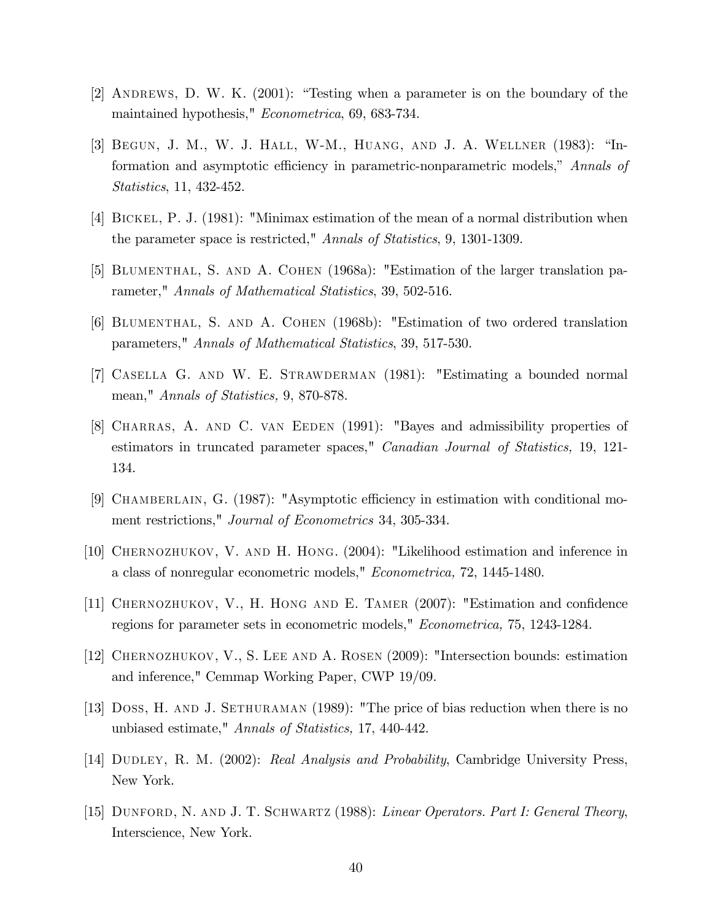[2] Andrews, D. W. K. (2001): "Testing when a parameter is on the boundary of the maintained hypothesis," *Econometrica*, 69, 683-734.

[3] Begun, J. M., W. J. Hall, W-M., Huang, and J. A. Wellner (1983): "Information and asymptotic efficiency in parametric-nonparametric models," *Annals of Statistics*, 11, 432-452.

[4] Bickel, P. J. (1981): "Minimax estimation of the mean of a normal distribution when the parameter space is restricted," *Annals of Statistics*, 9, 1301-1309.

[5] Blumenthal, S. and A. Cohen (1968a): "Estimation of the larger translation parameter," *Annals of Mathematical Statistics*, 39, 502-516.

[6] Blumenthal, S. and A. Cohen (1968b): "Estimation of two ordered translation parameters," *Annals of Mathematical Statistics*, 39, 517-530.

[7] Casella G. and W. E. Strawderman (1981): "Estimating a bounded normal mean," *Annals of Statistics,* 9, 870-878.

[8] Charras, A. and C. van Eeden (1991): "Bayes and admissibility properties of estimators in truncated parameter spaces," *Canadian Journal of Statistics,* 19, 121-134.

[9] Chamberlain, G. (1987): "Asymptotic efficiency in estimation with conditional moment restrictions," *Journal of Econometrics* 34, 305-334.

[10] Chernozhukov, V. and H. Hong. (2004): "Likelihood estimation and inference in a class of nonregular econometric models," *Econometrica,* 72, 1445-1480.

[11] Chernozhukov, V., H. Hong and E. Tamer (2007): "Estimation and confidence regions for parameter sets in econometric models," *Econometrica,* 75, 1243-1284.

[12] Chernozhukov, V., S. Lee and A. Rosen (2009): "Intersection bounds: estimation and inference," Cemmap Working Paper, CWP 19/09.

[13] Doss, H. and J. Sethuraman (1989): "The price of bias reduction when there is no unbiased estimate," *Annals of Statistics,* 17, 440-442.

[14] Dudley, R. M. (2002): *Real Analysis and Probability*, Cambridge University Press, New York.

[15] Dunford, N. and J. T. Schwartz (1988): *Linear Operators. Part I: General Theory*, Interscience, New York.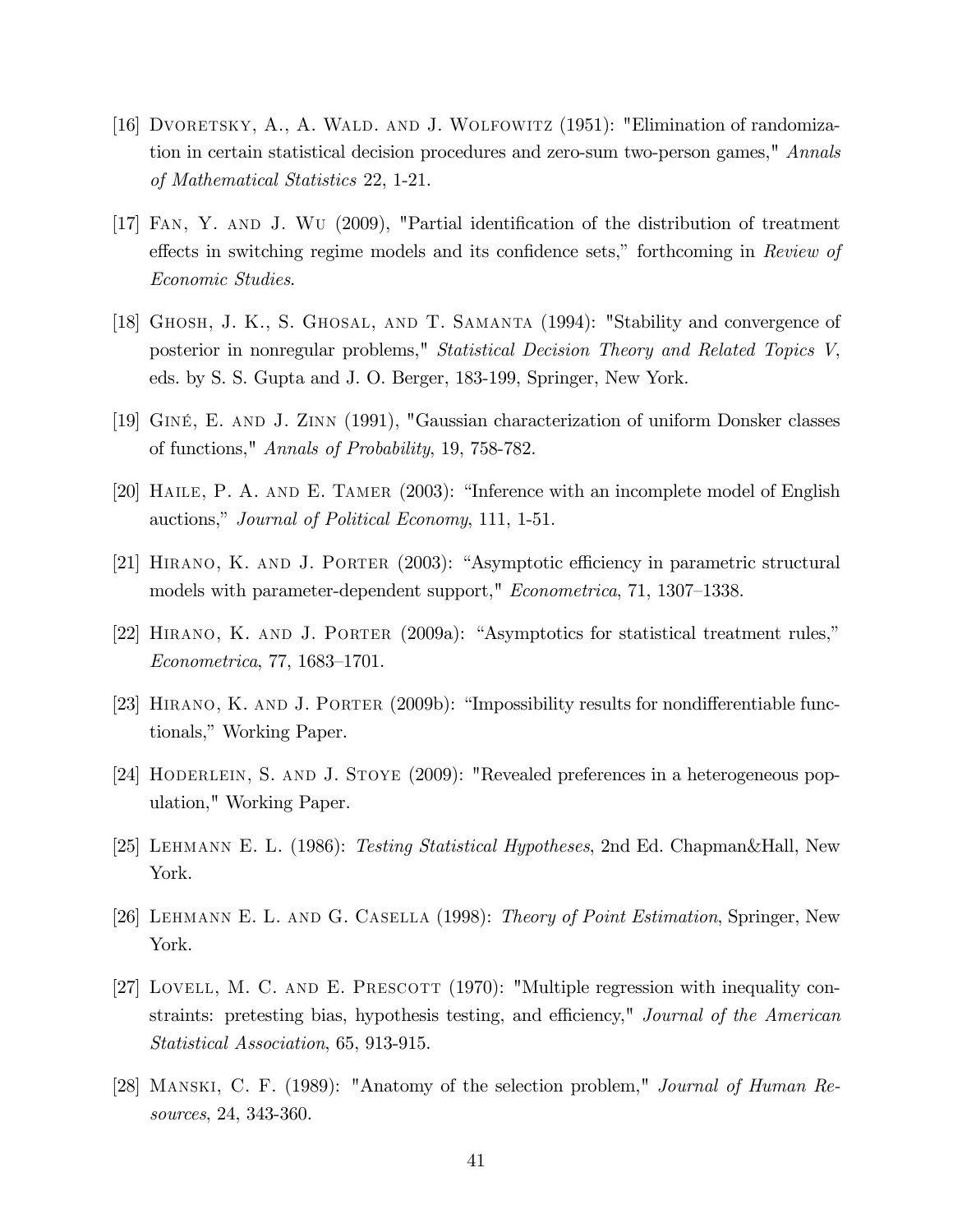[16] Dvoretsky, A., A. Wald. and J. Wolfowitz (1951): "Elimination of randomization in certain statistical decision procedures and zero-sum two-person games," *Annals of Mathematical Statistics* 22, 1-21.

[17] Fan, Y. and J. Wu (2009), "Partial identification of the distribution of treatment effects in switching regime models and its confidence sets," forthcoming in *Review of Economic Studies*.

[18] Ghosh, J. K., S. Ghosal, and T. Samanta (1994): "Stability and convergence of posterior in nonregular problems," *Statistical Decision Theory and Related Topics V*, eds. by S. S. Gupta and J. O. Berger, 183-199, Springer, New York.

[19] Giné, E. and J. Zinn (1991), "Gaussian characterization of uniform Donsker classes of functions," *Annals of Probability*, 19, 758-782.

[20] Haile, P. A. and E. Tamer (2003): "Inference with an incomplete model of English auctions," *Journal of Political Economy*, 111, 1-51.

[21] Hirano, K. and J. Porter (2003): "Asymptotic efficiency in parametric structural models with parameter-dependent support," *Econometrica*, 71, 1307–1338.

[22] Hirano, K. and J. Porter (2009a): "Asymptotics for statistical treatment rules," *Econometrica*, 77, 1683–1701.

[23] Hirano, K. and J. Porter (2009b): "Impossibility results for nondifferentiable functionals," Working Paper.

[24] Hoderlein, S. and J. Stoye (2009): "Revealed preferences in a heterogeneous population," Working Paper.

[25] Lehmann E. L. (1986): *Testing Statistical Hypotheses*, 2nd Ed. Chapman&Hall, New York.

[26] Lehmann E. L. and G. Casella (1998): *Theory of Point Estimation*, Springer, New York.

[27] Lovell, M. C. and E. Prescott (1970): "Multiple regression with inequality constraints: pretesting bias, hypothesis testing, and efficiency," *Journal of the American Statistical Association*, 65, 913-915.

[28] Manski, C. F. (1989): "Anatomy of the selection problem," *Journal of Human Resources*, 24, 343-360.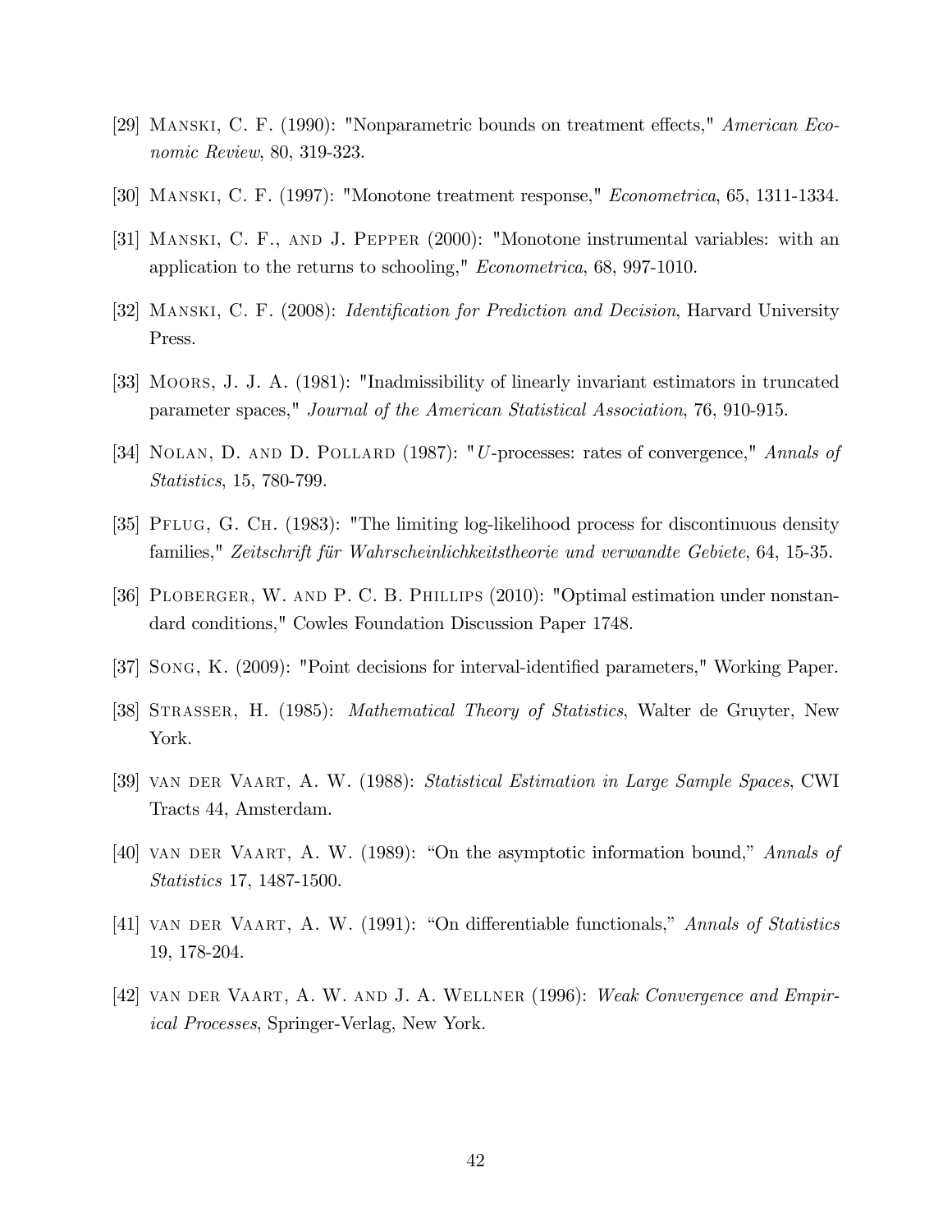[29] Manski, C. F. (1990): "Nonparametric bounds on treatment effects," *American Economic Review*, 80, 319-323.

[30] Manski, C. F. (1997): "Monotone treatment response," *Econometrica*, 65, 1311-1334.

[31] Manski, C. F., and J. Pepper (2000): "Monotone instrumental variables: with an application to the returns to schooling," *Econometrica*, 68, 997-1010.

[32] Manski, C. F. (2008): *Identification for Prediction and Decision*, Harvard University Press.

[33] Moors, J. J. A. (1981): "Inadmissibility of linearly invariant estimators in truncated parameter spaces," *Journal of the American Statistical Association*, 76, 910-915.

[34] Nolan, D. and D. Pollard (1987): "$U$-processes: rates of convergence," *Annals of Statistics*, 15, 780-799.

[35] Pflug, G. Ch. (1983): "The limiting log-likelihood process for discontinuous density families," *Zeitschrift für Wahrscheinlichkeitstheorie und verwandte Gebiete*, 64, 15-35.

[36] Ploberger, W. and P. C. B. Phillips (2010): "Optimal estimation under nonstandard conditions," Cowles Foundation Discussion Paper 1748.

[37] Song, K. (2009): "Point decisions for interval-identified parameters," Working Paper.

[38] Strasser, H. (1985): *Mathematical Theory of Statistics*, Walter de Gruyter, New York.

[39] van der Vaart, A. W. (1988): *Statistical Estimation in Large Sample Spaces*, CWI Tracts 44, Amsterdam.

[40] van der Vaart, A. W. (1989): "On the asymptotic information bound," *Annals of Statistics* 17, 1487-1500.

[41] van der Vaart, A. W. (1991): "On differentiable functionals," *Annals of Statistics* 19, 178-204.

[42] van der Vaart, A. W. and J. A. Wellner (1996): *Weak Convergence and Empirical Processes*, Springer-Verlag, New York.